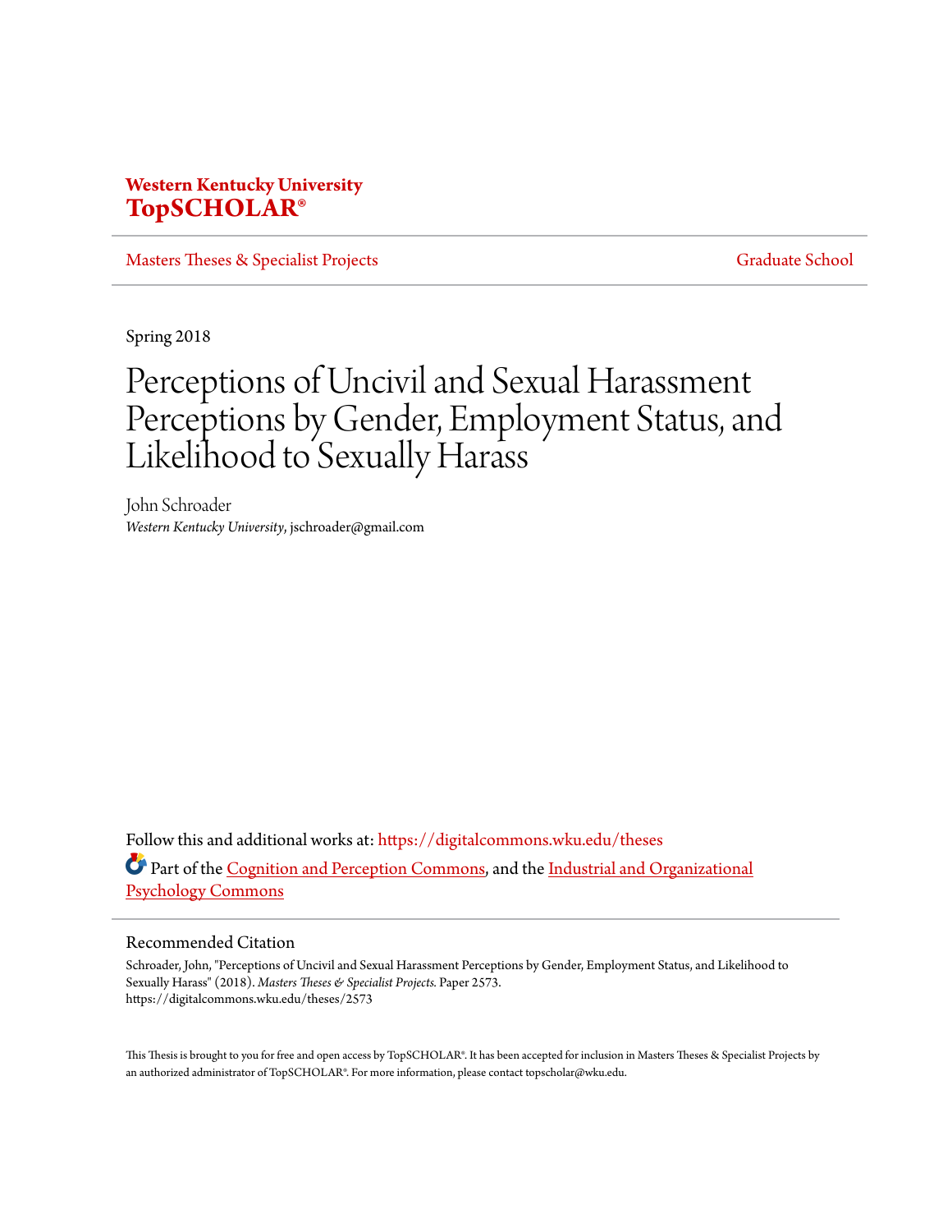**Western Kentucky University**
**TopSCHOLAR®**

Masters Theses & Specialist Projects | Graduate School

Spring 2018

# Perceptions of Uncivil and Sexual Harassment Perceptions by Gender, Employment Status, and Likelihood to Sexually Harass

John Schroader
*Western Kentucky University*, jschroader@gmail.com

Follow this and additional works at: https://digitalcommons.wku.edu/theses

Part of the Cognition and Perception Commons, and the Industrial and Organizational Psychology Commons

## Recommended Citation

Schroader, John, "Perceptions of Uncivil and Sexual Harassment Perceptions by Gender, Employment Status, and Likelihood to Sexually Harass" (2018). *Masters Theses & Specialist Projects.* Paper 2573.
https://digitalcommons.wku.edu/theses/2573

This Thesis is brought to you for free and open access by TopSCHOLAR®. It has been accepted for inclusion in Masters Theses & Specialist Projects by an authorized administrator of TopSCHOLAR®. For more information, please contact topscholar@wku.edu.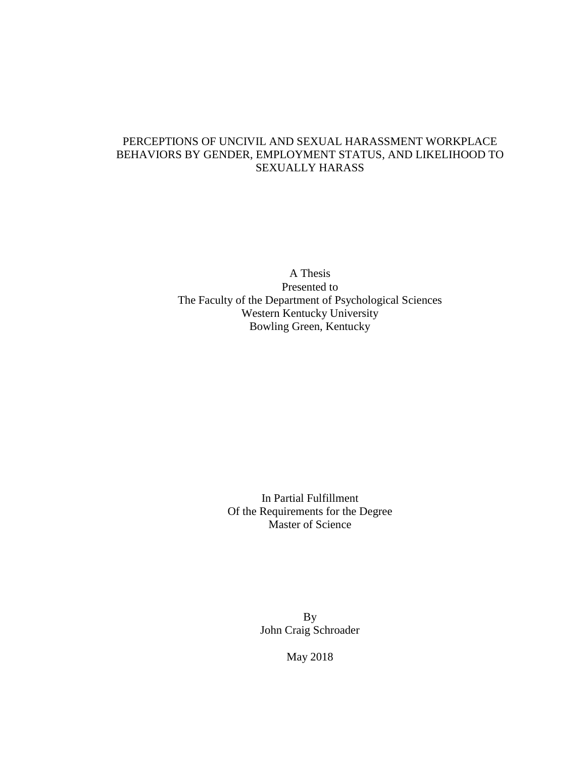# PERCEPTIONS OF UNCIVIL AND SEXUAL HARASSMENT WORKPLACE BEHAVIORS BY GENDER, EMPLOYMENT STATUS, AND LIKELIHOOD TO SEXUALLY HARASS

A Thesis
Presented to
The Faculty of the Department of Psychological Sciences
Western Kentucky University
Bowling Green, Kentucky

In Partial Fulfillment
Of the Requirements for the Degree
Master of Science

By
John Craig Schroader

May 2018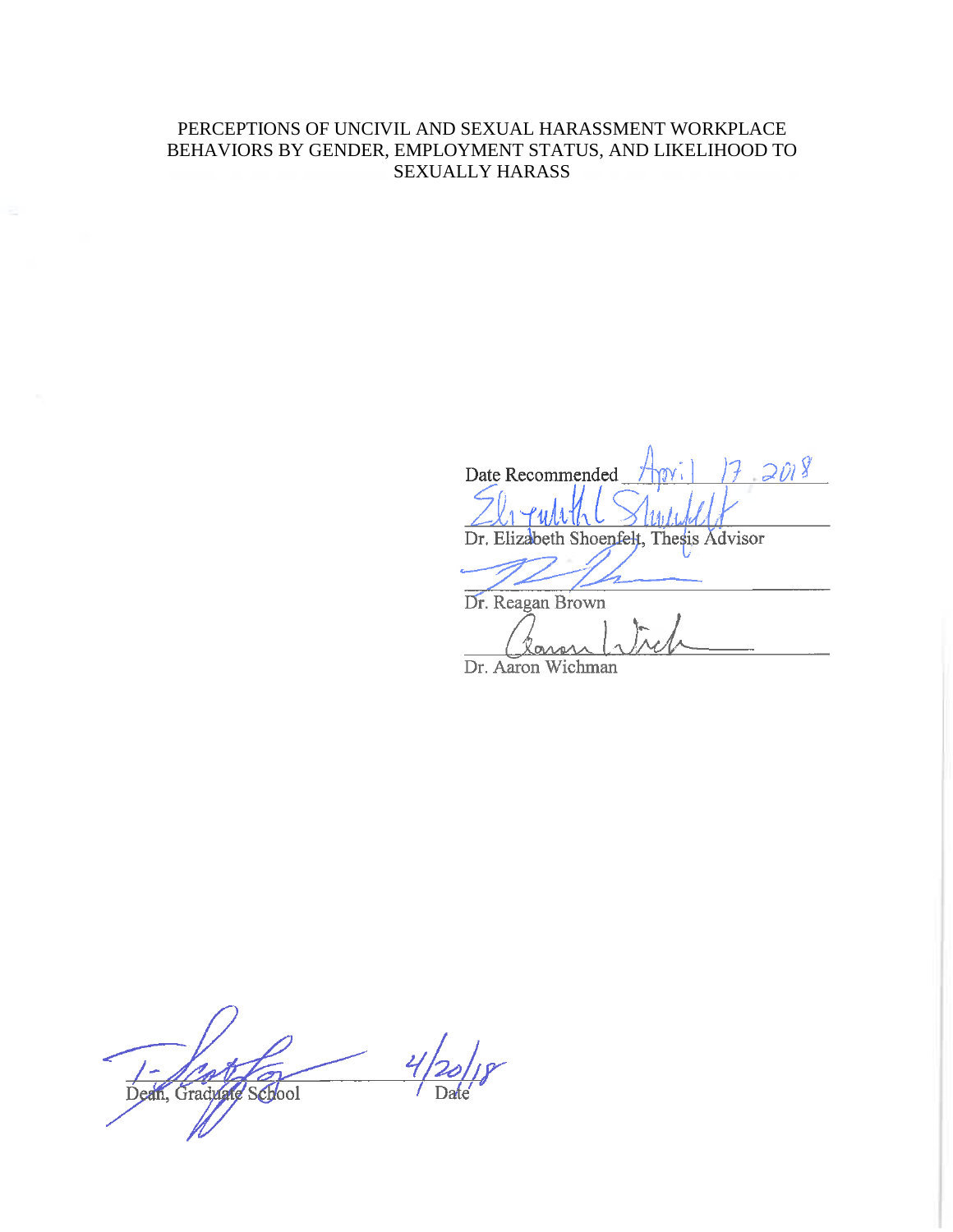PERCEPTIONS OF UNCIVIL AND SEXUAL HARASSMENT WORKPLACE BEHAVIORS BY GENDER, EMPLOYMENT STATUS, AND LIKELIHOOD TO SEXUALLY HARASS

Date Recommended April 17, 2018

Dr. Elizabeth Shoenfelt, Thesis Advisor

Dr. Reagan Brown

Dr. Aaron Wichman

Dean, Graduate School                    4/20/18
Date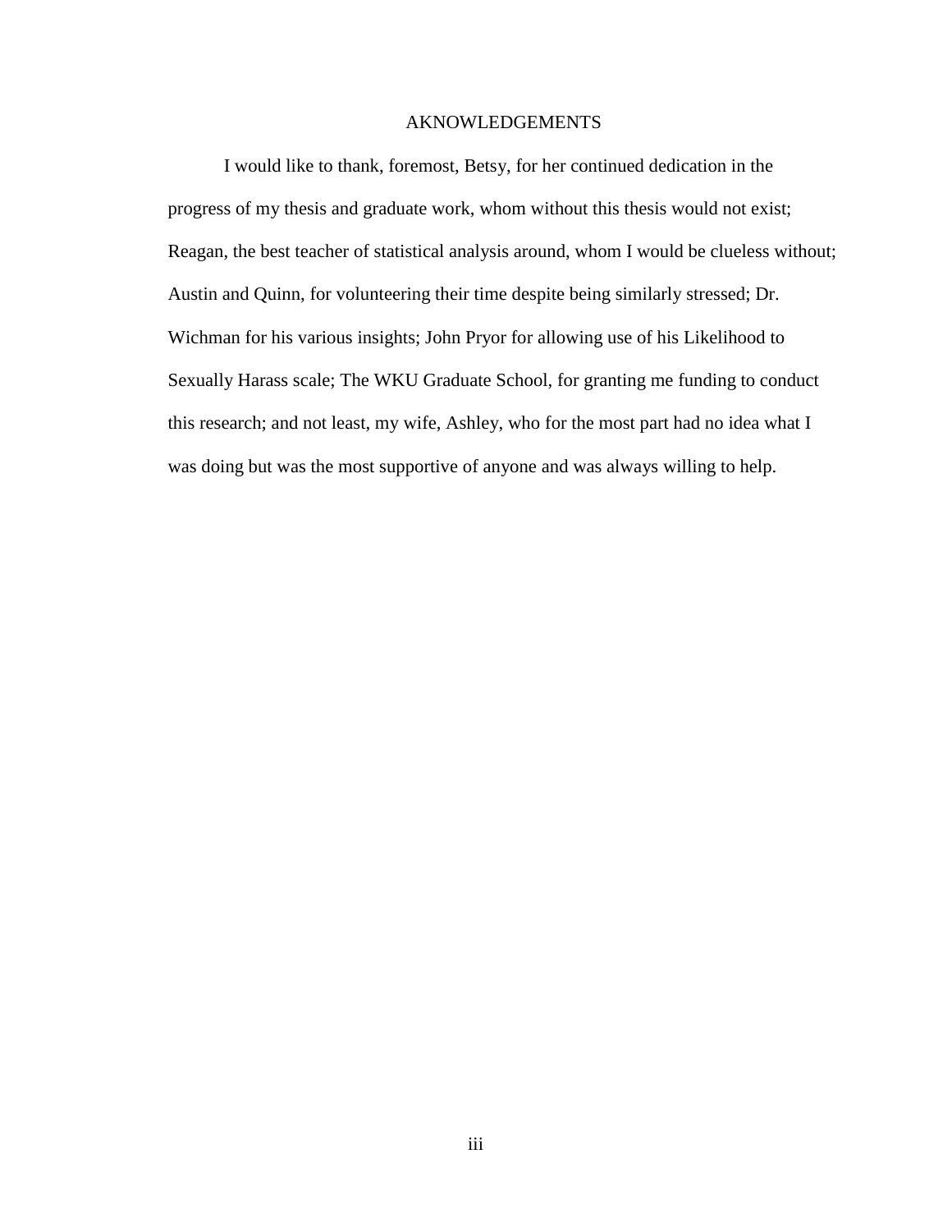# AKNOWLEDGEMENTS

I would like to thank, foremost, Betsy, for her continued dedication in the progress of my thesis and graduate work, whom without this thesis would not exist; Reagan, the best teacher of statistical analysis around, whom I would be clueless without; Austin and Quinn, for volunteering their time despite being similarly stressed; Dr. Wichman for his various insights; John Pryor for allowing use of his Likelihood to Sexually Harass scale; The WKU Graduate School, for granting me funding to conduct this research; and not least, my wife, Ashley, who for the most part had no idea what I was doing but was the most supportive of anyone and was always willing to help.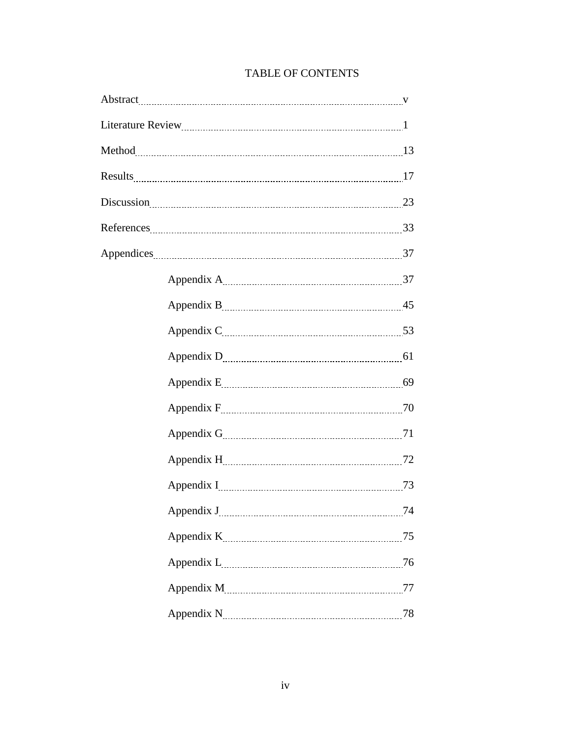# TABLE OF CONTENTS

| | |
|---|---|
| Abstract | v |
| Literature Review | 1 |
| Method | 13 |
| Results | 17 |
| Discussion | 23 |
| References | 33 |
| Appendices | 37 |
| Appendix A | 37 |
| Appendix B | 45 |
| Appendix C | 53 |
| Appendix D | 61 |
| Appendix E | 69 |
| Appendix F | 70 |
| Appendix G | 71 |
| Appendix H | 72 |
| Appendix I | 73 |
| Appendix J | 74 |
| Appendix K | 75 |
| Appendix L | 76 |
| Appendix M | 77 |
| Appendix N | 78 |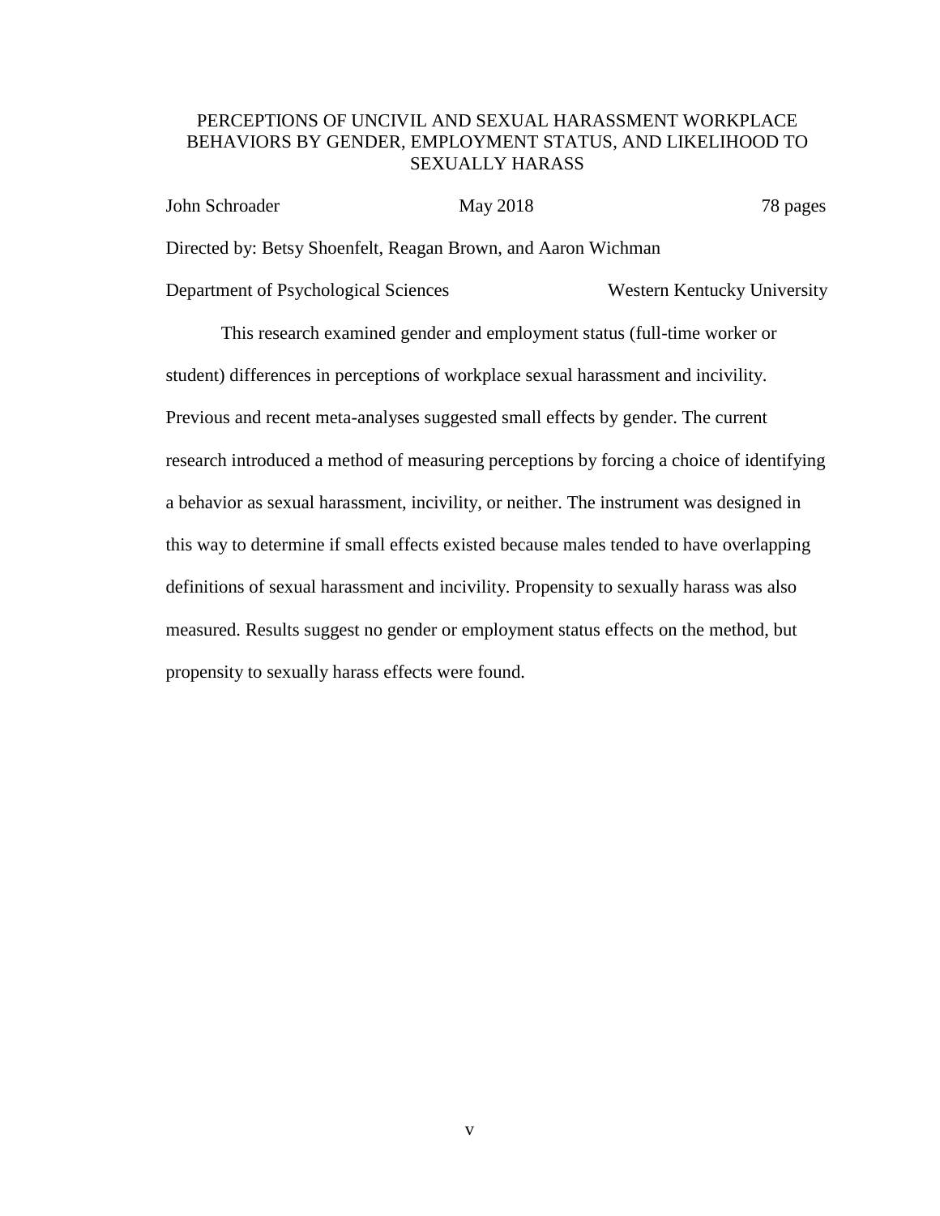# PERCEPTIONS OF UNCIVIL AND SEXUAL HARASSMENT WORKPLACE BEHAVIORS BY GENDER, EMPLOYMENT STATUS, AND LIKELIHOOD TO SEXUALLY HARASS

John Schroader May 2018 78 pages

Directed by: Betsy Shoenfelt, Reagan Brown, and Aaron Wichman

Department of Psychological Sciences Western Kentucky University

This research examined gender and employment status (full-time worker or student) differences in perceptions of workplace sexual harassment and incivility. Previous and recent meta-analyses suggested small effects by gender. The current research introduced a method of measuring perceptions by forcing a choice of identifying a behavior as sexual harassment, incivility, or neither. The instrument was designed in this way to determine if small effects existed because males tended to have overlapping definitions of sexual harassment and incivility. Propensity to sexually harass was also measured. Results suggest no gender or employment status effects on the method, but propensity to sexually harass effects were found.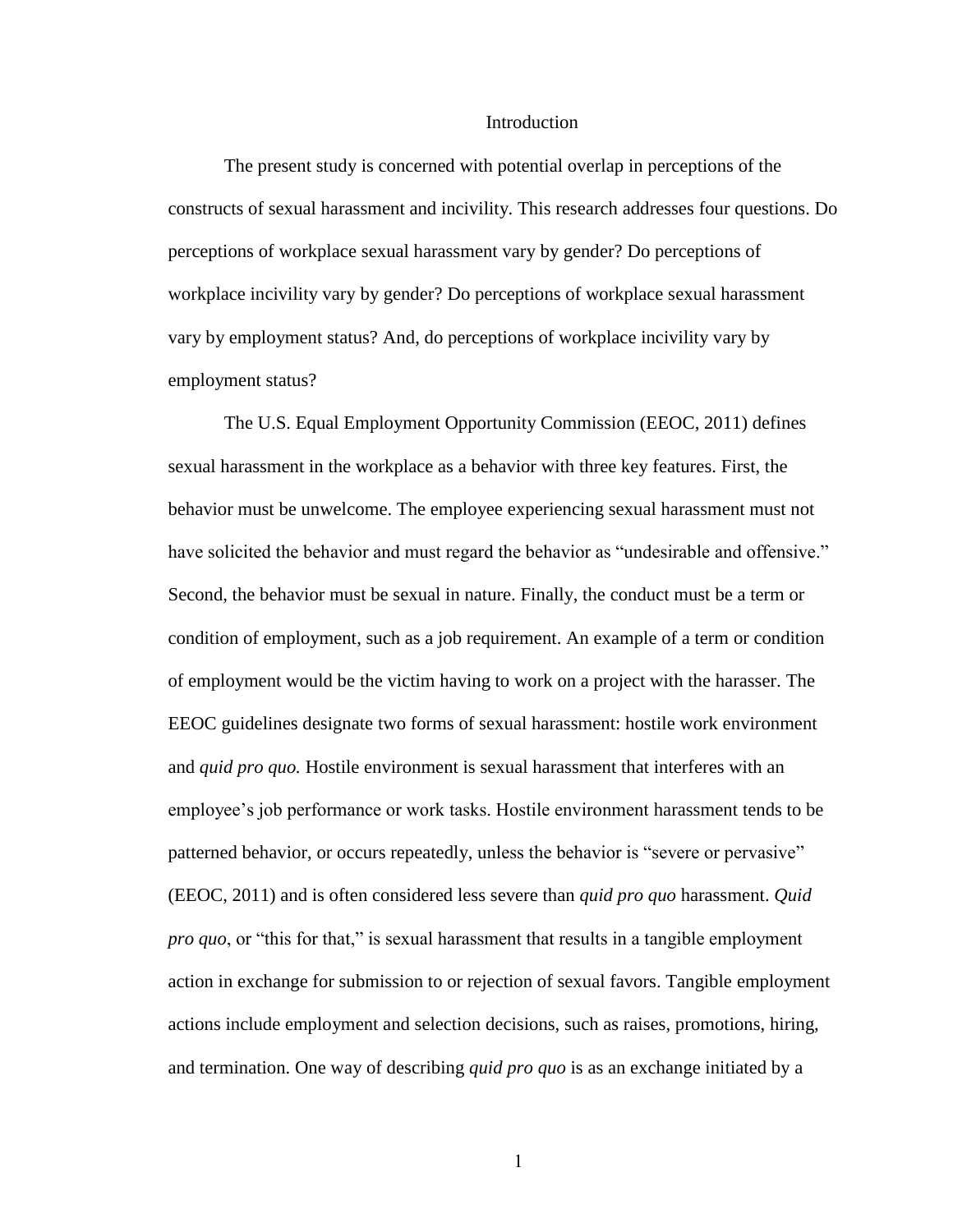# Introduction

The present study is concerned with potential overlap in perceptions of the constructs of sexual harassment and incivility. This research addresses four questions. Do perceptions of workplace sexual harassment vary by gender? Do perceptions of workplace incivility vary by gender? Do perceptions of workplace sexual harassment vary by employment status? And, do perceptions of workplace incivility vary by employment status?

The U.S. Equal Employment Opportunity Commission (EEOC, 2011) defines sexual harassment in the workplace as a behavior with three key features. First, the behavior must be unwelcome. The employee experiencing sexual harassment must not have solicited the behavior and must regard the behavior as "undesirable and offensive." Second, the behavior must be sexual in nature. Finally, the conduct must be a term or condition of employment, such as a job requirement. An example of a term or condition of employment would be the victim having to work on a project with the harasser. The EEOC guidelines designate two forms of sexual harassment: hostile work environment and *quid pro quo.* Hostile environment is sexual harassment that interferes with an employee's job performance or work tasks. Hostile environment harassment tends to be patterned behavior, or occurs repeatedly, unless the behavior is "severe or pervasive" (EEOC, 2011) and is often considered less severe than *quid pro quo* harassment. *Quid pro quo*, or "this for that," is sexual harassment that results in a tangible employment action in exchange for submission to or rejection of sexual favors. Tangible employment actions include employment and selection decisions, such as raises, promotions, hiring, and termination. One way of describing *quid pro quo* is as an exchange initiated by a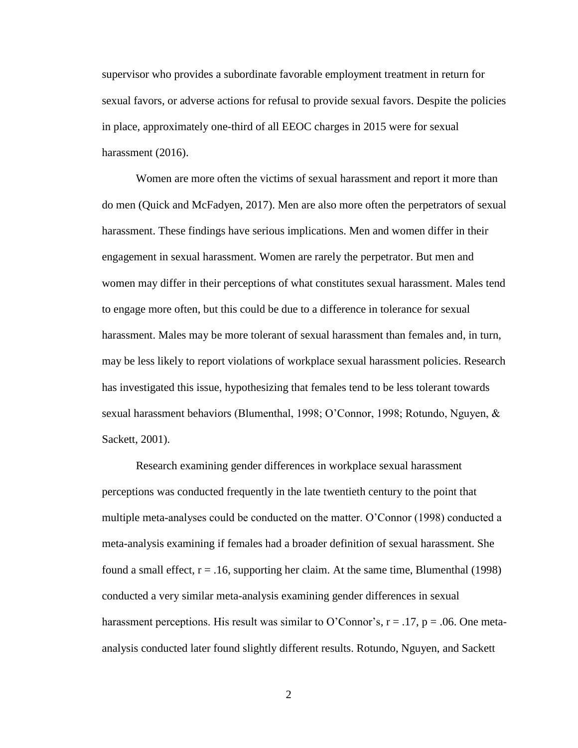supervisor who provides a subordinate favorable employment treatment in return for sexual favors, or adverse actions for refusal to provide sexual favors. Despite the policies in place, approximately one-third of all EEOC charges in 2015 were for sexual harassment (2016).

Women are more often the victims of sexual harassment and report it more than do men (Quick and McFadyen, 2017). Men are also more often the perpetrators of sexual harassment. These findings have serious implications. Men and women differ in their engagement in sexual harassment. Women are rarely the perpetrator. But men and women may differ in their perceptions of what constitutes sexual harassment. Males tend to engage more often, but this could be due to a difference in tolerance for sexual harassment. Males may be more tolerant of sexual harassment than females and, in turn, may be less likely to report violations of workplace sexual harassment policies. Research has investigated this issue, hypothesizing that females tend to be less tolerant towards sexual harassment behaviors (Blumenthal, 1998; O'Connor, 1998; Rotundo, Nguyen, & Sackett, 2001).

Research examining gender differences in workplace sexual harassment perceptions was conducted frequently in the late twentieth century to the point that multiple meta-analyses could be conducted on the matter. O'Connor (1998) conducted a meta-analysis examining if females had a broader definition of sexual harassment. She found a small effect, $r = .16$, supporting her claim. At the same time, Blumenthal (1998) conducted a very similar meta-analysis examining gender differences in sexual harassment perceptions. His result was similar to O'Connor's, $r = .17$, $p = .06$. One meta-analysis conducted later found slightly different results. Rotundo, Nguyen, and Sackett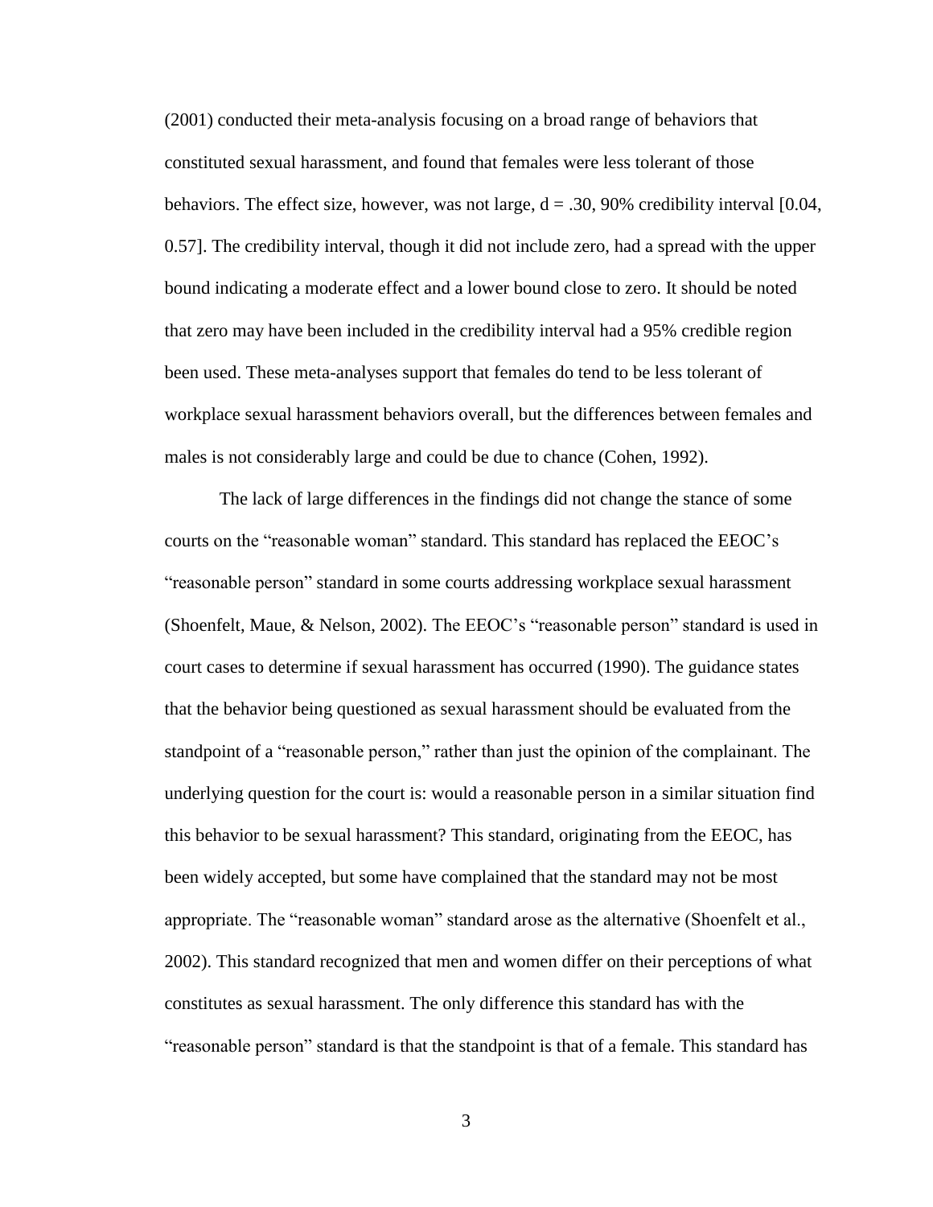(2001) conducted their meta-analysis focusing on a broad range of behaviors that constituted sexual harassment, and found that females were less tolerant of those behaviors. The effect size, however, was not large, $d = .30$, 90% credibility interval [0.04, 0.57]. The credibility interval, though it did not include zero, had a spread with the upper bound indicating a moderate effect and a lower bound close to zero. It should be noted that zero may have been included in the credibility interval had a 95% credible region been used. These meta-analyses support that females do tend to be less tolerant of workplace sexual harassment behaviors overall, but the differences between females and males is not considerably large and could be due to chance (Cohen, 1992).

The lack of large differences in the findings did not change the stance of some courts on the "reasonable woman" standard. This standard has replaced the EEOC's "reasonable person" standard in some courts addressing workplace sexual harassment (Shoenfelt, Maue, & Nelson, 2002). The EEOC's "reasonable person" standard is used in court cases to determine if sexual harassment has occurred (1990). The guidance states that the behavior being questioned as sexual harassment should be evaluated from the standpoint of a "reasonable person," rather than just the opinion of the complainant. The underlying question for the court is: would a reasonable person in a similar situation find this behavior to be sexual harassment? This standard, originating from the EEOC, has been widely accepted, but some have complained that the standard may not be most appropriate. The "reasonable woman" standard arose as the alternative (Shoenfelt et al., 2002). This standard recognized that men and women differ on their perceptions of what constitutes as sexual harassment. The only difference this standard has with the "reasonable person" standard is that the standpoint is that of a female. This standard has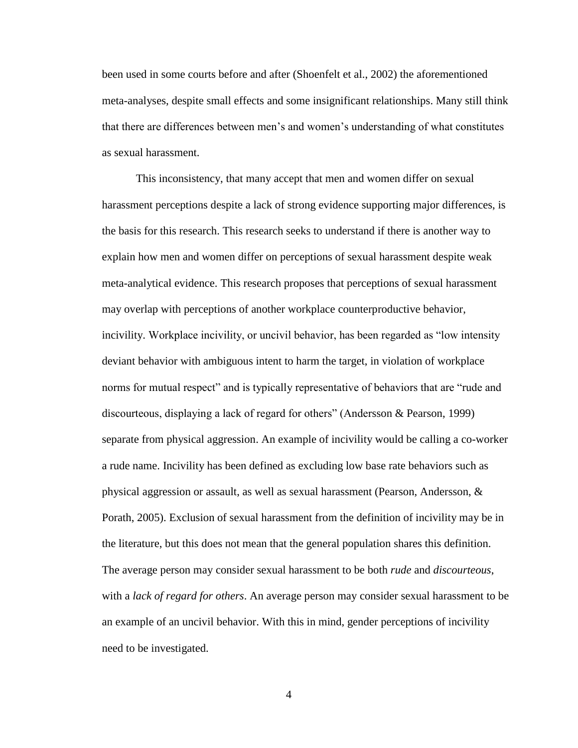been used in some courts before and after (Shoenfelt et al., 2002) the aforementioned meta-analyses, despite small effects and some insignificant relationships. Many still think that there are differences between men's and women's understanding of what constitutes as sexual harassment.

This inconsistency, that many accept that men and women differ on sexual harassment perceptions despite a lack of strong evidence supporting major differences, is the basis for this research. This research seeks to understand if there is another way to explain how men and women differ on perceptions of sexual harassment despite weak meta-analytical evidence. This research proposes that perceptions of sexual harassment may overlap with perceptions of another workplace counterproductive behavior, incivility. Workplace incivility, or uncivil behavior, has been regarded as "low intensity deviant behavior with ambiguous intent to harm the target, in violation of workplace norms for mutual respect" and is typically representative of behaviors that are "rude and discourteous, displaying a lack of regard for others" (Andersson & Pearson, 1999) separate from physical aggression. An example of incivility would be calling a co-worker a rude name. Incivility has been defined as excluding low base rate behaviors such as physical aggression or assault, as well as sexual harassment (Pearson, Andersson, & Porath, 2005). Exclusion of sexual harassment from the definition of incivility may be in the literature, but this does not mean that the general population shares this definition. The average person may consider sexual harassment to be both *rude* and *discourteous*, with a *lack of regard for others*. An average person may consider sexual harassment to be an example of an uncivil behavior. With this in mind, gender perceptions of incivility need to be investigated.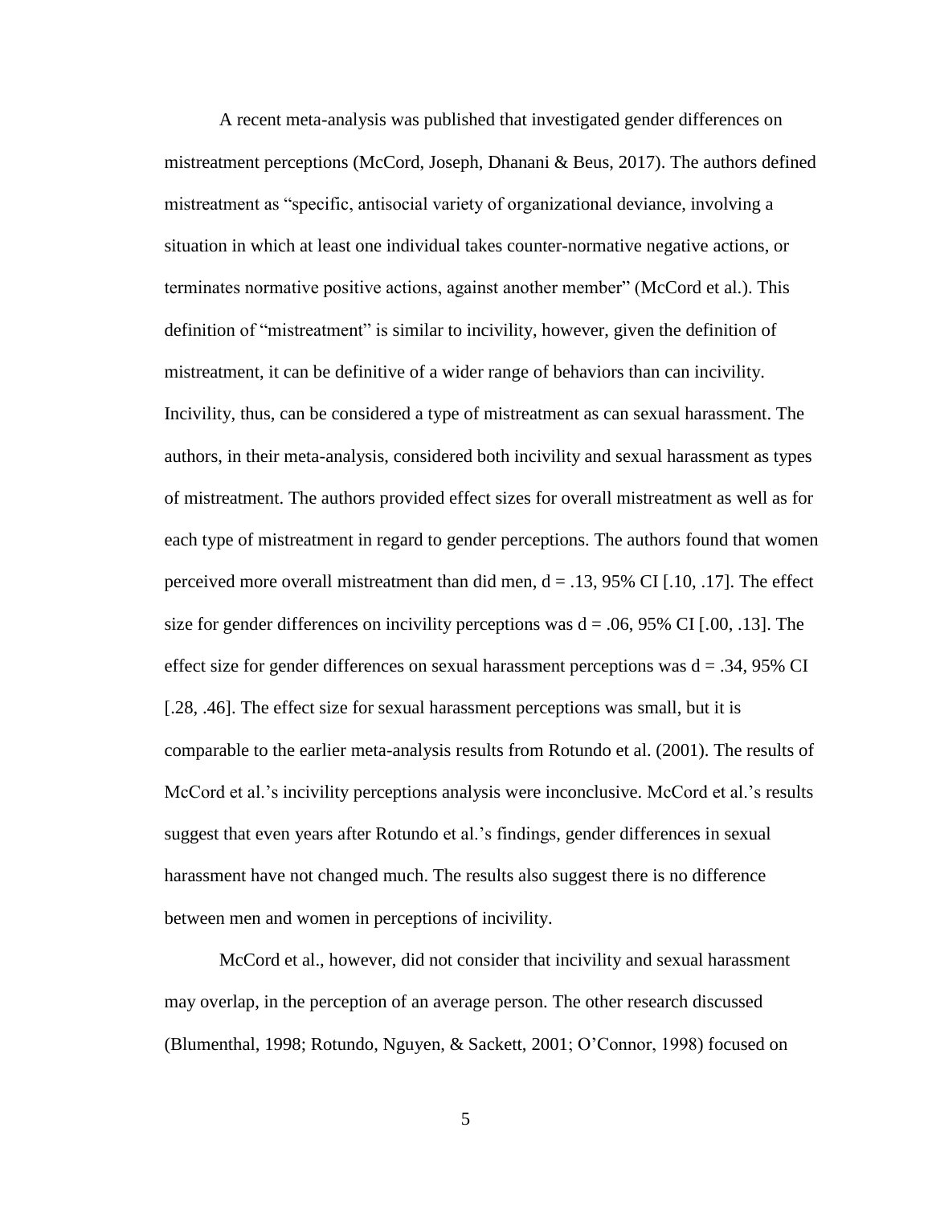A recent meta-analysis was published that investigated gender differences on mistreatment perceptions (McCord, Joseph, Dhanani & Beus, 2017). The authors defined mistreatment as "specific, antisocial variety of organizational deviance, involving a situation in which at least one individual takes counter-normative negative actions, or terminates normative positive actions, against another member" (McCord et al.). This definition of "mistreatment" is similar to incivility, however, given the definition of mistreatment, it can be definitive of a wider range of behaviors than can incivility. Incivility, thus, can be considered a type of mistreatment as can sexual harassment. The authors, in their meta-analysis, considered both incivility and sexual harassment as types of mistreatment. The authors provided effect sizes for overall mistreatment as well as for each type of mistreatment in regard to gender perceptions. The authors found that women perceived more overall mistreatment than did men, $d = .13$, 95% CI [.10, .17]. The effect size for gender differences on incivility perceptions was $d = .06$, 95% CI [.00, .13]. The effect size for gender differences on sexual harassment perceptions was $d = .34$, 95% CI [.28, .46]. The effect size for sexual harassment perceptions was small, but it is comparable to the earlier meta-analysis results from Rotundo et al. (2001). The results of McCord et al.'s incivility perceptions analysis were inconclusive. McCord et al.'s results suggest that even years after Rotundo et al.'s findings, gender differences in sexual harassment have not changed much. The results also suggest there is no difference between men and women in perceptions of incivility.

McCord et al., however, did not consider that incivility and sexual harassment may overlap, in the perception of an average person. The other research discussed (Blumenthal, 1998; Rotundo, Nguyen, & Sackett, 2001; O'Connor, 1998) focused on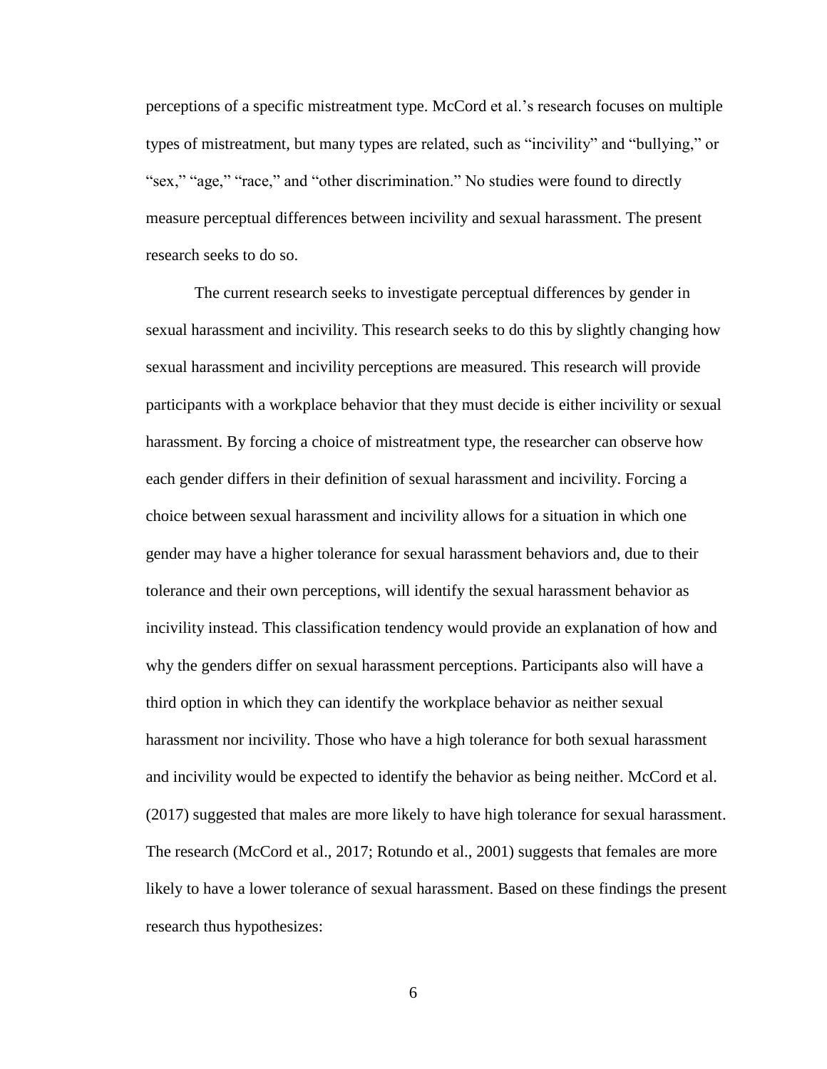perceptions of a specific mistreatment type. McCord et al.'s research focuses on multiple types of mistreatment, but many types are related, such as "incivility" and "bullying," or "sex," "age," "race," and "other discrimination." No studies were found to directly measure perceptual differences between incivility and sexual harassment. The present research seeks to do so.

The current research seeks to investigate perceptual differences by gender in sexual harassment and incivility. This research seeks to do this by slightly changing how sexual harassment and incivility perceptions are measured. This research will provide participants with a workplace behavior that they must decide is either incivility or sexual harassment. By forcing a choice of mistreatment type, the researcher can observe how each gender differs in their definition of sexual harassment and incivility. Forcing a choice between sexual harassment and incivility allows for a situation in which one gender may have a higher tolerance for sexual harassment behaviors and, due to their tolerance and their own perceptions, will identify the sexual harassment behavior as incivility instead. This classification tendency would provide an explanation of how and why the genders differ on sexual harassment perceptions. Participants also will have a third option in which they can identify the workplace behavior as neither sexual harassment nor incivility. Those who have a high tolerance for both sexual harassment and incivility would be expected to identify the behavior as being neither. McCord et al. (2017) suggested that males are more likely to have high tolerance for sexual harassment. The research (McCord et al., 2017; Rotundo et al., 2001) suggests that females are more likely to have a lower tolerance of sexual harassment. Based on these findings the present research thus hypothesizes: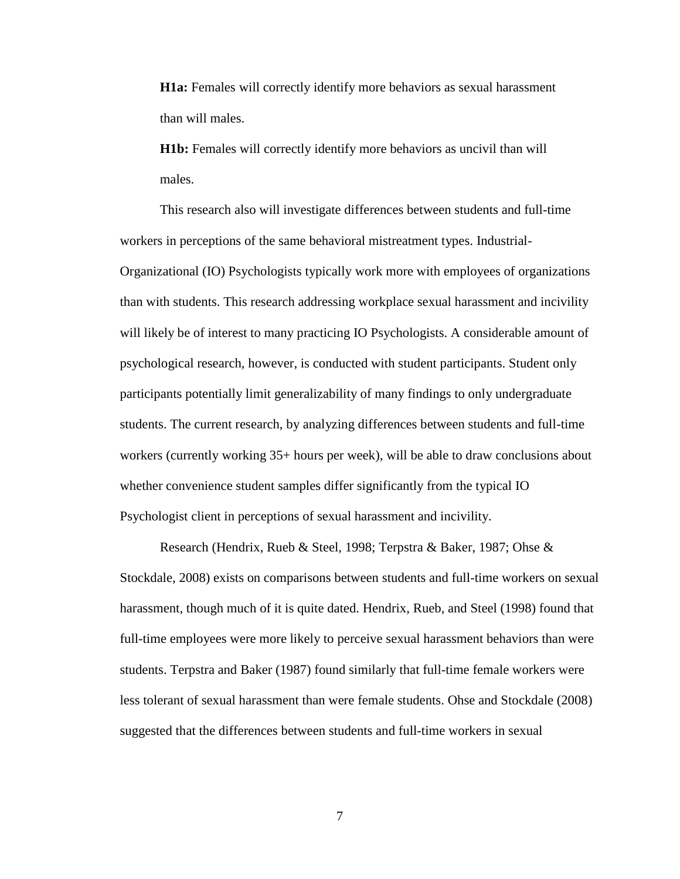**H1a:** Females will correctly identify more behaviors as sexual harassment than will males.

**H1b:** Females will correctly identify more behaviors as uncivil than will males.

This research also will investigate differences between students and full-time workers in perceptions of the same behavioral mistreatment types. Industrial-Organizational (IO) Psychologists typically work more with employees of organizations than with students. This research addressing workplace sexual harassment and incivility will likely be of interest to many practicing IO Psychologists. A considerable amount of psychological research, however, is conducted with student participants. Student only participants potentially limit generalizability of many findings to only undergraduate students. The current research, by analyzing differences between students and full-time workers (currently working 35+ hours per week), will be able to draw conclusions about whether convenience student samples differ significantly from the typical IO Psychologist client in perceptions of sexual harassment and incivility.

Research (Hendrix, Rueb & Steel, 1998; Terpstra & Baker, 1987; Ohse & Stockdale, 2008) exists on comparisons between students and full-time workers on sexual harassment, though much of it is quite dated. Hendrix, Rueb, and Steel (1998) found that full-time employees were more likely to perceive sexual harassment behaviors than were students. Terpstra and Baker (1987) found similarly that full-time female workers were less tolerant of sexual harassment than were female students. Ohse and Stockdale (2008) suggested that the differences between students and full-time workers in sexual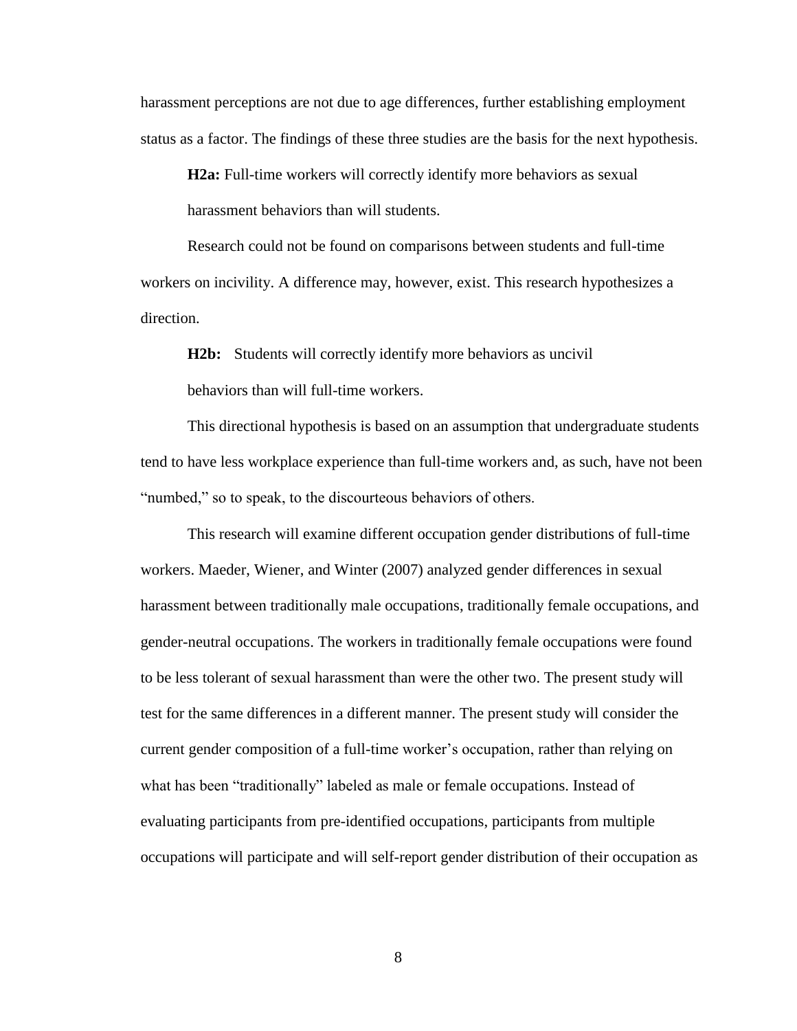harassment perceptions are not due to age differences, further establishing employment status as a factor. The findings of these three studies are the basis for the next hypothesis.

**H2a:** Full-time workers will correctly identify more behaviors as sexual harassment behaviors than will students.

Research could not be found on comparisons between students and full-time workers on incivility. A difference may, however, exist. This research hypothesizes a direction.

**H2b:** Students will correctly identify more behaviors as uncivil behaviors than will full-time workers.

This directional hypothesis is based on an assumption that undergraduate students tend to have less workplace experience than full-time workers and, as such, have not been "numbed," so to speak, to the discourteous behaviors of others.

This research will examine different occupation gender distributions of full-time workers. Maeder, Wiener, and Winter (2007) analyzed gender differences in sexual harassment between traditionally male occupations, traditionally female occupations, and gender-neutral occupations. The workers in traditionally female occupations were found to be less tolerant of sexual harassment than were the other two. The present study will test for the same differences in a different manner. The present study will consider the current gender composition of a full-time worker's occupation, rather than relying on what has been "traditionally" labeled as male or female occupations. Instead of evaluating participants from pre-identified occupations, participants from multiple occupations will participate and will self-report gender distribution of their occupation as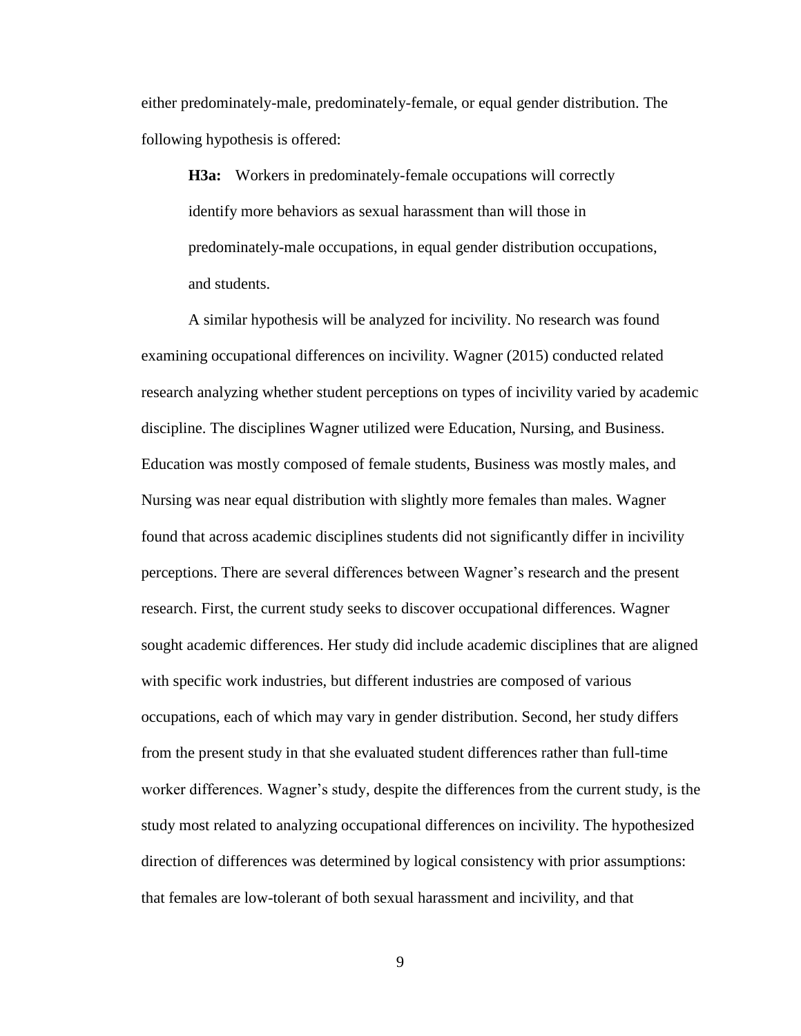either predominately-male, predominately-female, or equal gender distribution. The following hypothesis is offered:

> **H3a:** Workers in predominately-female occupations will correctly identify more behaviors as sexual harassment than will those in predominately-male occupations, in equal gender distribution occupations, and students.

A similar hypothesis will be analyzed for incivility. No research was found examining occupational differences on incivility. Wagner (2015) conducted related research analyzing whether student perceptions on types of incivility varied by academic discipline. The disciplines Wagner utilized were Education, Nursing, and Business. Education was mostly composed of female students, Business was mostly males, and Nursing was near equal distribution with slightly more females than males. Wagner found that across academic disciplines students did not significantly differ in incivility perceptions. There are several differences between Wagner's research and the present research. First, the current study seeks to discover occupational differences. Wagner sought academic differences. Her study did include academic disciplines that are aligned with specific work industries, but different industries are composed of various occupations, each of which may vary in gender distribution. Second, her study differs from the present study in that she evaluated student differences rather than full-time worker differences. Wagner's study, despite the differences from the current study, is the study most related to analyzing occupational differences on incivility. The hypothesized direction of differences was determined by logical consistency with prior assumptions: that females are low-tolerant of both sexual harassment and incivility, and that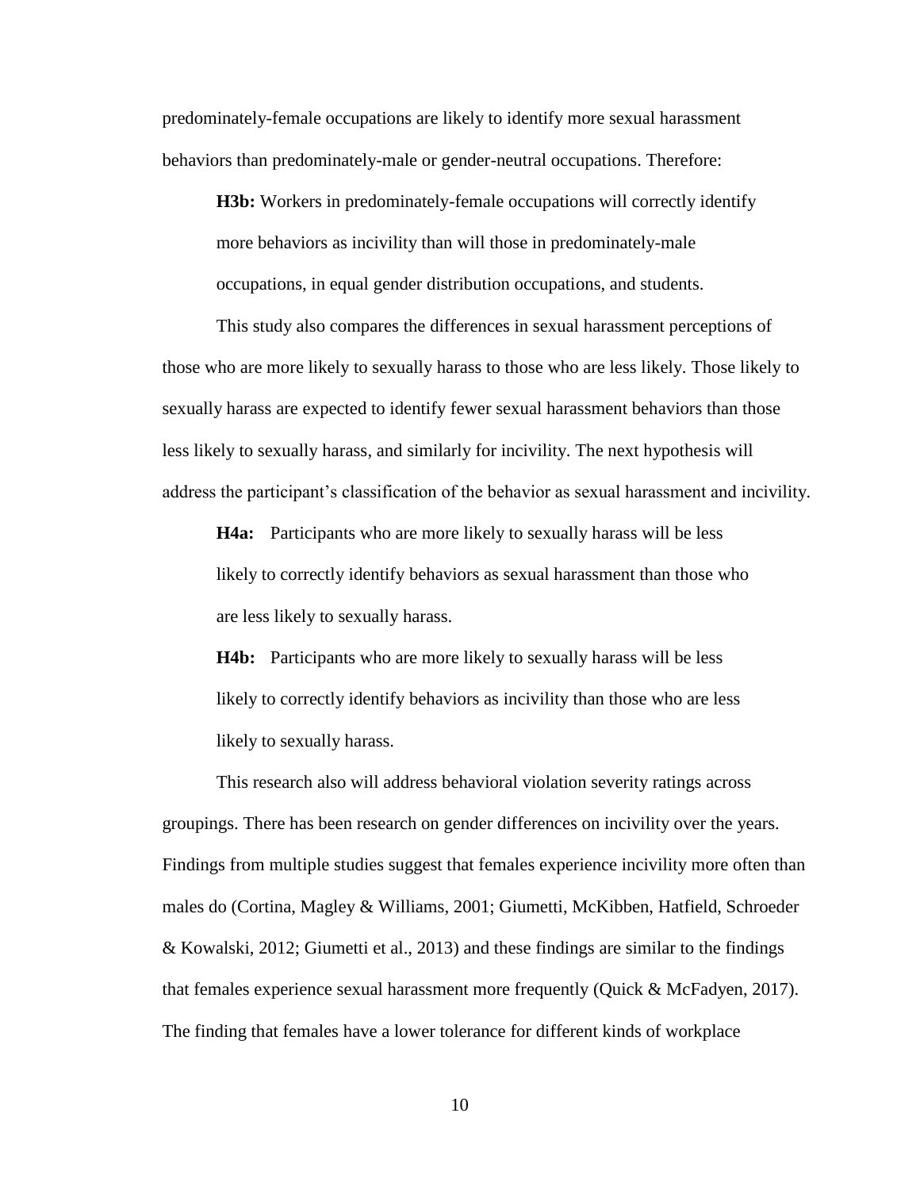predominately-female occupations are likely to identify more sexual harassment behaviors than predominately-male or gender-neutral occupations. Therefore:

**H3b:** Workers in predominately-female occupations will correctly identify more behaviors as incivility than will those in predominately-male occupations, in equal gender distribution occupations, and students.

This study also compares the differences in sexual harassment perceptions of those who are more likely to sexually harass to those who are less likely. Those likely to sexually harass are expected to identify fewer sexual harassment behaviors than those less likely to sexually harass, and similarly for incivility. The next hypothesis will address the participant's classification of the behavior as sexual harassment and incivility.

**H4a:** Participants who are more likely to sexually harass will be less likely to correctly identify behaviors as sexual harassment than those who are less likely to sexually harass.

**H4b:** Participants who are more likely to sexually harass will be less likely to correctly identify behaviors as incivility than those who are less likely to sexually harass.

This research also will address behavioral violation severity ratings across groupings. There has been research on gender differences on incivility over the years. Findings from multiple studies suggest that females experience incivility more often than males do (Cortina, Magley & Williams, 2001; Giumetti, McKibben, Hatfield, Schroeder & Kowalski, 2012; Giumetti et al., 2013) and these findings are similar to the findings that females experience sexual harassment more frequently (Quick & McFadyen, 2017). The finding that females have a lower tolerance for different kinds of workplace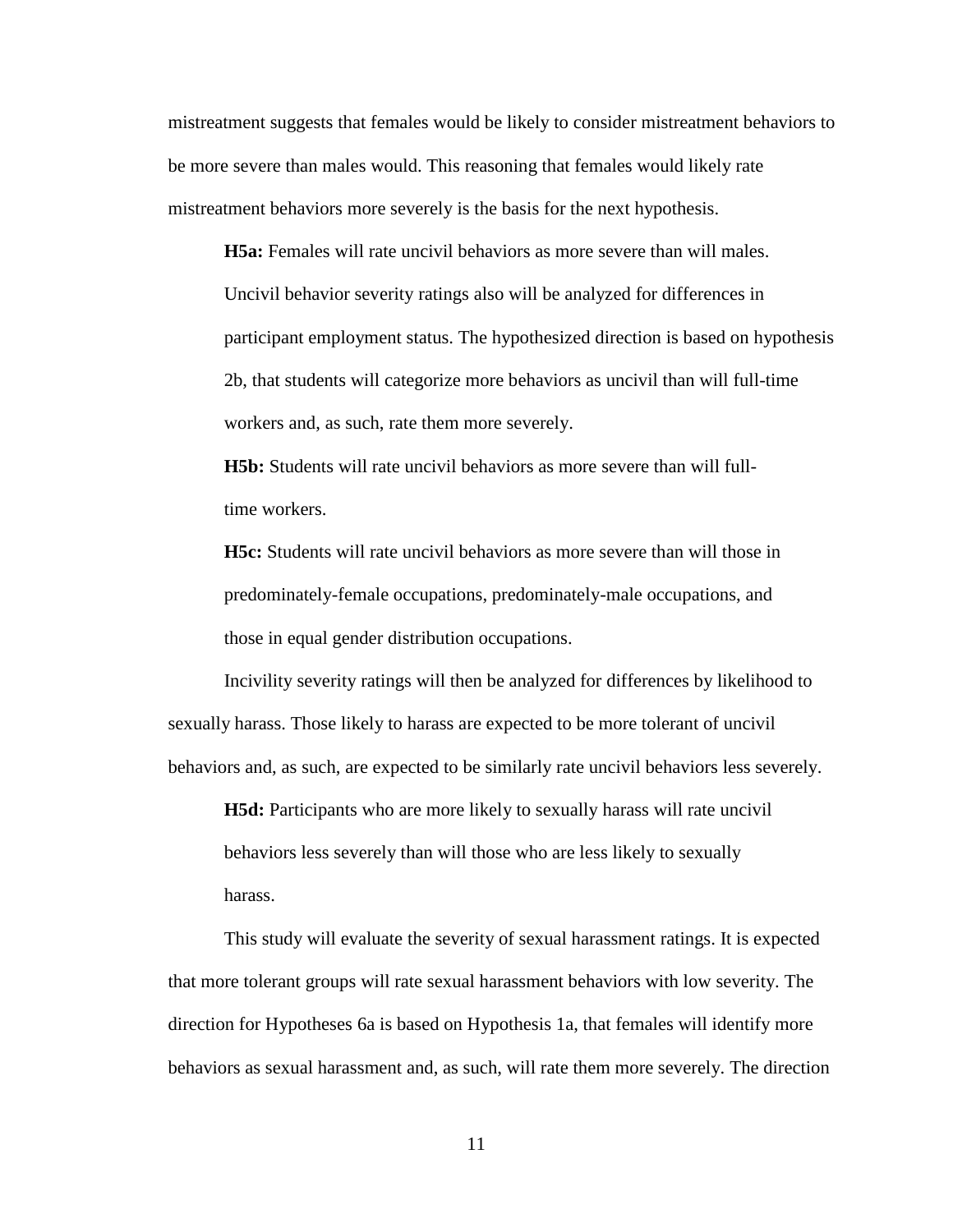mistreatment suggests that females would be likely to consider mistreatment behaviors to be more severe than males would. This reasoning that females would likely rate mistreatment behaviors more severely is the basis for the next hypothesis.

**H5a:** Females will rate uncivil behaviors as more severe than will males. Uncivil behavior severity ratings also will be analyzed for differences in participant employment status. The hypothesized direction is based on hypothesis 2b, that students will categorize more behaviors as uncivil than will full-time workers and, as such, rate them more severely.

**H5b:** Students will rate uncivil behaviors as more severe than will full-time workers.

**H5c:** Students will rate uncivil behaviors as more severe than will those in predominately-female occupations, predominately-male occupations, and those in equal gender distribution occupations.

Incivility severity ratings will then be analyzed for differences by likelihood to sexually harass. Those likely to harass are expected to be more tolerant of uncivil behaviors and, as such, are expected to be similarly rate uncivil behaviors less severely.

**H5d:** Participants who are more likely to sexually harass will rate uncivil behaviors less severely than will those who are less likely to sexually harass.

This study will evaluate the severity of sexual harassment ratings. It is expected that more tolerant groups will rate sexual harassment behaviors with low severity. The direction for Hypotheses 6a is based on Hypothesis 1a, that females will identify more behaviors as sexual harassment and, as such, will rate them more severely. The direction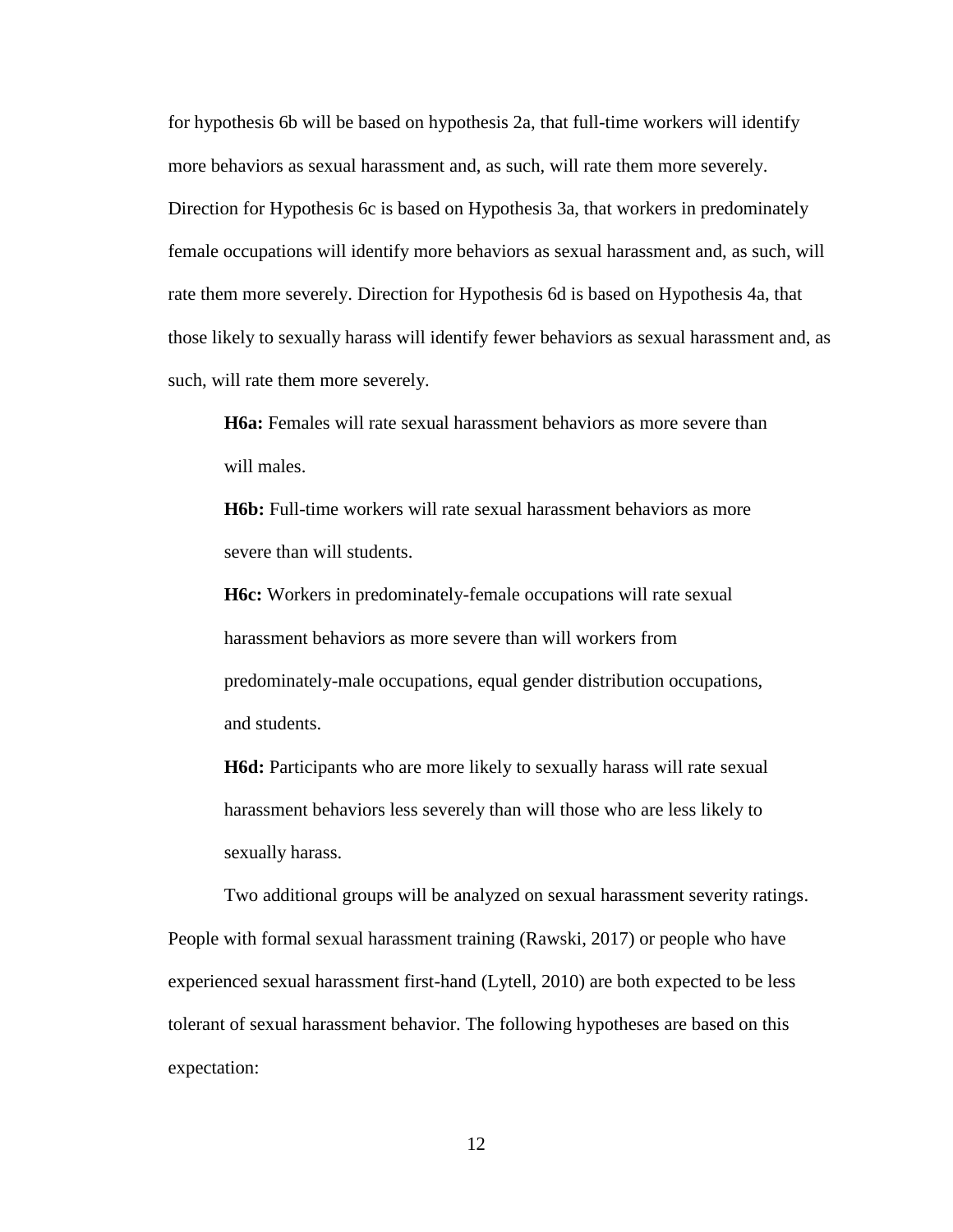for hypothesis 6b will be based on hypothesis 2a, that full-time workers will identify more behaviors as sexual harassment and, as such, will rate them more severely. Direction for Hypothesis 6c is based on Hypothesis 3a, that workers in predominately female occupations will identify more behaviors as sexual harassment and, as such, will rate them more severely. Direction for Hypothesis 6d is based on Hypothesis 4a, that those likely to sexually harass will identify fewer behaviors as sexual harassment and, as such, will rate them more severely.

> **H6a:** Females will rate sexual harassment behaviors as more severe than will males.
>
> **H6b:** Full-time workers will rate sexual harassment behaviors as more severe than will students.
>
> **H6c:** Workers in predominately-female occupations will rate sexual harassment behaviors as more severe than will workers from predominately-male occupations, equal gender distribution occupations, and students.
>
> **H6d:** Participants who are more likely to sexually harass will rate sexual harassment behaviors less severely than will those who are less likely to sexually harass.

Two additional groups will be analyzed on sexual harassment severity ratings. People with formal sexual harassment training (Rawski, 2017) or people who have experienced sexual harassment first-hand (Lytell, 2010) are both expected to be less tolerant of sexual harassment behavior. The following hypotheses are based on this expectation: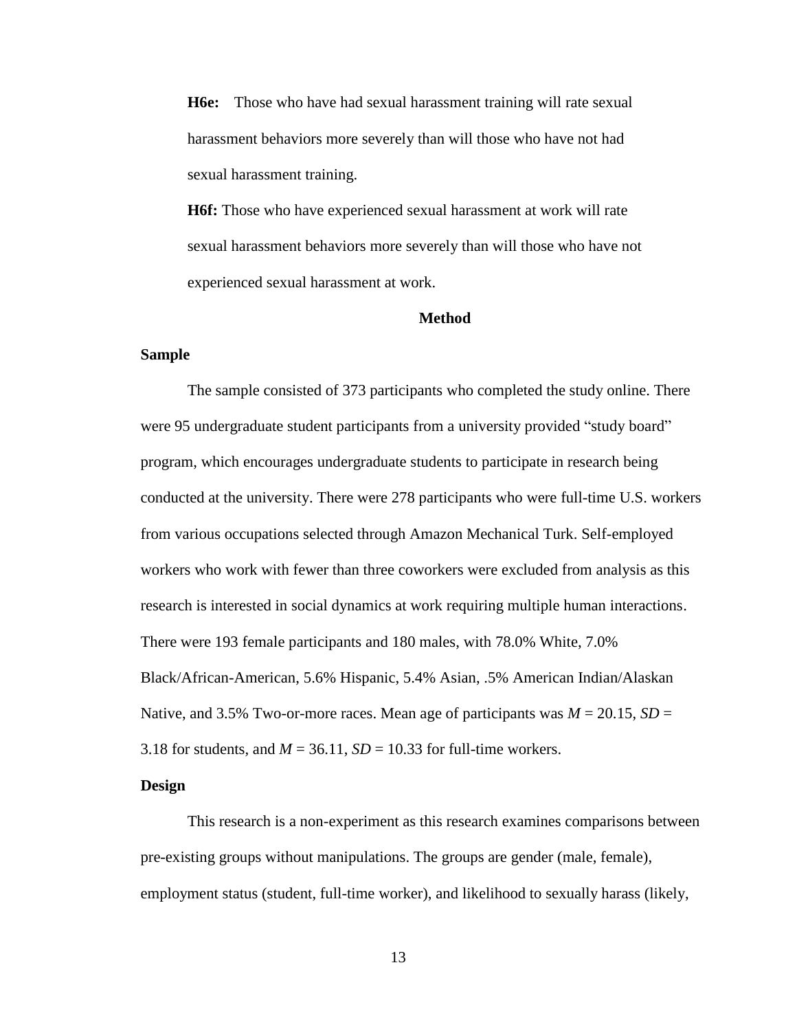**H6e:** Those who have had sexual harassment training will rate sexual harassment behaviors more severely than will those who have not had sexual harassment training.

**H6f:** Those who have experienced sexual harassment at work will rate sexual harassment behaviors more severely than will those who have not experienced sexual harassment at work.

## Method

### Sample

The sample consisted of 373 participants who completed the study online. There were 95 undergraduate student participants from a university provided "study board" program, which encourages undergraduate students to participate in research being conducted at the university. There were 278 participants who were full-time U.S. workers from various occupations selected through Amazon Mechanical Turk. Self-employed workers who work with fewer than three coworkers were excluded from analysis as this research is interested in social dynamics at work requiring multiple human interactions. There were 193 female participants and 180 males, with 78.0% White, 7.0% Black/African-American, 5.6% Hispanic, 5.4% Asian, .5% American Indian/Alaskan Native, and 3.5% Two-or-more races. Mean age of participants was $M$ = 20.15, $SD$ = 3.18 for students, and $M$ = 36.11, $SD$ = 10.33 for full-time workers.

### Design

This research is a non-experiment as this research examines comparisons between pre-existing groups without manipulations. The groups are gender (male, female), employment status (student, full-time worker), and likelihood to sexually harass (likely,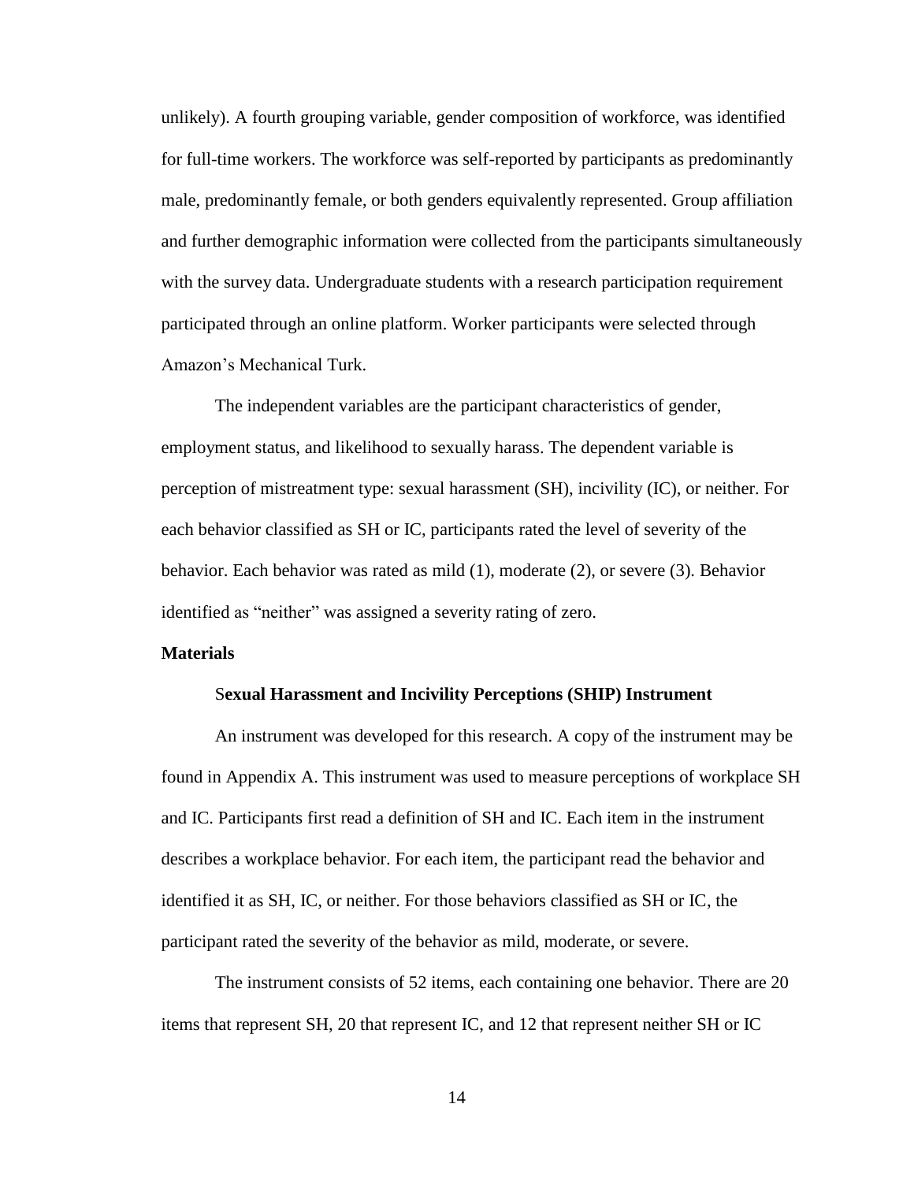unlikely). A fourth grouping variable, gender composition of workforce, was identified for full-time workers. The workforce was self-reported by participants as predominantly male, predominantly female, or both genders equivalently represented. Group affiliation and further demographic information were collected from the participants simultaneously with the survey data. Undergraduate students with a research participation requirement participated through an online platform. Worker participants were selected through Amazon's Mechanical Turk.

The independent variables are the participant characteristics of gender, employment status, and likelihood to sexually harass. The dependent variable is perception of mistreatment type: sexual harassment (SH), incivility (IC), or neither. For each behavior classified as SH or IC, participants rated the level of severity of the behavior. Each behavior was rated as mild (1), moderate (2), or severe (3). Behavior identified as "neither" was assigned a severity rating of zero.

## Materials

### Sexual Harassment and Incivility Perceptions (SHIP) Instrument

An instrument was developed for this research. A copy of the instrument may be found in Appendix A. This instrument was used to measure perceptions of workplace SH and IC. Participants first read a definition of SH and IC. Each item in the instrument describes a workplace behavior. For each item, the participant read the behavior and identified it as SH, IC, or neither. For those behaviors classified as SH or IC, the participant rated the severity of the behavior as mild, moderate, or severe.

The instrument consists of 52 items, each containing one behavior. There are 20 items that represent SH, 20 that represent IC, and 12 that represent neither SH or IC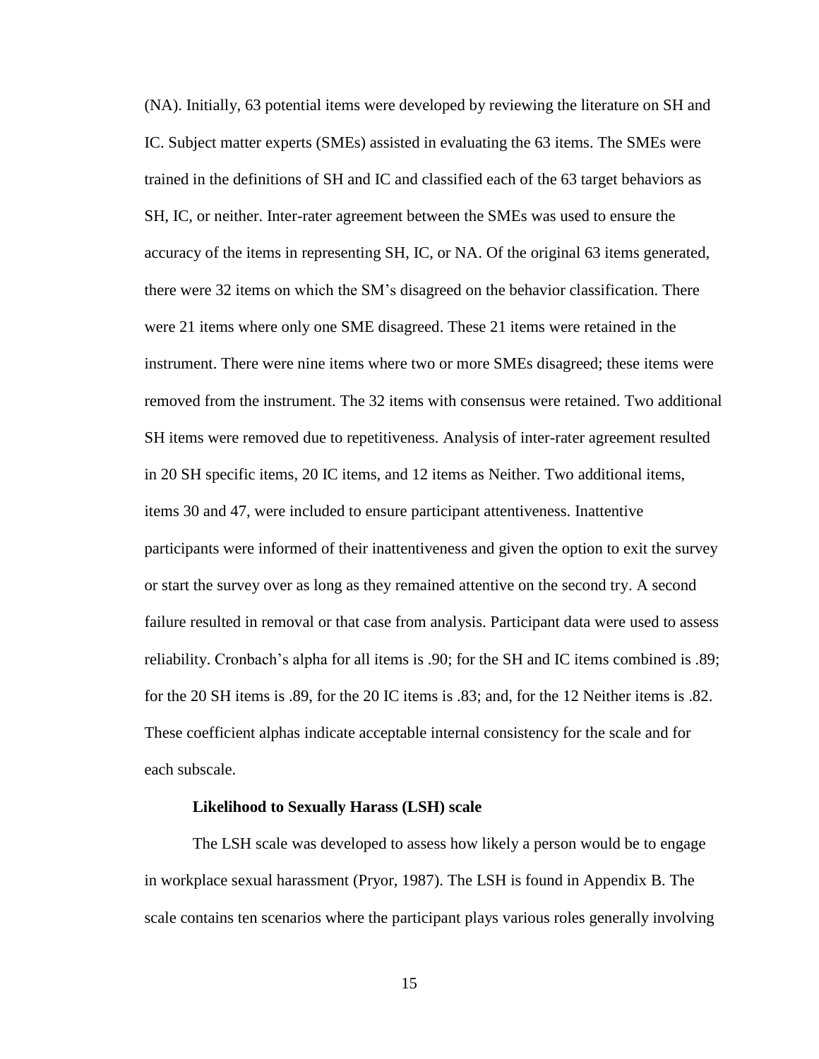(NA). Initially, 63 potential items were developed by reviewing the literature on SH and IC. Subject matter experts (SMEs) assisted in evaluating the 63 items. The SMEs were trained in the definitions of SH and IC and classified each of the 63 target behaviors as SH, IC, or neither. Inter-rater agreement between the SMEs was used to ensure the accuracy of the items in representing SH, IC, or NA. Of the original 63 items generated, there were 32 items on which the SM's disagreed on the behavior classification. There were 21 items where only one SME disagreed. These 21 items were retained in the instrument. There were nine items where two or more SMEs disagreed; these items were removed from the instrument. The 32 items with consensus were retained. Two additional SH items were removed due to repetitiveness. Analysis of inter-rater agreement resulted in 20 SH specific items, 20 IC items, and 12 items as Neither. Two additional items, items 30 and 47, were included to ensure participant attentiveness. Inattentive participants were informed of their inattentiveness and given the option to exit the survey or start the survey over as long as they remained attentive on the second try. A second failure resulted in removal or that case from analysis. Participant data were used to assess reliability. Cronbach's alpha for all items is .90; for the SH and IC items combined is .89; for the 20 SH items is .89, for the 20 IC items is .83; and, for the 12 Neither items is .82. These coefficient alphas indicate acceptable internal consistency for the scale and for each subscale.

### Likelihood to Sexually Harass (LSH) scale

The LSH scale was developed to assess how likely a person would be to engage in workplace sexual harassment (Pryor, 1987). The LSH is found in Appendix B. The scale contains ten scenarios where the participant plays various roles generally involving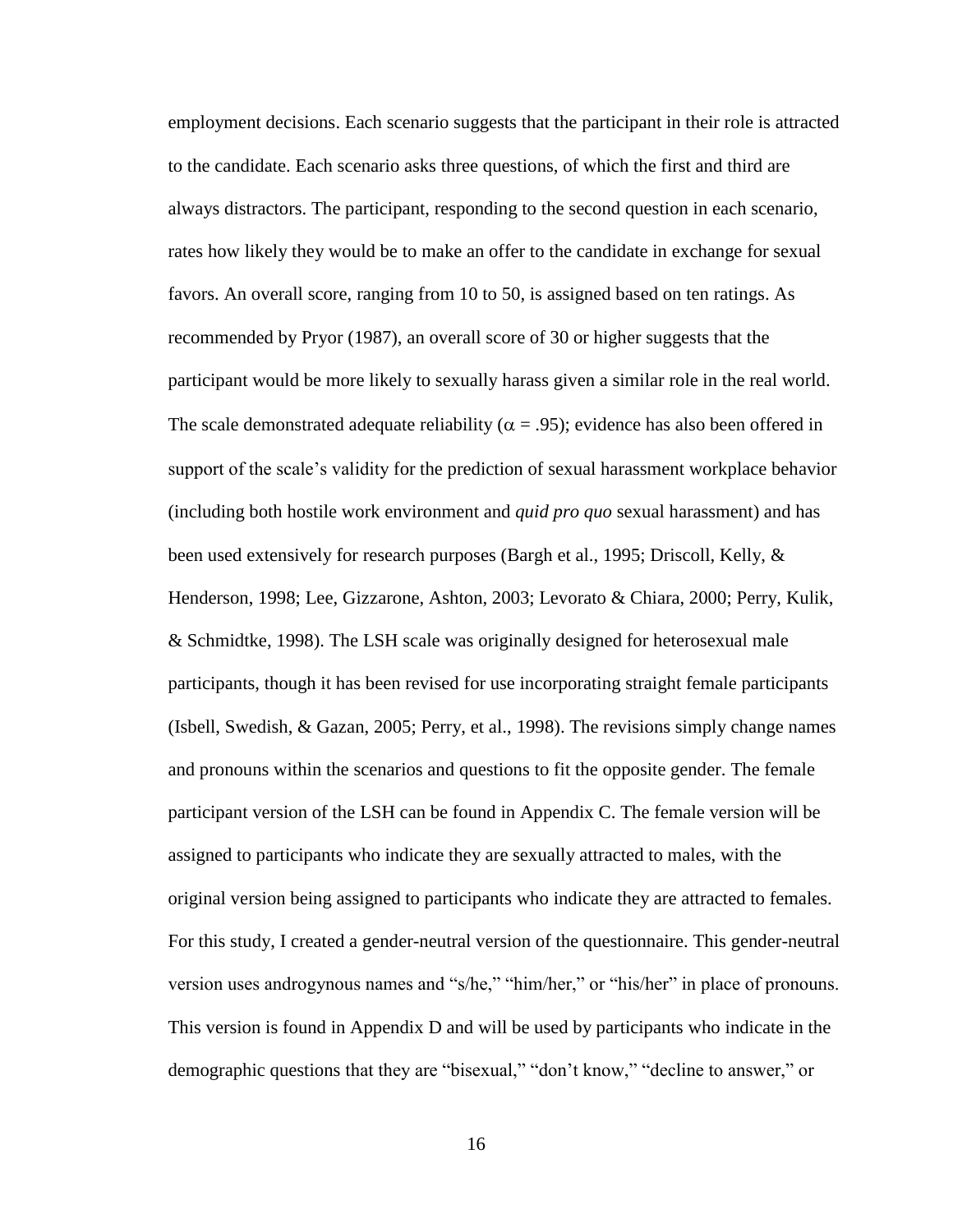employment decisions. Each scenario suggests that the participant in their role is attracted to the candidate. Each scenario asks three questions, of which the first and third are always distractors. The participant, responding to the second question in each scenario, rates how likely they would be to make an offer to the candidate in exchange for sexual favors. An overall score, ranging from 10 to 50, is assigned based on ten ratings. As recommended by Pryor (1987), an overall score of 30 or higher suggests that the participant would be more likely to sexually harass given a similar role in the real world. The scale demonstrated adequate reliability ($\alpha = .95$); evidence has also been offered in support of the scale's validity for the prediction of sexual harassment workplace behavior (including both hostile work environment and *quid pro quo* sexual harassment) and has been used extensively for research purposes (Bargh et al., 1995; Driscoll, Kelly, & Henderson, 1998; Lee, Gizzarone, Ashton, 2003; Levorato & Chiara, 2000; Perry, Kulik, & Schmidtke, 1998). The LSH scale was originally designed for heterosexual male participants, though it has been revised for use incorporating straight female participants (Isbell, Swedish, & Gazan, 2005; Perry, et al., 1998). The revisions simply change names and pronouns within the scenarios and questions to fit the opposite gender. The female participant version of the LSH can be found in Appendix C. The female version will be assigned to participants who indicate they are sexually attracted to males, with the original version being assigned to participants who indicate they are attracted to females. For this study, I created a gender-neutral version of the questionnaire. This gender-neutral version uses androgynous names and "s/he," "him/her," or "his/her" in place of pronouns. This version is found in Appendix D and will be used by participants who indicate in the demographic questions that they are "bisexual," "don't know," "decline to answer," or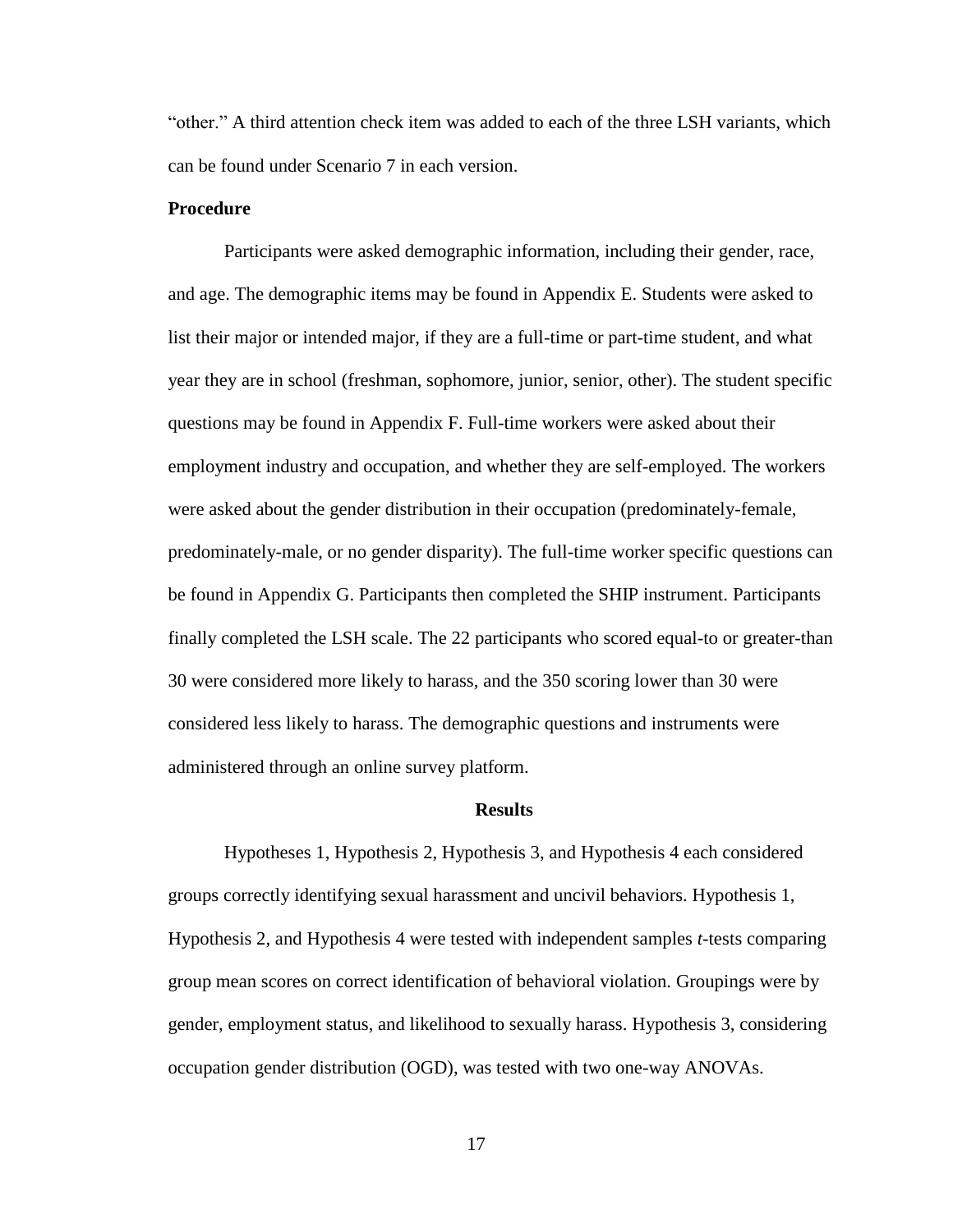"other." A third attention check item was added to each of the three LSH variants, which can be found under Scenario 7 in each version.

**Procedure**

Participants were asked demographic information, including their gender, race, and age. The demographic items may be found in Appendix E. Students were asked to list their major or intended major, if they are a full-time or part-time student, and what year they are in school (freshman, sophomore, junior, senior, other). The student specific questions may be found in Appendix F. Full-time workers were asked about their employment industry and occupation, and whether they are self-employed. The workers were asked about the gender distribution in their occupation (predominately-female, predominately-male, or no gender disparity). The full-time worker specific questions can be found in Appendix G. Participants then completed the SHIP instrument. Participants finally completed the LSH scale. The 22 participants who scored equal-to or greater-than 30 were considered more likely to harass, and the 350 scoring lower than 30 were considered less likely to harass. The demographic questions and instruments were administered through an online survey platform.

## Results

Hypotheses 1, Hypothesis 2, Hypothesis 3, and Hypothesis 4 each considered groups correctly identifying sexual harassment and uncivil behaviors. Hypothesis 1, Hypothesis 2, and Hypothesis 4 were tested with independent samples *t*-tests comparing group mean scores on correct identification of behavioral violation. Groupings were by gender, employment status, and likelihood to sexually harass. Hypothesis 3, considering occupation gender distribution (OGD), was tested with two one-way ANOVAs.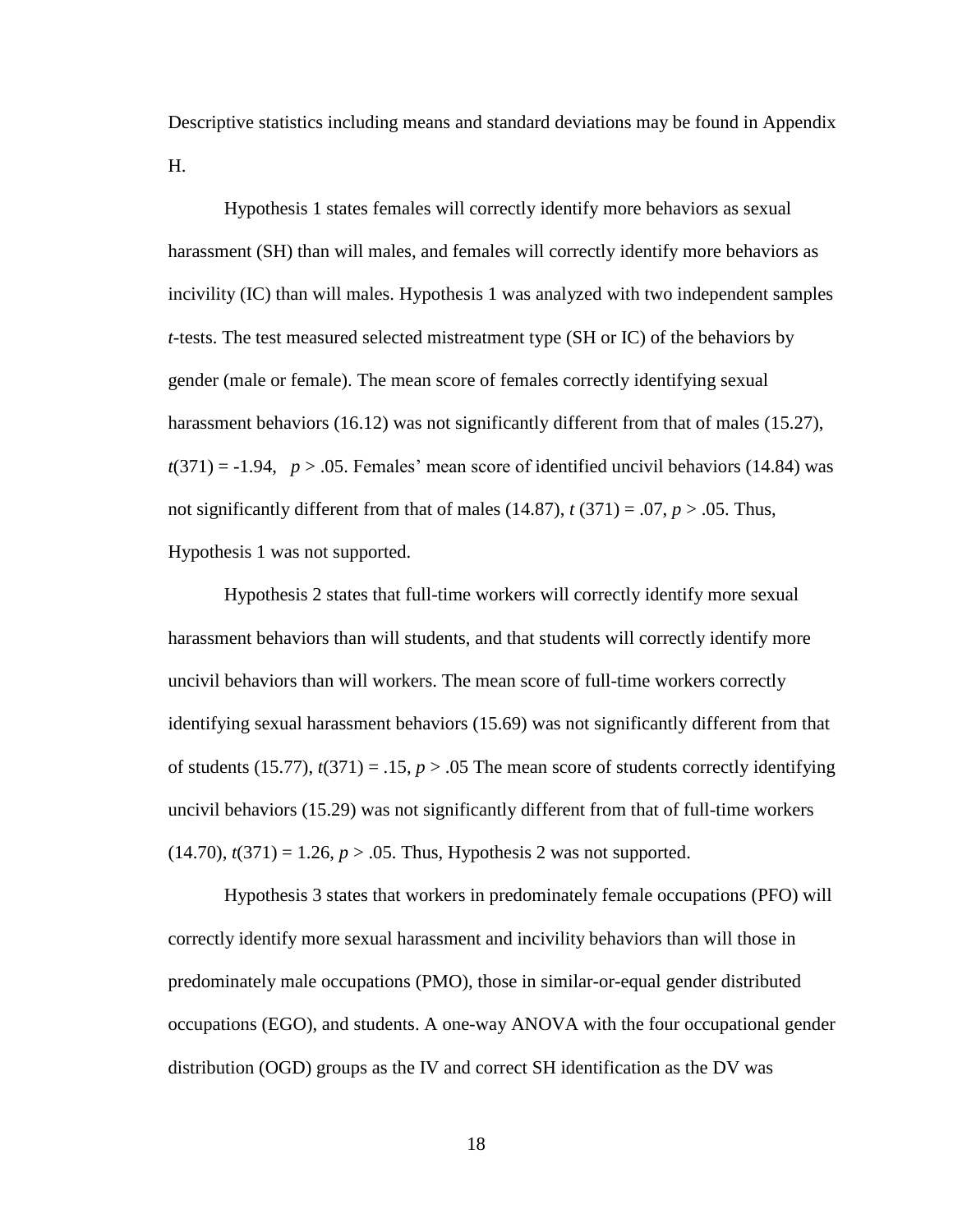Descriptive statistics including means and standard deviations may be found in Appendix H.

Hypothesis 1 states females will correctly identify more behaviors as sexual harassment (SH) than will males, and females will correctly identify more behaviors as incivility (IC) than will males. Hypothesis 1 was analyzed with two independent samples *t*-tests. The test measured selected mistreatment type (SH or IC) of the behaviors by gender (male or female). The mean score of females correctly identifying sexual harassment behaviors (16.12) was not significantly different from that of males (15.27), $t(371) = -1.94$, $p > .05$. Females' mean score of identified uncivil behaviors (14.84) was not significantly different from that of males (14.87), $t\ (371) = .07$, $p > .05$. Thus, Hypothesis 1 was not supported.

Hypothesis 2 states that full-time workers will correctly identify more sexual harassment behaviors than will students, and that students will correctly identify more uncivil behaviors than will workers. The mean score of full-time workers correctly identifying sexual harassment behaviors (15.69) was not significantly different from that of students (15.77), $t(371) = .15$, $p > .05$ The mean score of students correctly identifying uncivil behaviors (15.29) was not significantly different from that of full-time workers (14.70), $t(371) = 1.26$, $p > .05$. Thus, Hypothesis 2 was not supported.

Hypothesis 3 states that workers in predominately female occupations (PFO) will correctly identify more sexual harassment and incivility behaviors than will those in predominately male occupations (PMO), those in similar-or-equal gender distributed occupations (EGO), and students. A one-way ANOVA with the four occupational gender distribution (OGD) groups as the IV and correct SH identification as the DV was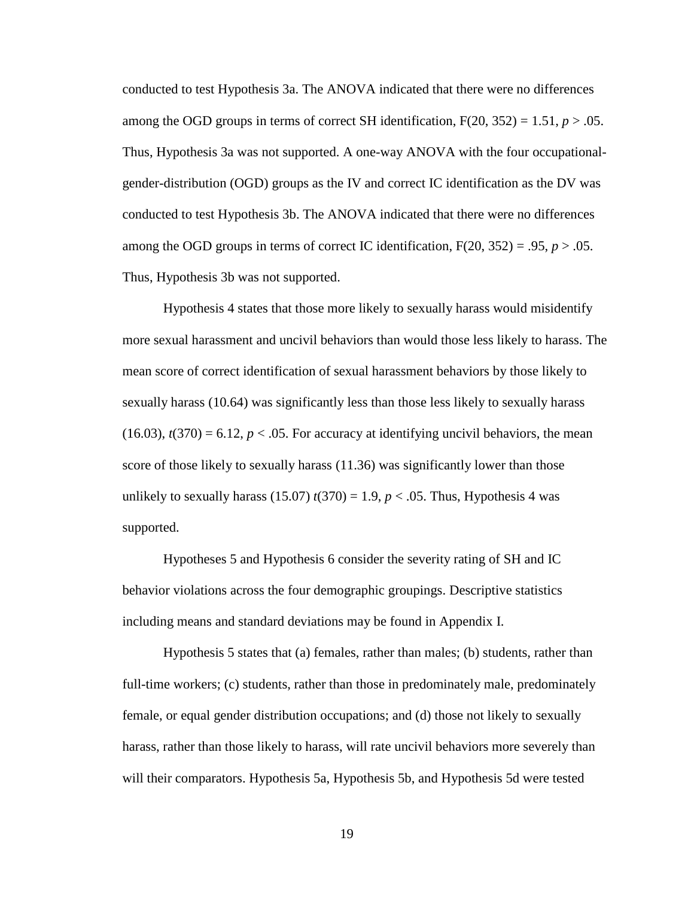conducted to test Hypothesis 3a. The ANOVA indicated that there were no differences among the OGD groups in terms of correct SH identification, $F(20, 352) = 1.51$, $p > .05$. Thus, Hypothesis 3a was not supported. A one-way ANOVA with the four occupational-gender-distribution (OGD) groups as the IV and correct IC identification as the DV was conducted to test Hypothesis 3b. The ANOVA indicated that there were no differences among the OGD groups in terms of correct IC identification, $F(20, 352) = .95$, $p > .05$. Thus, Hypothesis 3b was not supported.

Hypothesis 4 states that those more likely to sexually harass would misidentify more sexual harassment and uncivil behaviors than would those less likely to harass. The mean score of correct identification of sexual harassment behaviors by those likely to sexually harass (10.64) was significantly less than those less likely to sexually harass (16.03), $t(370) = 6.12$, $p < .05$. For accuracy at identifying uncivil behaviors, the mean score of those likely to sexually harass (11.36) was significantly lower than those unlikely to sexually harass (15.07) $t(370) = 1.9$, $p < .05$. Thus, Hypothesis 4 was supported.

Hypotheses 5 and Hypothesis 6 consider the severity rating of SH and IC behavior violations across the four demographic groupings. Descriptive statistics including means and standard deviations may be found in Appendix I.

Hypothesis 5 states that (a) females, rather than males; (b) students, rather than full-time workers; (c) students, rather than those in predominately male, predominately female, or equal gender distribution occupations; and (d) those not likely to sexually harass, rather than those likely to harass, will rate uncivil behaviors more severely than will their comparators. Hypothesis 5a, Hypothesis 5b, and Hypothesis 5d were tested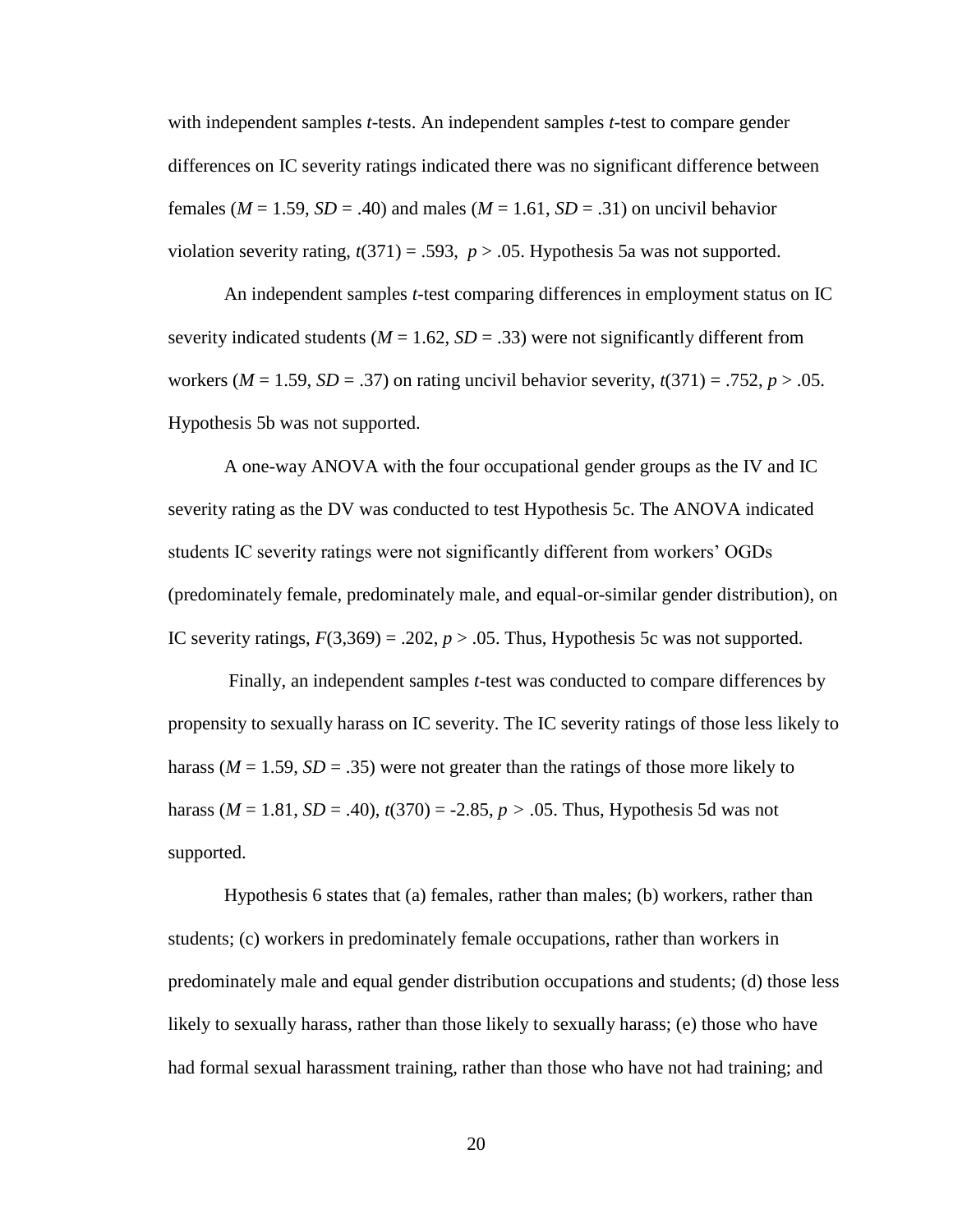with independent samples *t*-tests. An independent samples *t*-test to compare gender differences on IC severity ratings indicated there was no significant difference between females ($M$ = 1.59, $SD$ = .40) and males ($M$ = 1.61, $SD$ = .31) on uncivil behavior violation severity rating, $t(371)$ = .593, $p$ > .05. Hypothesis 5a was not supported.

An independent samples *t*-test comparing differences in employment status on IC severity indicated students ($M$ = 1.62, $SD$ = .33) were not significantly different from workers ($M$ = 1.59, $SD$ = .37) on rating uncivil behavior severity, $t(371)$ = .752, $p$ > .05. Hypothesis 5b was not supported.

A one-way ANOVA with the four occupational gender groups as the IV and IC severity rating as the DV was conducted to test Hypothesis 5c. The ANOVA indicated students IC severity ratings were not significantly different from workers' OGDs (predominately female, predominately male, and equal-or-similar gender distribution), on IC severity ratings, $F(3,369)$ = .202, $p$ > .05. Thus, Hypothesis 5c was not supported.

Finally, an independent samples *t*-test was conducted to compare differences by propensity to sexually harass on IC severity. The IC severity ratings of those less likely to harass ($M$ = 1.59, $SD$ = .35) were not greater than the ratings of those more likely to harass ($M$ = 1.81, $SD$ = .40), $t(370)$ = -2.85, $p$ > .05. Thus, Hypothesis 5d was not supported.

Hypothesis 6 states that (a) females, rather than males; (b) workers, rather than students; (c) workers in predominately female occupations, rather than workers in predominately male and equal gender distribution occupations and students; (d) those less likely to sexually harass, rather than those likely to sexually harass; (e) those who have had formal sexual harassment training, rather than those who have not had training; and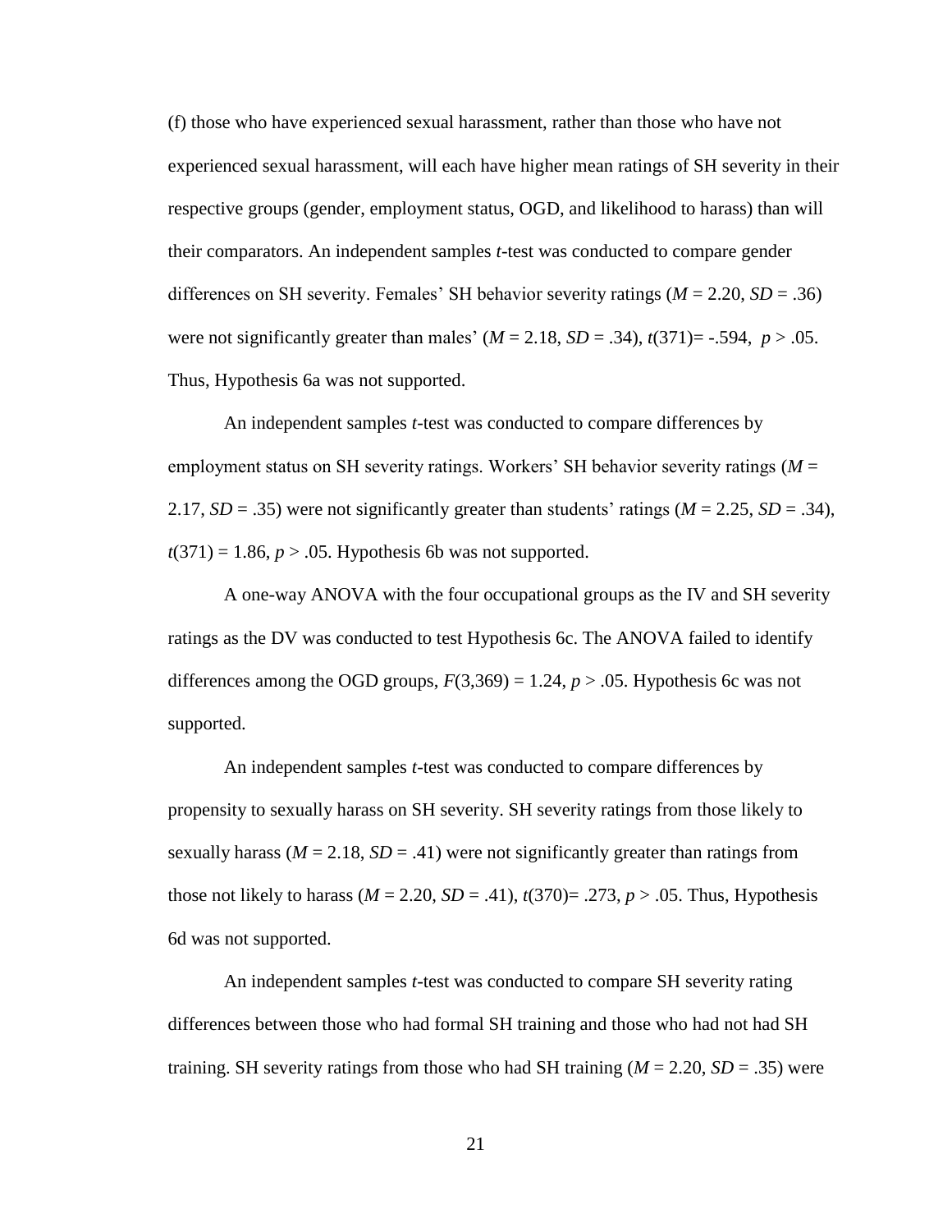(f) those who have experienced sexual harassment, rather than those who have not experienced sexual harassment, will each have higher mean ratings of SH severity in their respective groups (gender, employment status, OGD, and likelihood to harass) than will their comparators. An independent samples *t*-test was conducted to compare gender differences on SH severity. Females' SH behavior severity ratings ($M$ = 2.20, $SD$ = .36) were not significantly greater than males' ($M$ = 2.18, $SD$ = .34), $t(371)$= -.594, $p$ > .05. Thus, Hypothesis 6a was not supported.

An independent samples *t*-test was conducted to compare differences by employment status on SH severity ratings. Workers' SH behavior severity ratings ($M$ = 2.17, $SD$ = .35) were not significantly greater than students' ratings ($M$ = 2.25, $SD$ = .34), $t(371)$ = 1.86, $p$ > .05. Hypothesis 6b was not supported.

A one-way ANOVA with the four occupational groups as the IV and SH severity ratings as the DV was conducted to test Hypothesis 6c. The ANOVA failed to identify differences among the OGD groups, $F(3,369)$ = 1.24, $p$ > .05. Hypothesis 6c was not supported.

An independent samples *t*-test was conducted to compare differences by propensity to sexually harass on SH severity. SH severity ratings from those likely to sexually harass ($M$ = 2.18, $SD$ = .41) were not significantly greater than ratings from those not likely to harass ($M$ = 2.20, $SD$ = .41), $t(370)$= .273, $p$ > .05. Thus, Hypothesis 6d was not supported.

An independent samples *t*-test was conducted to compare SH severity rating differences between those who had formal SH training and those who had not had SH training. SH severity ratings from those who had SH training ($M$ = 2.20, $SD$ = .35) were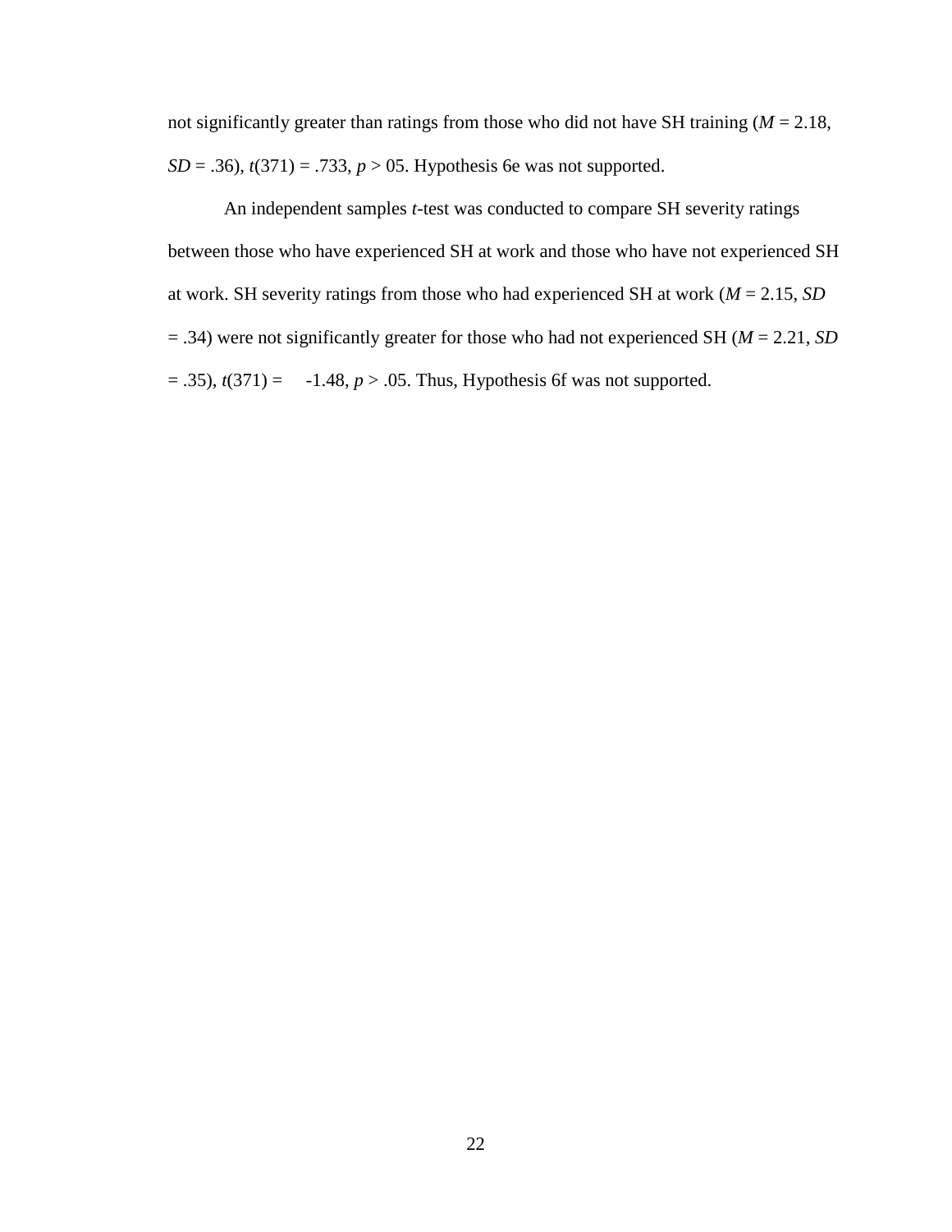not significantly greater than ratings from those who did not have SH training (*M* = 2.18, *SD* = .36), $t(371) = .733$, $p > 05$. Hypothesis 6e was not supported.

An independent samples *t*-test was conducted to compare SH severity ratings between those who have experienced SH at work and those who have not experienced SH at work. SH severity ratings from those who had experienced SH at work (*M* = 2.15, *SD* = .34) were not significantly greater for those who had not experienced SH (*M* = 2.21, *SD* = .35), $t(371) = -1.48$, $p > .05$. Thus, Hypothesis 6f was not supported.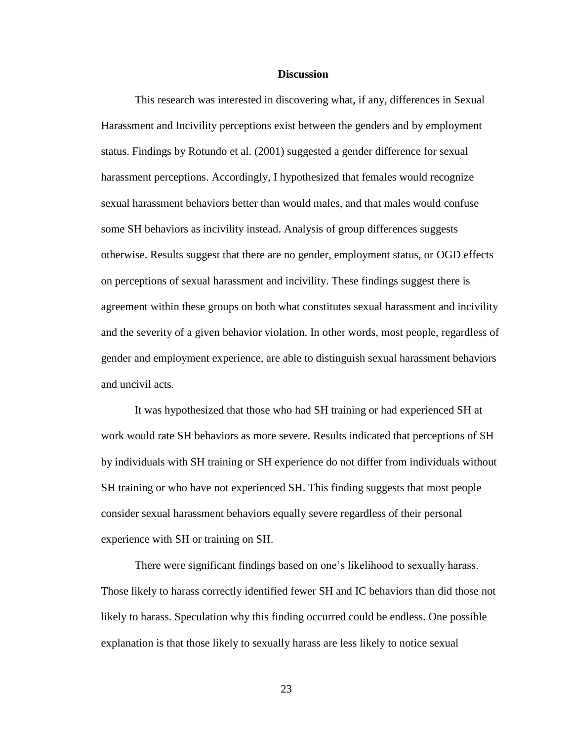## Discussion

This research was interested in discovering what, if any, differences in Sexual Harassment and Incivility perceptions exist between the genders and by employment status. Findings by Rotundo et al. (2001) suggested a gender difference for sexual harassment perceptions. Accordingly, I hypothesized that females would recognize sexual harassment behaviors better than would males, and that males would confuse some SH behaviors as incivility instead. Analysis of group differences suggests otherwise. Results suggest that there are no gender, employment status, or OGD effects on perceptions of sexual harassment and incivility. These findings suggest there is agreement within these groups on both what constitutes sexual harassment and incivility and the severity of a given behavior violation. In other words, most people, regardless of gender and employment experience, are able to distinguish sexual harassment behaviors and uncivil acts.

It was hypothesized that those who had SH training or had experienced SH at work would rate SH behaviors as more severe. Results indicated that perceptions of SH by individuals with SH training or SH experience do not differ from individuals without SH training or who have not experienced SH. This finding suggests that most people consider sexual harassment behaviors equally severe regardless of their personal experience with SH or training on SH.

There were significant findings based on one's likelihood to sexually harass. Those likely to harass correctly identified fewer SH and IC behaviors than did those not likely to harass. Speculation why this finding occurred could be endless. One possible explanation is that those likely to sexually harass are less likely to notice sexual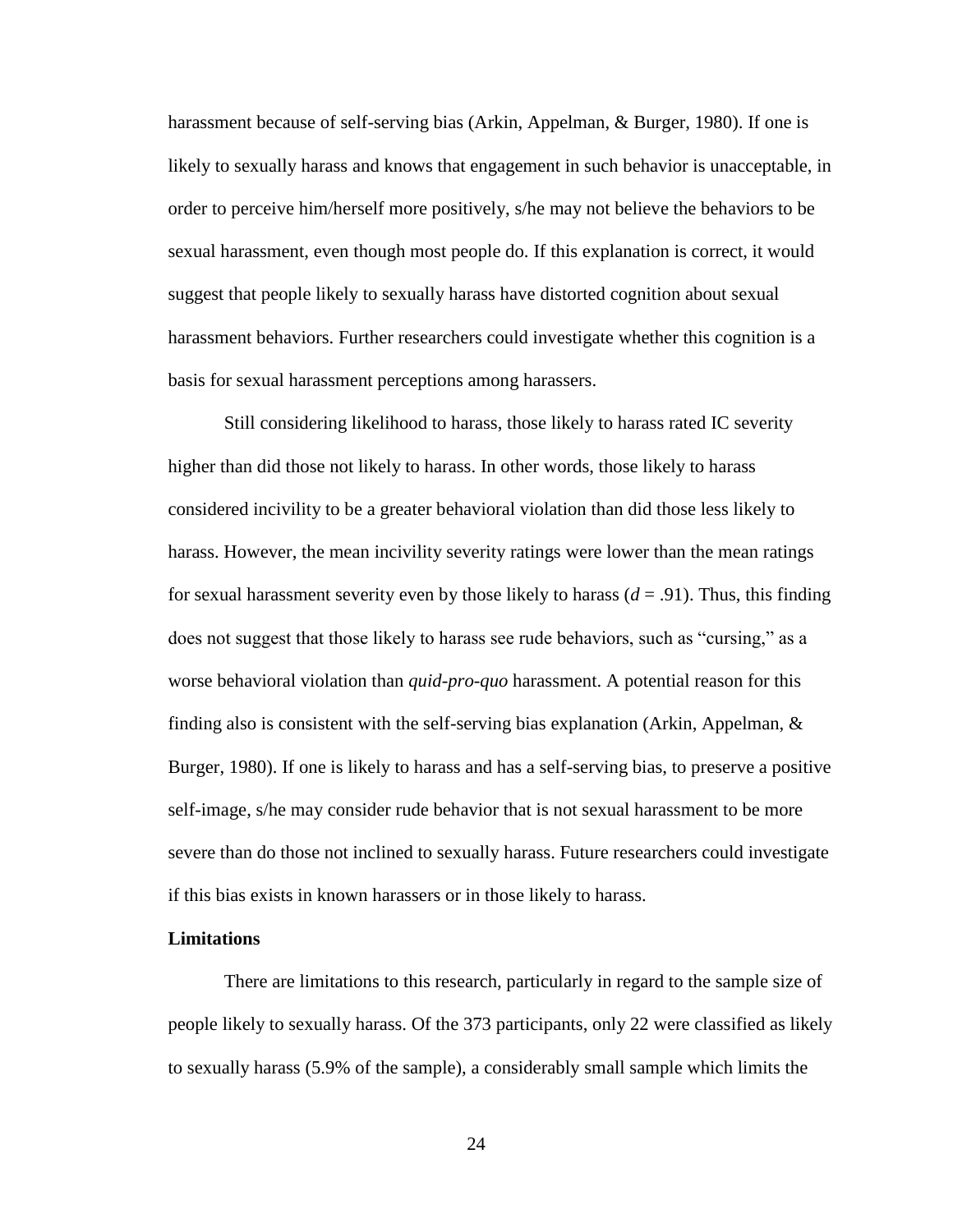harassment because of self-serving bias (Arkin, Appelman, & Burger, 1980). If one is likely to sexually harass and knows that engagement in such behavior is unacceptable, in order to perceive him/herself more positively, s/he may not believe the behaviors to be sexual harassment, even though most people do. If this explanation is correct, it would suggest that people likely to sexually harass have distorted cognition about sexual harassment behaviors. Further researchers could investigate whether this cognition is a basis for sexual harassment perceptions among harassers.

Still considering likelihood to harass, those likely to harass rated IC severity higher than did those not likely to harass. In other words, those likely to harass considered incivility to be a greater behavioral violation than did those less likely to harass. However, the mean incivility severity ratings were lower than the mean ratings for sexual harassment severity even by those likely to harass ($d$ = .91). Thus, this finding does not suggest that those likely to harass see rude behaviors, such as "cursing," as a worse behavioral violation than *quid-pro-quo* harassment. A potential reason for this finding also is consistent with the self-serving bias explanation (Arkin, Appelman, & Burger, 1980). If one is likely to harass and has a self-serving bias, to preserve a positive self-image, s/he may consider rude behavior that is not sexual harassment to be more severe than do those not inclined to sexually harass. Future researchers could investigate if this bias exists in known harassers or in those likely to harass.

**Limitations**

There are limitations to this research, particularly in regard to the sample size of people likely to sexually harass. Of the 373 participants, only 22 were classified as likely to sexually harass (5.9% of the sample), a considerably small sample which limits the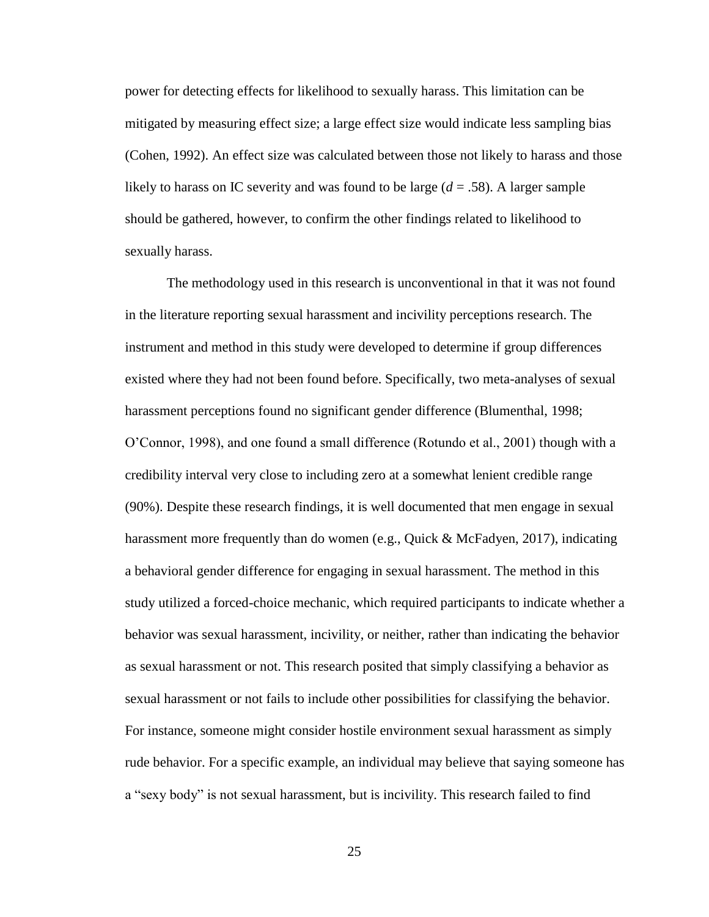power for detecting effects for likelihood to sexually harass. This limitation can be mitigated by measuring effect size; a large effect size would indicate less sampling bias (Cohen, 1992). An effect size was calculated between those not likely to harass and those likely to harass on IC severity and was found to be large ($d$ = .58). A larger sample should be gathered, however, to confirm the other findings related to likelihood to sexually harass.

The methodology used in this research is unconventional in that it was not found in the literature reporting sexual harassment and incivility perceptions research. The instrument and method in this study were developed to determine if group differences existed where they had not been found before. Specifically, two meta-analyses of sexual harassment perceptions found no significant gender difference (Blumenthal, 1998; O'Connor, 1998), and one found a small difference (Rotundo et al., 2001) though with a credibility interval very close to including zero at a somewhat lenient credible range (90%). Despite these research findings, it is well documented that men engage in sexual harassment more frequently than do women (e.g., Quick & McFadyen, 2017), indicating a behavioral gender difference for engaging in sexual harassment. The method in this study utilized a forced-choice mechanic, which required participants to indicate whether a behavior was sexual harassment, incivility, or neither, rather than indicating the behavior as sexual harassment or not. This research posited that simply classifying a behavior as sexual harassment or not fails to include other possibilities for classifying the behavior. For instance, someone might consider hostile environment sexual harassment as simply rude behavior. For a specific example, an individual may believe that saying someone has a "sexy body" is not sexual harassment, but is incivility. This research failed to find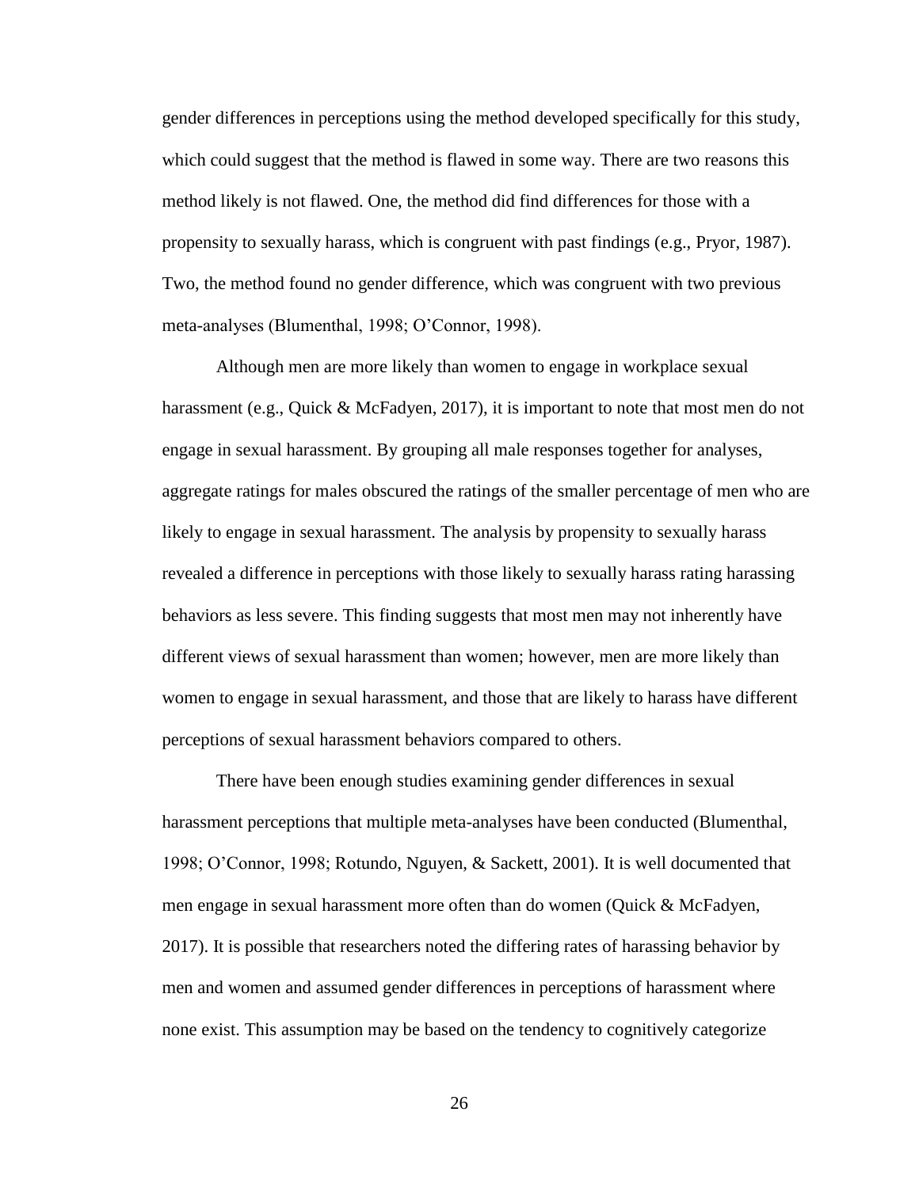gender differences in perceptions using the method developed specifically for this study, which could suggest that the method is flawed in some way. There are two reasons this method likely is not flawed. One, the method did find differences for those with a propensity to sexually harass, which is congruent with past findings (e.g., Pryor, 1987). Two, the method found no gender difference, which was congruent with two previous meta-analyses (Blumenthal, 1998; O'Connor, 1998).

Although men are more likely than women to engage in workplace sexual harassment (e.g., Quick & McFadyen, 2017), it is important to note that most men do not engage in sexual harassment. By grouping all male responses together for analyses, aggregate ratings for males obscured the ratings of the smaller percentage of men who are likely to engage in sexual harassment. The analysis by propensity to sexually harass revealed a difference in perceptions with those likely to sexually harass rating harassing behaviors as less severe. This finding suggests that most men may not inherently have different views of sexual harassment than women; however, men are more likely than women to engage in sexual harassment, and those that are likely to harass have different perceptions of sexual harassment behaviors compared to others.

There have been enough studies examining gender differences in sexual harassment perceptions that multiple meta-analyses have been conducted (Blumenthal, 1998; O'Connor, 1998; Rotundo, Nguyen, & Sackett, 2001). It is well documented that men engage in sexual harassment more often than do women (Quick & McFadyen, 2017). It is possible that researchers noted the differing rates of harassing behavior by men and women and assumed gender differences in perceptions of harassment where none exist. This assumption may be based on the tendency to cognitively categorize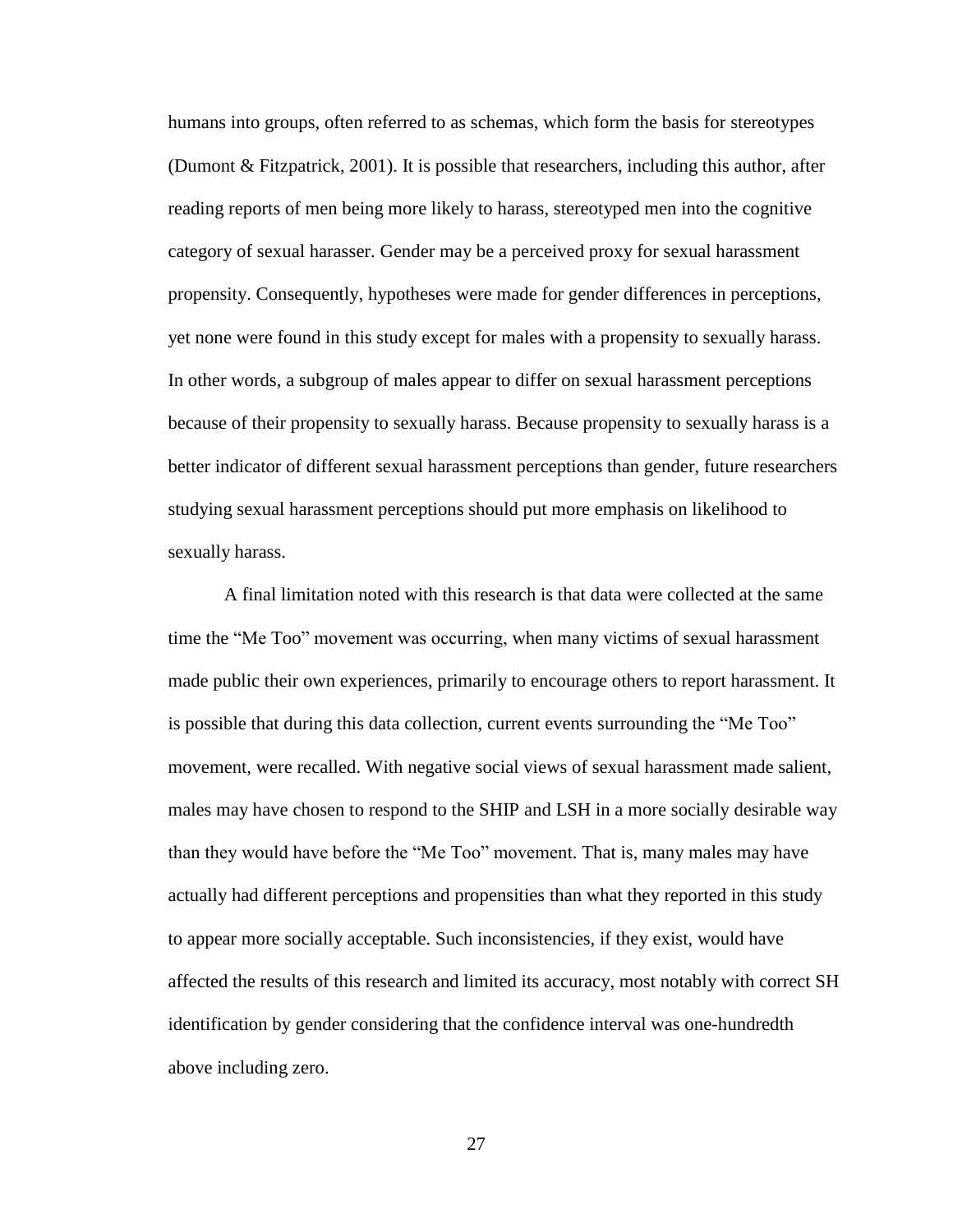humans into groups, often referred to as schemas, which form the basis for stereotypes (Dumont & Fitzpatrick, 2001). It is possible that researchers, including this author, after reading reports of men being more likely to harass, stereotyped men into the cognitive category of sexual harasser. Gender may be a perceived proxy for sexual harassment propensity. Consequently, hypotheses were made for gender differences in perceptions, yet none were found in this study except for males with a propensity to sexually harass. In other words, a subgroup of males appear to differ on sexual harassment perceptions because of their propensity to sexually harass. Because propensity to sexually harass is a better indicator of different sexual harassment perceptions than gender, future researchers studying sexual harassment perceptions should put more emphasis on likelihood to sexually harass.

A final limitation noted with this research is that data were collected at the same time the "Me Too" movement was occurring, when many victims of sexual harassment made public their own experiences, primarily to encourage others to report harassment. It is possible that during this data collection, current events surrounding the "Me Too" movement, were recalled. With negative social views of sexual harassment made salient, males may have chosen to respond to the SHIP and LSH in a more socially desirable way than they would have before the "Me Too" movement. That is, many males may have actually had different perceptions and propensities than what they reported in this study to appear more socially acceptable. Such inconsistencies, if they exist, would have affected the results of this research and limited its accuracy, most notably with correct SH identification by gender considering that the confidence interval was one-hundredth above including zero.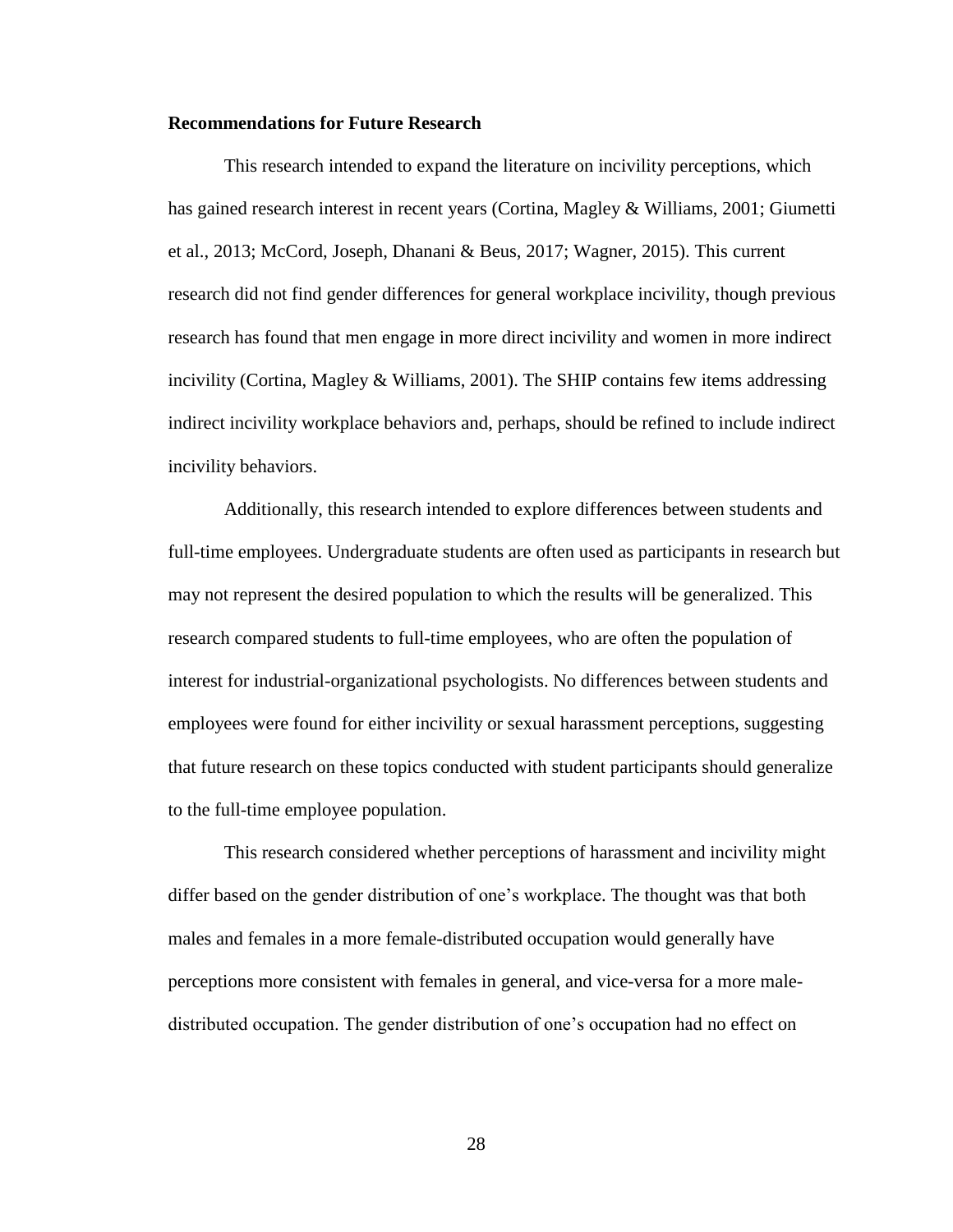### Recommendations for Future Research

This research intended to expand the literature on incivility perceptions, which has gained research interest in recent years (Cortina, Magley & Williams, 2001; Giumetti et al., 2013; McCord, Joseph, Dhanani & Beus, 2017; Wagner, 2015). This current research did not find gender differences for general workplace incivility, though previous research has found that men engage in more direct incivility and women in more indirect incivility (Cortina, Magley & Williams, 2001). The SHIP contains few items addressing indirect incivility workplace behaviors and, perhaps, should be refined to include indirect incivility behaviors.

Additionally, this research intended to explore differences between students and full-time employees. Undergraduate students are often used as participants in research but may not represent the desired population to which the results will be generalized. This research compared students to full-time employees, who are often the population of interest for industrial-organizational psychologists. No differences between students and employees were found for either incivility or sexual harassment perceptions, suggesting that future research on these topics conducted with student participants should generalize to the full-time employee population.

This research considered whether perceptions of harassment and incivility might differ based on the gender distribution of one's workplace. The thought was that both males and females in a more female-distributed occupation would generally have perceptions more consistent with females in general, and vice-versa for a more male-distributed occupation. The gender distribution of one's occupation had no effect on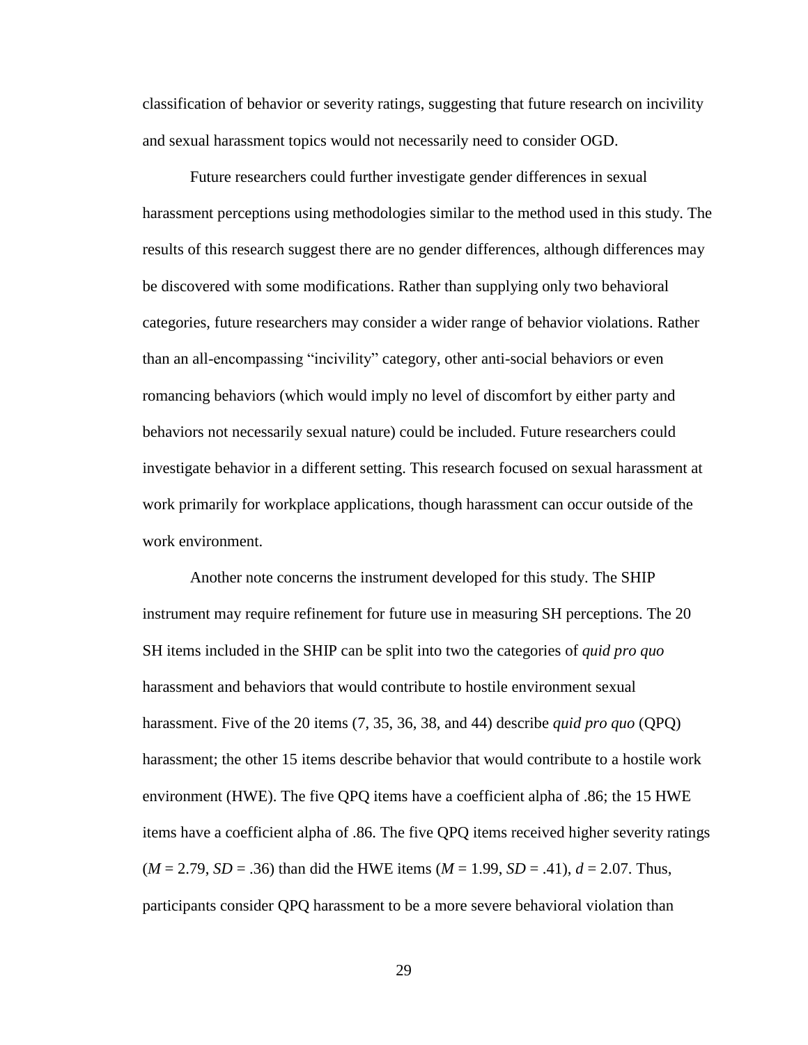classification of behavior or severity ratings, suggesting that future research on incivility and sexual harassment topics would not necessarily need to consider OGD.

Future researchers could further investigate gender differences in sexual harassment perceptions using methodologies similar to the method used in this study. The results of this research suggest there are no gender differences, although differences may be discovered with some modifications. Rather than supplying only two behavioral categories, future researchers may consider a wider range of behavior violations. Rather than an all-encompassing "incivility" category, other anti-social behaviors or even romancing behaviors (which would imply no level of discomfort by either party and behaviors not necessarily sexual nature) could be included. Future researchers could investigate behavior in a different setting. This research focused on sexual harassment at work primarily for workplace applications, though harassment can occur outside of the work environment.

Another note concerns the instrument developed for this study. The SHIP instrument may require refinement for future use in measuring SH perceptions. The 20 SH items included in the SHIP can be split into two the categories of *quid pro quo* harassment and behaviors that would contribute to hostile environment sexual harassment. Five of the 20 items (7, 35, 36, 38, and 44) describe *quid pro quo* (QPQ) harassment; the other 15 items describe behavior that would contribute to a hostile work environment (HWE). The five QPQ items have a coefficient alpha of .86; the 15 HWE items have a coefficient alpha of .86. The five QPQ items received higher severity ratings ($M$ = 2.79, $SD$ = .36) than did the HWE items ($M$ = 1.99, $SD$ = .41), $d$ = 2.07. Thus, participants consider QPQ harassment to be a more severe behavioral violation than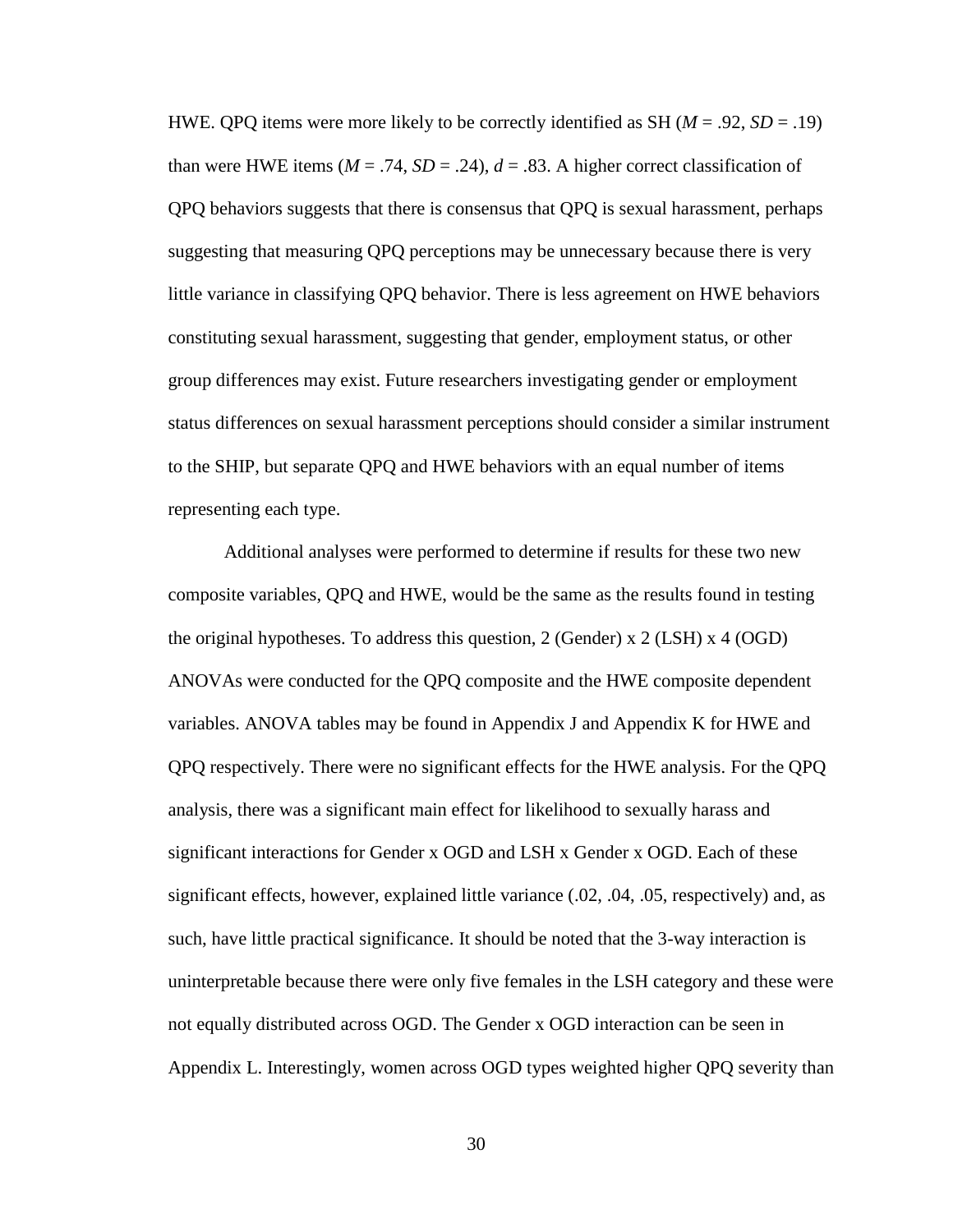HWE. QPQ items were more likely to be correctly identified as SH ($M$ = .92, $SD$ = .19) than were HWE items ($M$ = .74, $SD$ = .24), $d$ = .83. A higher correct classification of QPQ behaviors suggests that there is consensus that QPQ is sexual harassment, perhaps suggesting that measuring QPQ perceptions may be unnecessary because there is very little variance in classifying QPQ behavior. There is less agreement on HWE behaviors constituting sexual harassment, suggesting that gender, employment status, or other group differences may exist. Future researchers investigating gender or employment status differences on sexual harassment perceptions should consider a similar instrument to the SHIP, but separate QPQ and HWE behaviors with an equal number of items representing each type.

Additional analyses were performed to determine if results for these two new composite variables, QPQ and HWE, would be the same as the results found in testing the original hypotheses. To address this question, 2 (Gender) x 2 (LSH) x 4 (OGD) ANOVAs were conducted for the QPQ composite and the HWE composite dependent variables. ANOVA tables may be found in Appendix J and Appendix K for HWE and QPQ respectively. There were no significant effects for the HWE analysis. For the QPQ analysis, there was a significant main effect for likelihood to sexually harass and significant interactions for Gender x OGD and LSH x Gender x OGD. Each of these significant effects, however, explained little variance (.02, .04, .05, respectively) and, as such, have little practical significance. It should be noted that the 3-way interaction is uninterpretable because there were only five females in the LSH category and these were not equally distributed across OGD. The Gender x OGD interaction can be seen in Appendix L. Interestingly, women across OGD types weighted higher QPQ severity than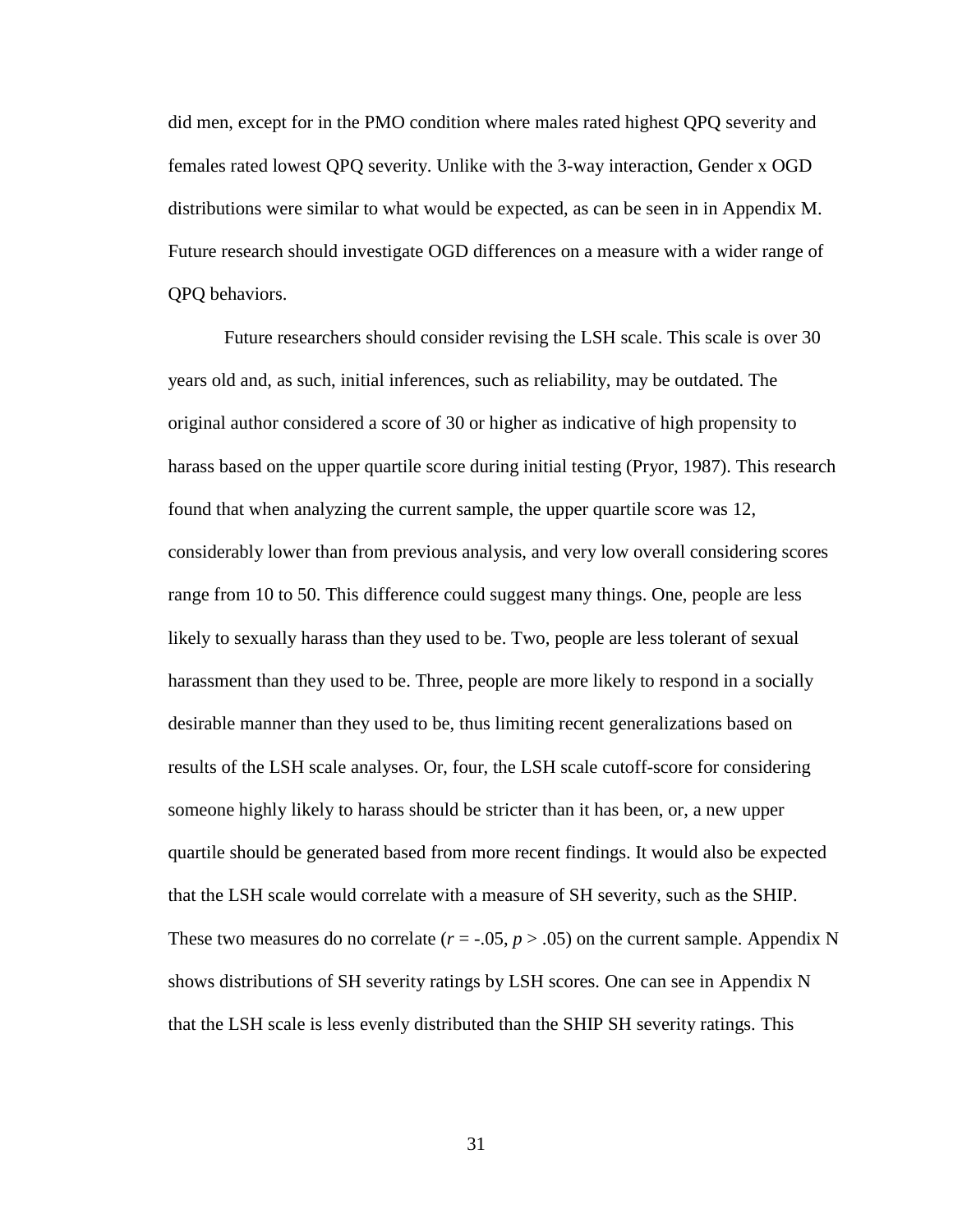did men, except for in the PMO condition where males rated highest QPQ severity and females rated lowest QPQ severity. Unlike with the 3-way interaction, Gender x OGD distributions were similar to what would be expected, as can be seen in in Appendix M. Future research should investigate OGD differences on a measure with a wider range of QPQ behaviors.

Future researchers should consider revising the LSH scale. This scale is over 30 years old and, as such, initial inferences, such as reliability, may be outdated. The original author considered a score of 30 or higher as indicative of high propensity to harass based on the upper quartile score during initial testing (Pryor, 1987). This research found that when analyzing the current sample, the upper quartile score was 12, considerably lower than from previous analysis, and very low overall considering scores range from 10 to 50. This difference could suggest many things. One, people are less likely to sexually harass than they used to be. Two, people are less tolerant of sexual harassment than they used to be. Three, people are more likely to respond in a socially desirable manner than they used to be, thus limiting recent generalizations based on results of the LSH scale analyses. Or, four, the LSH scale cutoff-score for considering someone highly likely to harass should be stricter than it has been, or, a new upper quartile should be generated based from more recent findings. It would also be expected that the LSH scale would correlate with a measure of SH severity, such as the SHIP. These two measures do no correlate ($r = -.05$, $p > .05$) on the current sample. Appendix N shows distributions of SH severity ratings by LSH scores. One can see in Appendix N that the LSH scale is less evenly distributed than the SHIP SH severity ratings. This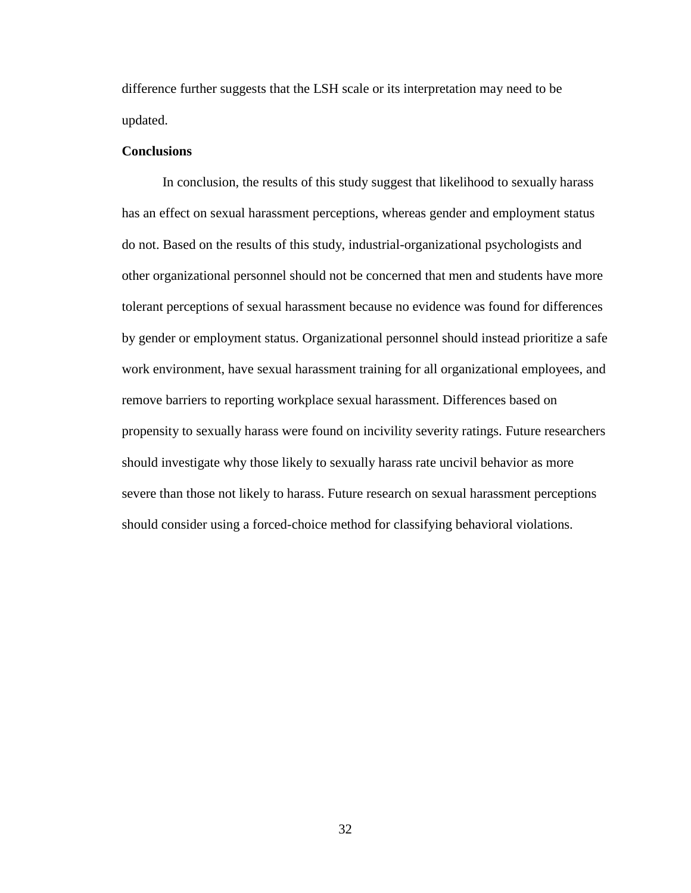difference further suggests that the LSH scale or its interpretation may need to be updated.

**Conclusions**

In conclusion, the results of this study suggest that likelihood to sexually harass has an effect on sexual harassment perceptions, whereas gender and employment status do not. Based on the results of this study, industrial-organizational psychologists and other organizational personnel should not be concerned that men and students have more tolerant perceptions of sexual harassment because no evidence was found for differences by gender or employment status. Organizational personnel should instead prioritize a safe work environment, have sexual harassment training for all organizational employees, and remove barriers to reporting workplace sexual harassment. Differences based on propensity to sexually harass were found on incivility severity ratings. Future researchers should investigate why those likely to sexually harass rate uncivil behavior as more severe than those not likely to harass. Future research on sexual harassment perceptions should consider using a forced-choice method for classifying behavioral violations.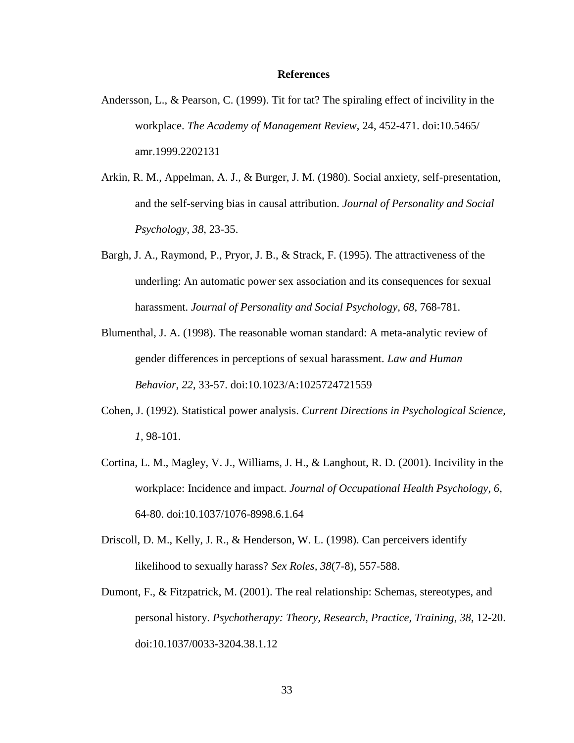**References**

Andersson, L., & Pearson, C. (1999). Tit for tat? The spiraling effect of incivility in the workplace. *The Academy of Management Review*, 24, 452-471. doi:10.5465/amr.1999.2202131

Arkin, R. M., Appelman, A. J., & Burger, J. M. (1980). Social anxiety, self-presentation, and the self-serving bias in causal attribution. *Journal of Personality and Social Psychology*, *38*, 23-35.

Bargh, J. A., Raymond, P., Pryor, J. B., & Strack, F. (1995). The attractiveness of the underling: An automatic power sex association and its consequences for sexual harassment. *Journal of Personality and Social Psychology*, *68*, 768-781.

Blumenthal, J. A. (1998). The reasonable woman standard: A meta-analytic review of gender differences in perceptions of sexual harassment. *Law and Human Behavior*, *22*, 33-57. doi:10.1023/A:1025724721559

Cohen, J. (1992). Statistical power analysis. *Current Directions in Psychological Science, 1,* 98-101.

Cortina, L. M., Magley, V. J., Williams, J. H., & Langhout, R. D. (2001). Incivility in the workplace: Incidence and impact. *Journal of Occupational Health Psychology*, *6*, 64-80. doi:10.1037/1076-8998.6.1.64

Driscoll, D. M., Kelly, J. R., & Henderson, W. L. (1998). Can perceivers identify likelihood to sexually harass? *Sex Roles*, *38*(7-8), 557-588.

Dumont, F., & Fitzpatrick, M. (2001). The real relationship: Schemas, stereotypes, and personal history. *Psychotherapy: Theory, Research, Practice, Training*, *38*, 12-20. doi:10.1037/0033-3204.38.1.12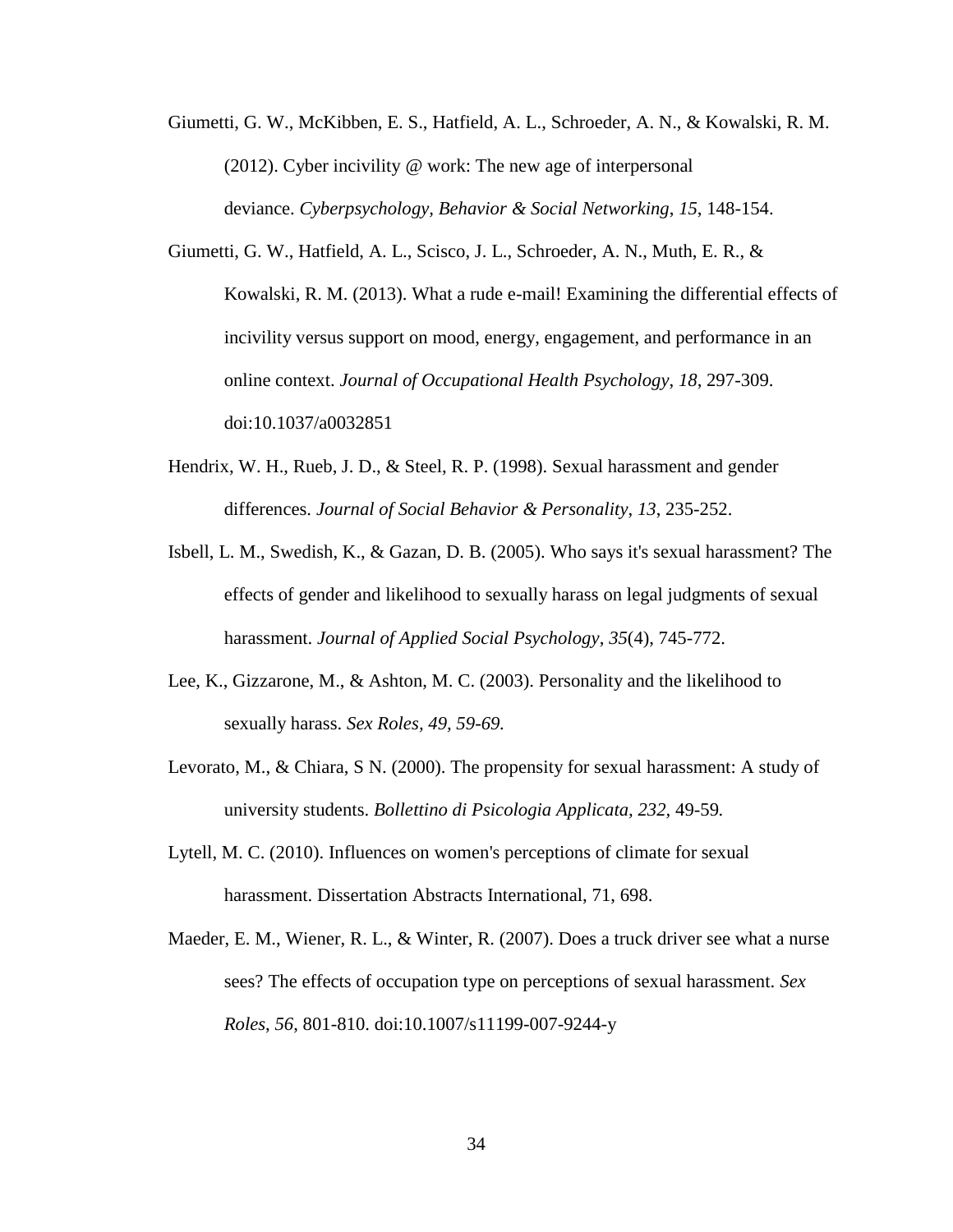Giumetti, G. W., McKibben, E. S., Hatfield, A. L., Schroeder, A. N., & Kowalski, R. M. (2012). Cyber incivility @ work: The new age of interpersonal deviance. *Cyberpsychology, Behavior & Social Networking*, *15*, 148-154.

Giumetti, G. W., Hatfield, A. L., Scisco, J. L., Schroeder, A. N., Muth, E. R., & Kowalski, R. M. (2013). What a rude e-mail! Examining the differential effects of incivility versus support on mood, energy, engagement, and performance in an online context. *Journal of Occupational Health Psychology*, *18*, 297-309. doi:10.1037/a0032851

Hendrix, W. H., Rueb, J. D., & Steel, R. P. (1998). Sexual harassment and gender differences. *Journal of Social Behavior & Personality*, *13*, 235-252.

Isbell, L. M., Swedish, K., & Gazan, D. B. (2005). Who says it's sexual harassment? The effects of gender and likelihood to sexually harass on legal judgments of sexual harassment. *Journal of Applied Social Psychology*, *35*(4), 745-772.

Lee, K., Gizzarone, M., & Ashton, M. C. (2003). Personality and the likelihood to sexually harass. *Sex Roles, 49, 59-69.*

Levorato, M., & Chiara, S N. (2000). The propensity for sexual harassment: A study of university students. *Bollettino di Psicologia Applicata*, *232*, 49-59*.*

Lytell, M. C. (2010). Influences on women's perceptions of climate for sexual harassment. Dissertation Abstracts International, 71, 698.

Maeder, E. M., Wiener, R. L., & Winter, R. (2007). Does a truck driver see what a nurse sees? The effects of occupation type on perceptions of sexual harassment. *Sex Roles*, *56*, 801-810. doi:10.1007/s11199-007-9244-y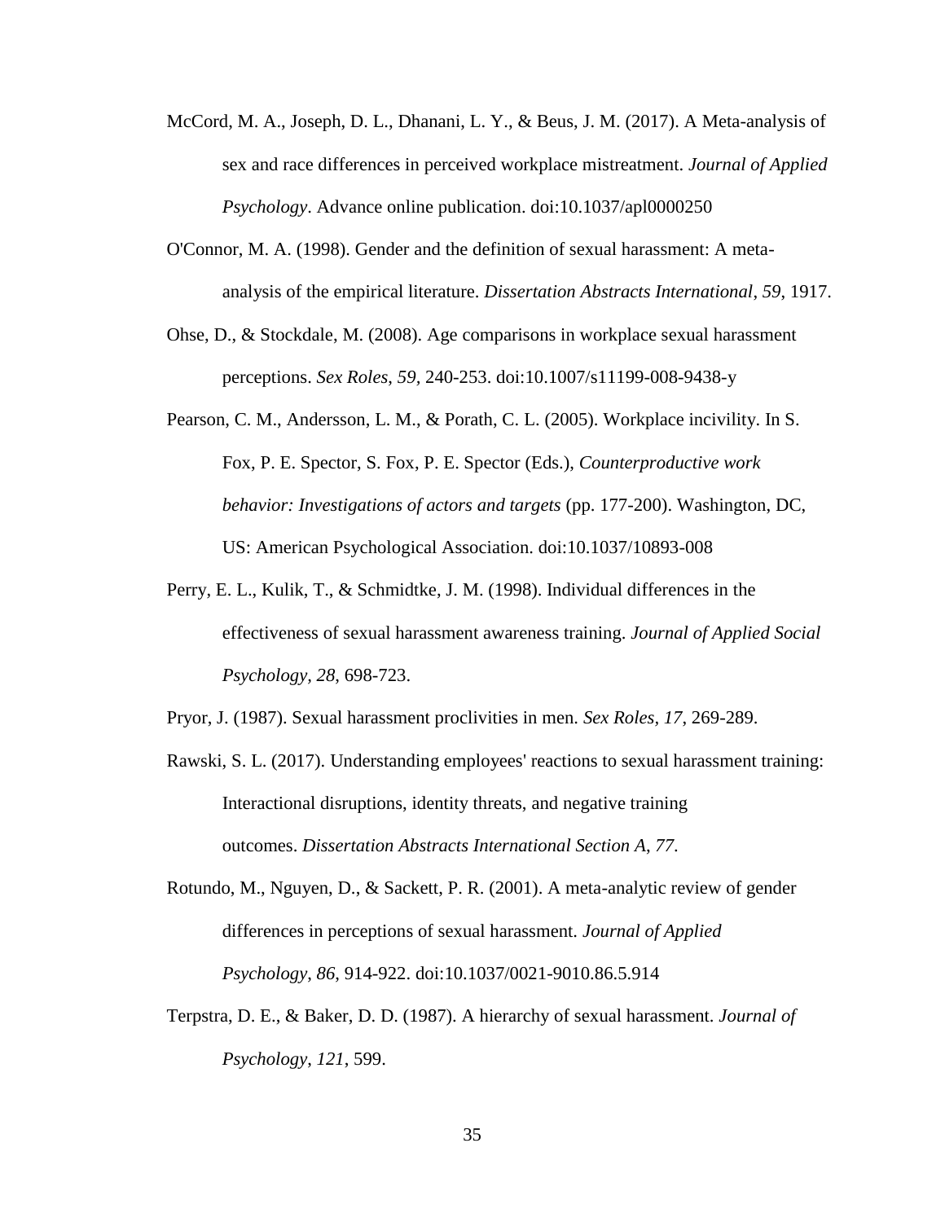McCord, M. A., Joseph, D. L., Dhanani, L. Y., & Beus, J. M. (2017). A Meta-analysis of sex and race differences in perceived workplace mistreatment. *Journal of Applied Psychology*. Advance online publication. doi:10.1037/apl0000250

O'Connor, M. A. (1998). Gender and the definition of sexual harassment: A meta-analysis of the empirical literature. *Dissertation Abstracts International*, *59*, 1917.

Ohse, D., & Stockdale, M. (2008). Age comparisons in workplace sexual harassment perceptions. *Sex Roles*, *59*, 240-253. doi:10.1007/s11199-008-9438-y

Pearson, C. M., Andersson, L. M., & Porath, C. L. (2005). Workplace incivility. In S. Fox, P. E. Spector, S. Fox, P. E. Spector (Eds.), *Counterproductive work behavior: Investigations of actors and targets* (pp. 177-200). Washington, DC, US: American Psychological Association. doi:10.1037/10893-008

Perry, E. L., Kulik, T., & Schmidtke, J. M. (1998). Individual differences in the effectiveness of sexual harassment awareness training. *Journal of Applied Social Psychology*, *28*, 698-723.

Pryor, J. (1987). Sexual harassment proclivities in men. *Sex Roles, 17*, 269-289.

Rawski, S. L. (2017). Understanding employees' reactions to sexual harassment training: Interactional disruptions, identity threats, and negative training outcomes. *Dissertation Abstracts International Section A*, *77*.

Rotundo, M., Nguyen, D., & Sackett, P. R. (2001). A meta-analytic review of gender differences in perceptions of sexual harassment. *Journal of Applied Psychology*, *86*, 914-922. doi:10.1037/0021-9010.86.5.914

Terpstra, D. E., & Baker, D. D. (1987). A hierarchy of sexual harassment. *Journal of Psychology*, *121*, 599.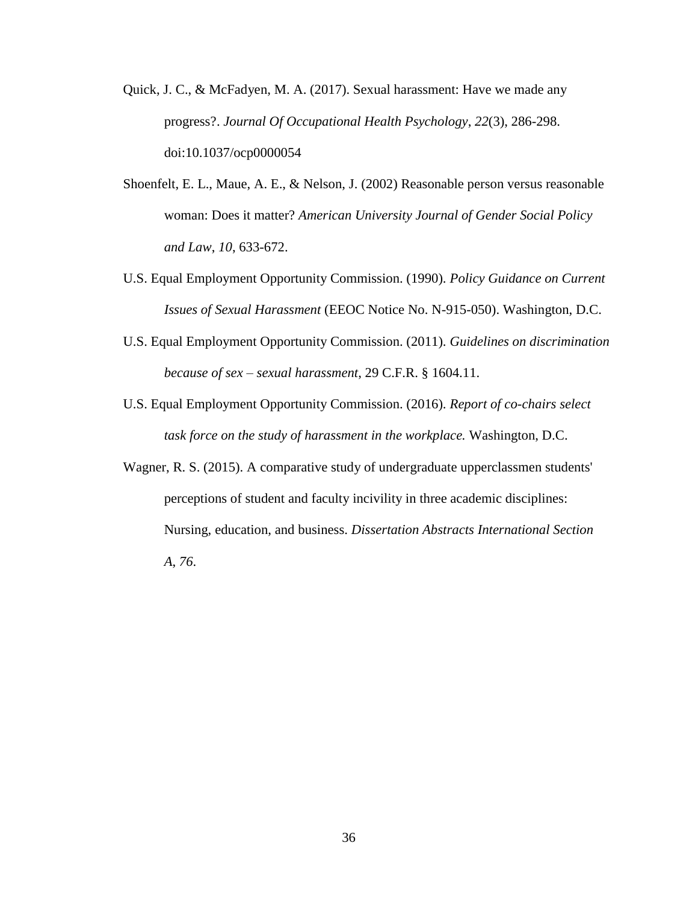Quick, J. C., & McFadyen, M. A. (2017). Sexual harassment: Have we made any progress?. *Journal Of Occupational Health Psychology*, *22*(3), 286-298. doi:10.1037/ocp0000054

Shoenfelt, E. L., Maue, A. E., & Nelson, J. (2002) Reasonable person versus reasonable woman: Does it matter? *American University Journal of Gender Social Policy and Law*, *10*, 633-672.

U.S. Equal Employment Opportunity Commission. (1990). *Policy Guidance on Current Issues of Sexual Harassment* (EEOC Notice No. N-915-050). Washington, D.C.

U.S. Equal Employment Opportunity Commission. (2011). *Guidelines on discrimination because of sex – sexual harassment*, 29 C.F.R. § 1604.11.

U.S. Equal Employment Opportunity Commission. (2016). *Report of co-chairs select task force on the study of harassment in the workplace.* Washington, D.C.

Wagner, R. S. (2015). A comparative study of undergraduate upperclassmen students' perceptions of student and faculty incivility in three academic disciplines: Nursing, education, and business. *Dissertation Abstracts International Section A*, *76*.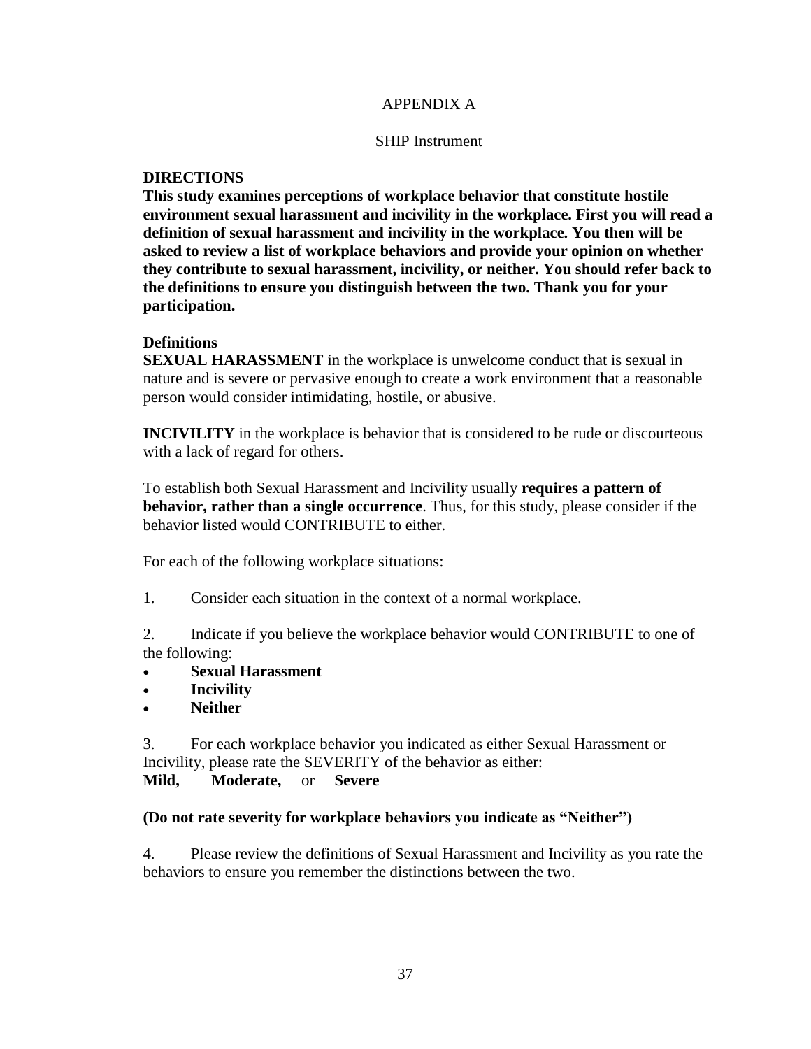# APPENDIX A

## SHIP Instrument

**DIRECTIONS**

**This study examines perceptions of workplace behavior that constitute hostile environment sexual harassment and incivility in the workplace. First you will read a definition of sexual harassment and incivility in the workplace. You then will be asked to review a list of workplace behaviors and provide your opinion on whether they contribute to sexual harassment, incivility, or neither. You should refer back to the definitions to ensure you distinguish between the two. Thank you for your participation.**

**Definitions**

**SEXUAL HARASSMENT** in the workplace is unwelcome conduct that is sexual in nature and is severe or pervasive enough to create a work environment that a reasonable person would consider intimidating, hostile, or abusive.

**INCIVILITY** in the workplace is behavior that is considered to be rude or discourteous with a lack of regard for others.

To establish both Sexual Harassment and Incivility usually **requires a pattern of behavior, rather than a single occurrence**. Thus, for this study, please consider if the behavior listed would CONTRIBUTE to either.

<u>For each of the following workplace situations:</u>

1. Consider each situation in the context of a normal workplace.

2. Indicate if you believe the workplace behavior would CONTRIBUTE to one of the following:
   - **Sexual Harassment**
   - **Incivility**
   - **Neither**

3. For each workplace behavior you indicated as either Sexual Harassment or Incivility, please rate the SEVERITY of the behavior as either:
**Mild,** **Moderate,** or **Severe**

**(Do not rate severity for workplace behaviors you indicate as "Neither")**

4. Please review the definitions of Sexual Harassment and Incivility as you rate the behaviors to ensure you remember the distinctions between the two.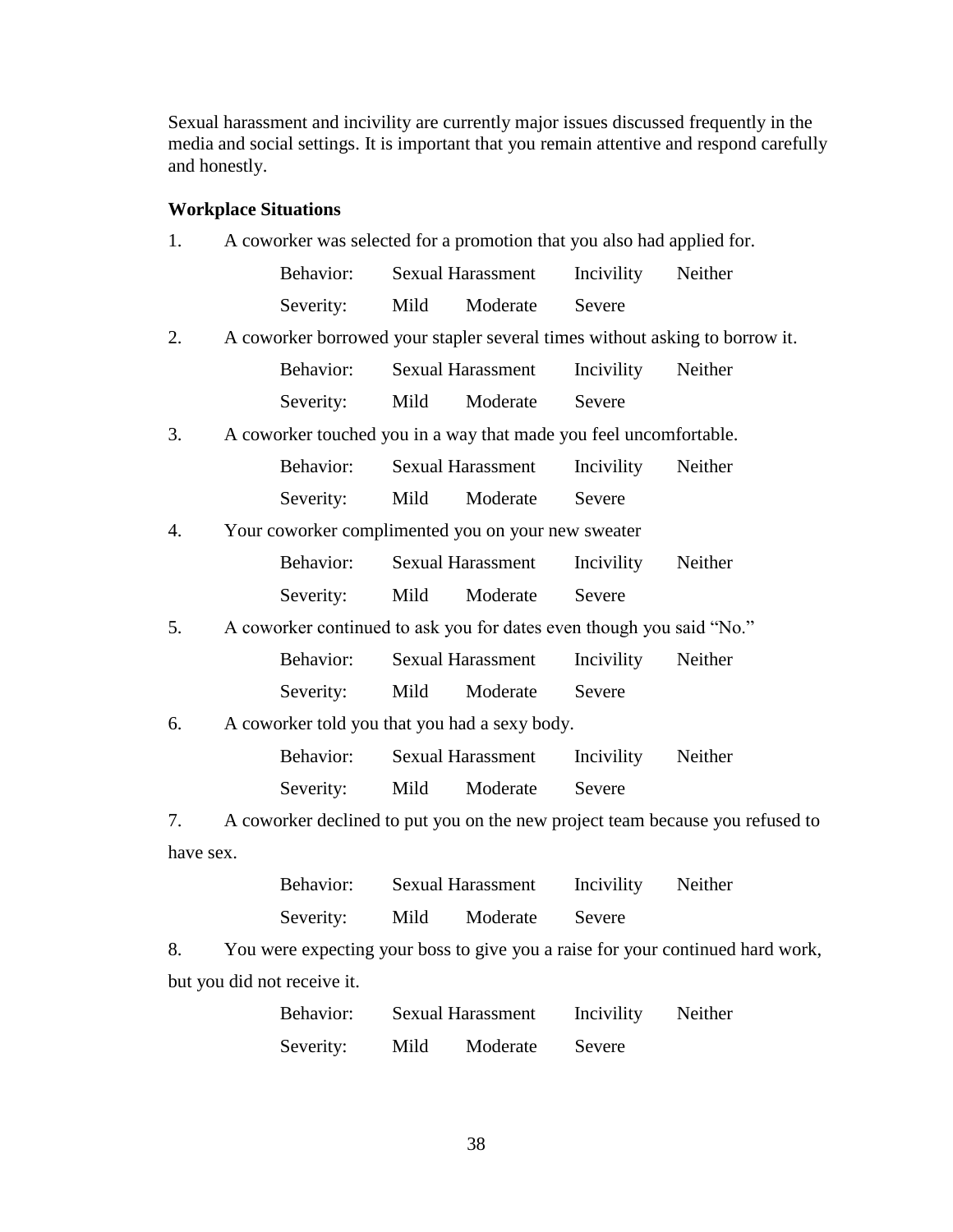Sexual harassment and incivility are currently major issues discussed frequently in the media and social settings. It is important that you remain attentive and respond carefully and honestly.

**Workplace Situations**

1. A coworker was selected for a promotion that you also had applied for.

   Behavior: Sexual Harassment Incivility Neither

   Severity: Mild Moderate Severe

2. A coworker borrowed your stapler several times without asking to borrow it.

   Behavior: Sexual Harassment Incivility Neither

   Severity: Mild Moderate Severe

3. A coworker touched you in a way that made you feel uncomfortable.

   Behavior: Sexual Harassment Incivility Neither

   Severity: Mild Moderate Severe

4. Your coworker complimented you on your new sweater

   Behavior: Sexual Harassment Incivility Neither

   Severity: Mild Moderate Severe

5. A coworker continued to ask you for dates even though you said "No."

   Behavior: Sexual Harassment Incivility Neither

   Severity: Mild Moderate Severe

6. A coworker told you that you had a sexy body.

   Behavior: Sexual Harassment Incivility Neither

   Severity: Mild Moderate Severe

7. A coworker declined to put you on the new project team because you refused to have sex.

   Behavior: Sexual Harassment Incivility Neither

   Severity: Mild Moderate Severe

8. You were expecting your boss to give you a raise for your continued hard work, but you did not receive it.

   Behavior: Sexual Harassment Incivility Neither

   Severity: Mild Moderate Severe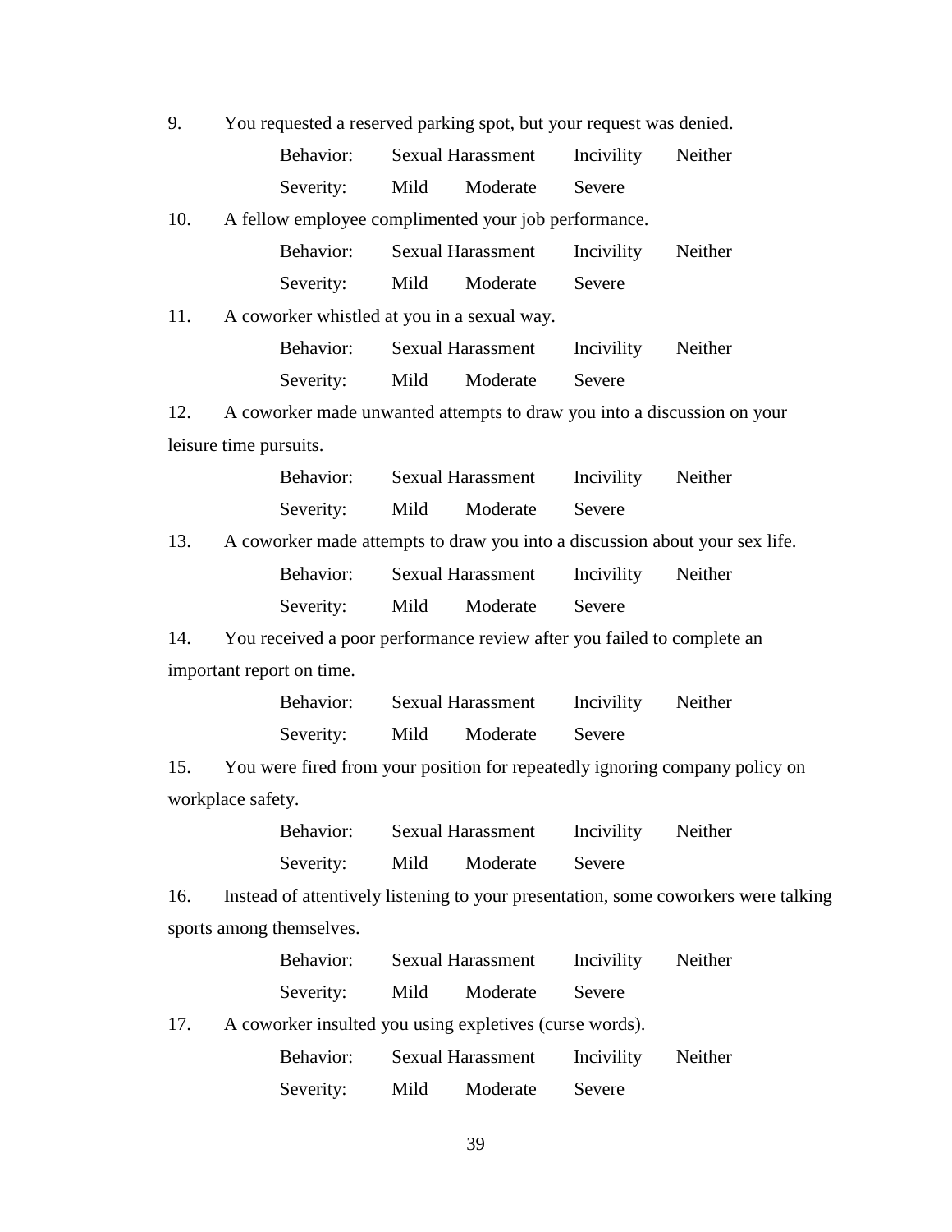9. You requested a reserved parking spot, but your request was denied.

Behavior: Sexual Harassment Incivility Neither

Severity: Mild Moderate Severe

10. A fellow employee complimented your job performance.

Behavior: Sexual Harassment Incivility Neither

Severity: Mild Moderate Severe

11. A coworker whistled at you in a sexual way.

Behavior: Sexual Harassment Incivility Neither

Severity: Mild Moderate Severe

12. A coworker made unwanted attempts to draw you into a discussion on your leisure time pursuits.

Behavior: Sexual Harassment Incivility Neither

Severity: Mild Moderate Severe

13. A coworker made attempts to draw you into a discussion about your sex life.

Behavior: Sexual Harassment Incivility Neither

Severity: Mild Moderate Severe

14. You received a poor performance review after you failed to complete an important report on time.

Behavior: Sexual Harassment Incivility Neither

Severity: Mild Moderate Severe

15. You were fired from your position for repeatedly ignoring company policy on workplace safety.

Behavior: Sexual Harassment Incivility Neither

Severity: Mild Moderate Severe

16. Instead of attentively listening to your presentation, some coworkers were talking sports among themselves.

Behavior: Sexual Harassment Incivility Neither

Severity: Mild Moderate Severe

17. A coworker insulted you using expletives (curse words).

Behavior: Sexual Harassment Incivility Neither

Severity: Mild Moderate Severe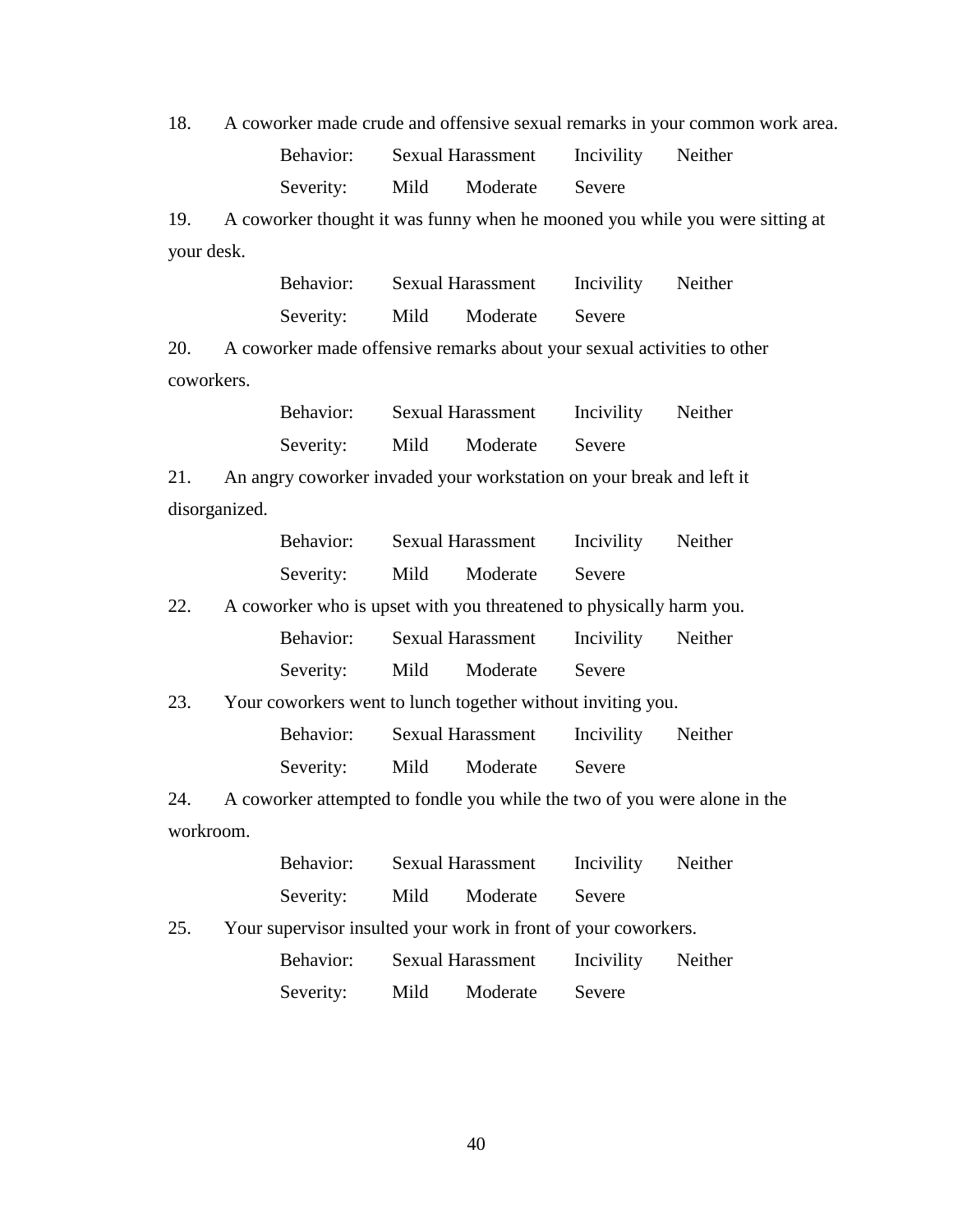18. A coworker made crude and offensive sexual remarks in your common work area.

Behavior: Sexual Harassment Incivility Neither

Severity: Mild Moderate Severe

19. A coworker thought it was funny when he mooned you while you were sitting at your desk.

Behavior: Sexual Harassment Incivility Neither

Severity: Mild Moderate Severe

20. A coworker made offensive remarks about your sexual activities to other coworkers.

Behavior: Sexual Harassment Incivility Neither

Severity: Mild Moderate Severe

21. An angry coworker invaded your workstation on your break and left it disorganized.

Behavior: Sexual Harassment Incivility Neither

Severity: Mild Moderate Severe

22. A coworker who is upset with you threatened to physically harm you.

Behavior: Sexual Harassment Incivility Neither

Severity: Mild Moderate Severe

23. Your coworkers went to lunch together without inviting you.

Behavior: Sexual Harassment Incivility Neither

Severity: Mild Moderate Severe

24. A coworker attempted to fondle you while the two of you were alone in the workroom.

Behavior: Sexual Harassment Incivility Neither

Severity: Mild Moderate Severe

25. Your supervisor insulted your work in front of your coworkers.

Behavior: Sexual Harassment Incivility Neither

Severity: Mild Moderate Severe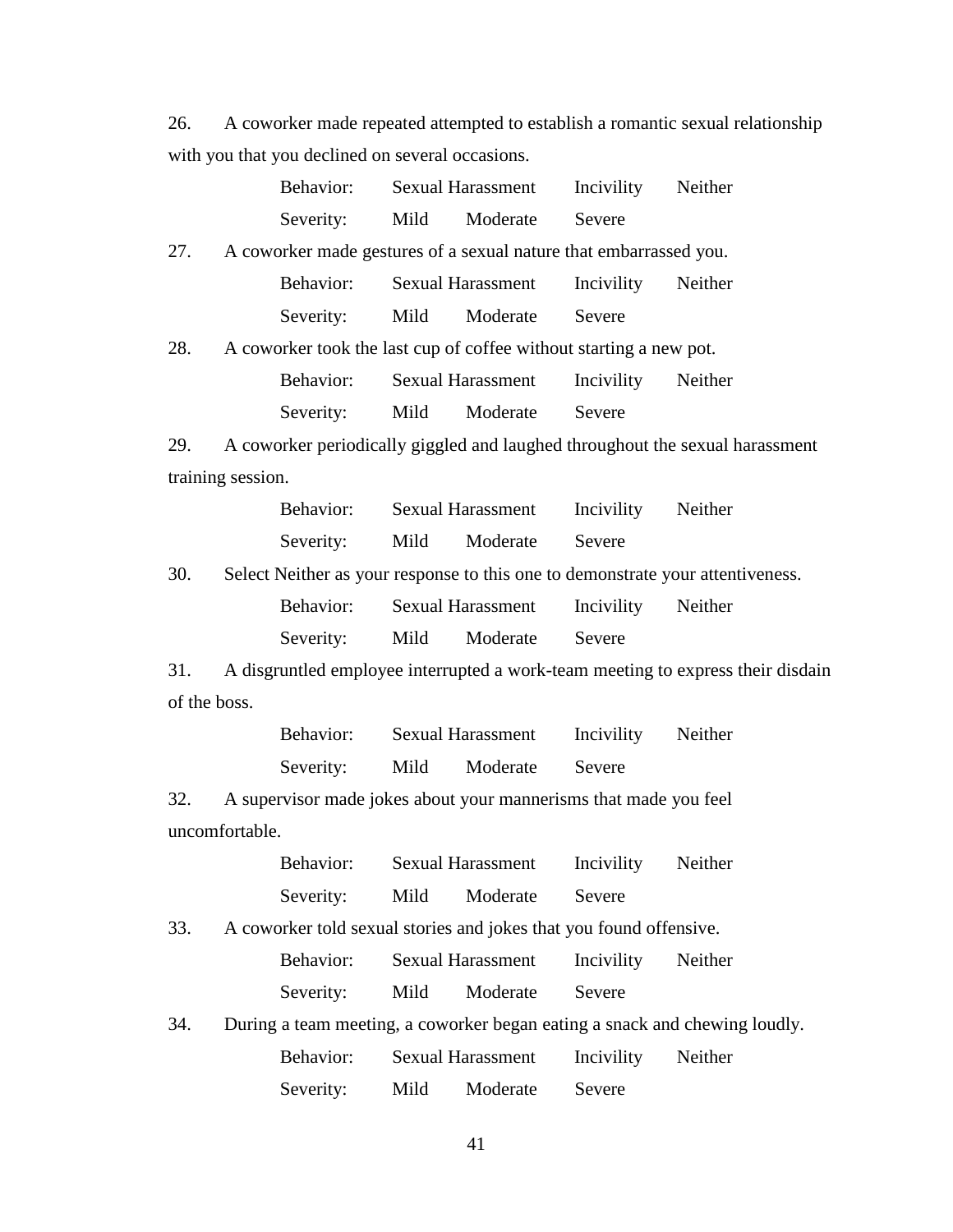26. A coworker made repeated attempted to establish a romantic sexual relationship with you that you declined on several occasions.

Behavior: Sexual Harassment Incivility Neither

Severity: Mild Moderate Severe

27. A coworker made gestures of a sexual nature that embarrassed you.

Behavior: Sexual Harassment Incivility Neither

Severity: Mild Moderate Severe

28. A coworker took the last cup of coffee without starting a new pot.

Behavior: Sexual Harassment Incivility Neither

Severity: Mild Moderate Severe

29. A coworker periodically giggled and laughed throughout the sexual harassment training session.

Behavior: Sexual Harassment Incivility Neither

Severity: Mild Moderate Severe

30. Select Neither as your response to this one to demonstrate your attentiveness.

Behavior: Sexual Harassment Incivility Neither

Severity: Mild Moderate Severe

31. A disgruntled employee interrupted a work-team meeting to express their disdain of the boss.

Behavior: Sexual Harassment Incivility Neither

Severity: Mild Moderate Severe

32. A supervisor made jokes about your mannerisms that made you feel uncomfortable.

Behavior: Sexual Harassment Incivility Neither

Severity: Mild Moderate Severe

33. A coworker told sexual stories and jokes that you found offensive.

Behavior: Sexual Harassment Incivility Neither

Severity: Mild Moderate Severe

34. During a team meeting, a coworker began eating a snack and chewing loudly.

Behavior: Sexual Harassment Incivility Neither

Severity: Mild Moderate Severe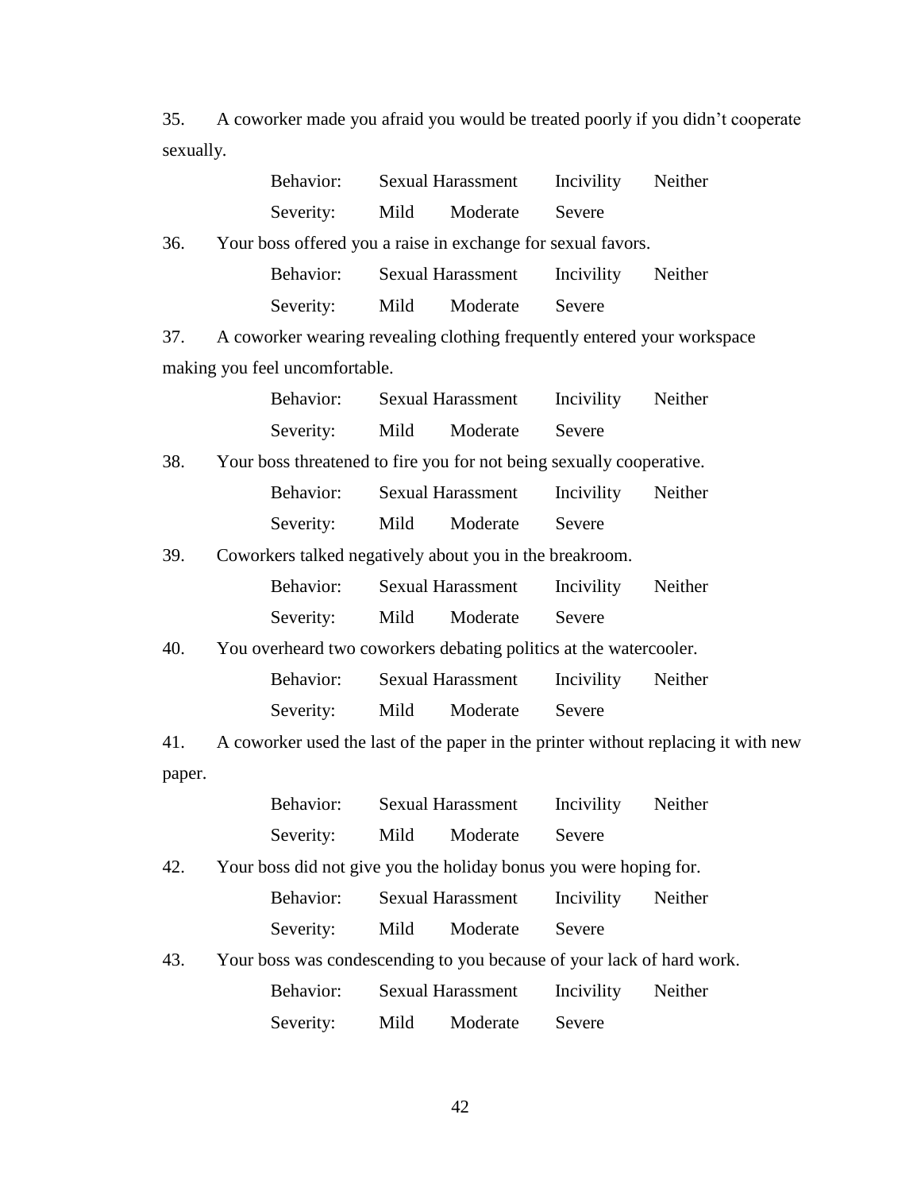35. A coworker made you afraid you would be treated poorly if you didn't cooperate sexually.

Behavior: Sexual Harassment Incivility Neither

Severity: Mild Moderate Severe

36. Your boss offered you a raise in exchange for sexual favors.

Behavior: Sexual Harassment Incivility Neither

Severity: Mild Moderate Severe

37. A coworker wearing revealing clothing frequently entered your workspace making you feel uncomfortable.

Behavior: Sexual Harassment Incivility Neither

Severity: Mild Moderate Severe

38. Your boss threatened to fire you for not being sexually cooperative.

Behavior: Sexual Harassment Incivility Neither

Severity: Mild Moderate Severe

39. Coworkers talked negatively about you in the breakroom.

Behavior: Sexual Harassment Incivility Neither

Severity: Mild Moderate Severe

40. You overheard two coworkers debating politics at the watercooler.

Behavior: Sexual Harassment Incivility Neither

Severity: Mild Moderate Severe

41. A coworker used the last of the paper in the printer without replacing it with new paper.

Behavior: Sexual Harassment Incivility Neither

Severity: Mild Moderate Severe

42. Your boss did not give you the holiday bonus you were hoping for.

Behavior: Sexual Harassment Incivility Neither

Severity: Mild Moderate Severe

43. Your boss was condescending to you because of your lack of hard work.

Behavior: Sexual Harassment Incivility Neither

Severity: Mild Moderate Severe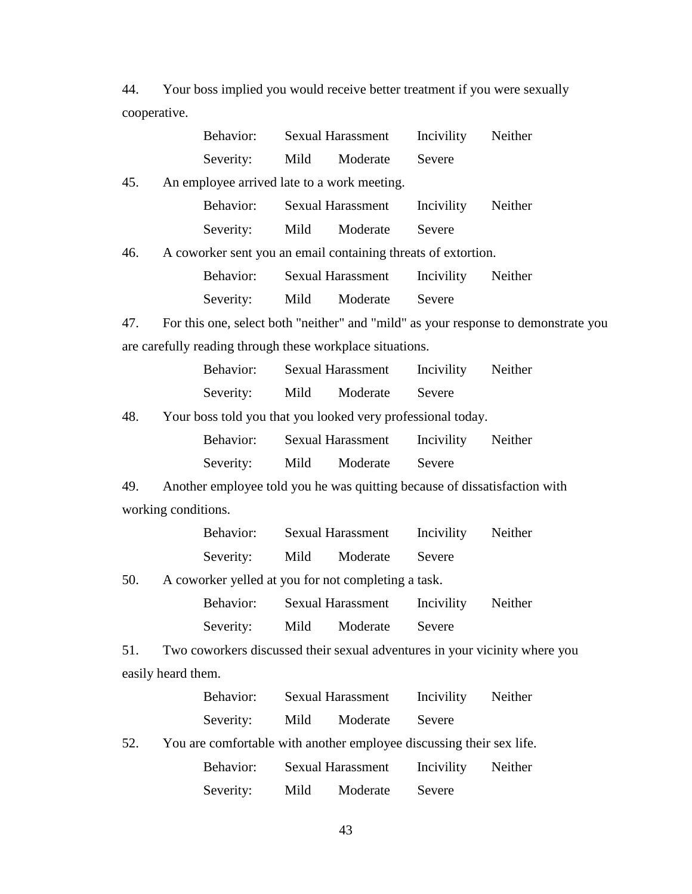44. Your boss implied you would receive better treatment if you were sexually cooperative.

    Behavior: Sexual Harassment Incivility Neither

    Severity: Mild Moderate Severe

45. An employee arrived late to a work meeting.

    Behavior: Sexual Harassment Incivility Neither

    Severity: Mild Moderate Severe

46. A coworker sent you an email containing threats of extortion.

    Behavior: Sexual Harassment Incivility Neither

    Severity: Mild Moderate Severe

47. For this one, select both "neither" and "mild" as your response to demonstrate you are carefully reading through these workplace situations.

    Behavior: Sexual Harassment Incivility Neither

    Severity: Mild Moderate Severe

48. Your boss told you that you looked very professional today.

    Behavior: Sexual Harassment Incivility Neither

    Severity: Mild Moderate Severe

49. Another employee told you he was quitting because of dissatisfaction with working conditions.

    Behavior: Sexual Harassment Incivility Neither

    Severity: Mild Moderate Severe

50. A coworker yelled at you for not completing a task.

    Behavior: Sexual Harassment Incivility Neither

    Severity: Mild Moderate Severe

51. Two coworkers discussed their sexual adventures in your vicinity where you easily heard them.

    Behavior: Sexual Harassment Incivility Neither

    Severity: Mild Moderate Severe

52. You are comfortable with another employee discussing their sex life.

    Behavior: Sexual Harassment Incivility Neither

    Severity: Mild Moderate Severe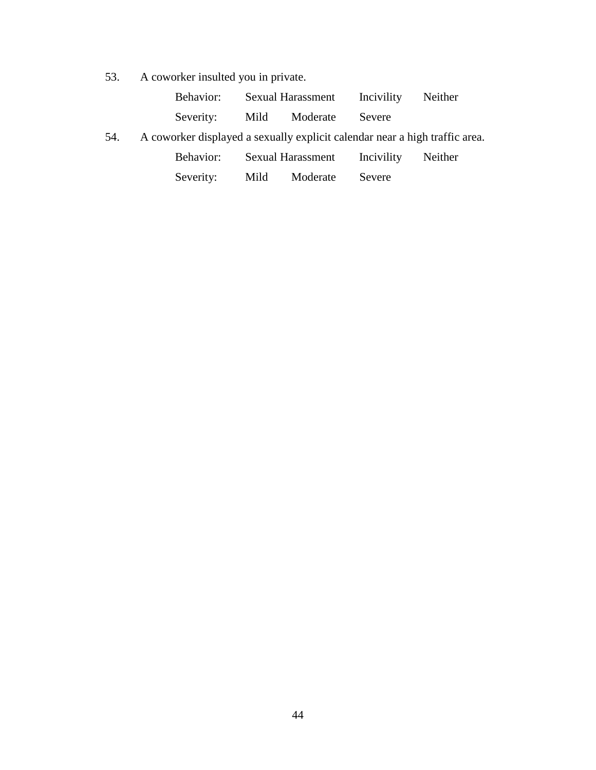53. A coworker insulted you in private.

    Behavior: Sexual Harassment Incivility Neither

    Severity: Mild Moderate Severe

54. A coworker displayed a sexually explicit calendar near a high traffic area.

    Behavior: Sexual Harassment Incivility Neither

    Severity: Mild Moderate Severe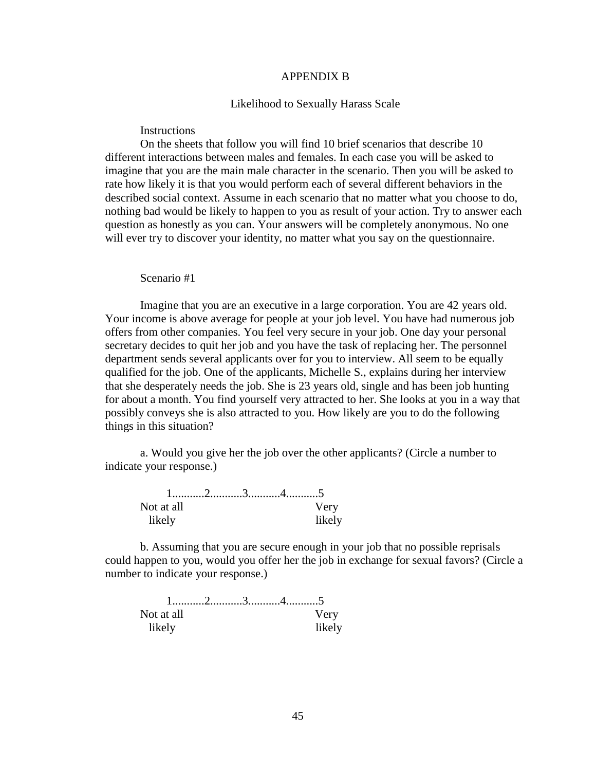# APPENDIX B

## Likelihood to Sexually Harass Scale

Instructions

On the sheets that follow you will find 10 brief scenarios that describe 10 different interactions between males and females. In each case you will be asked to imagine that you are the main male character in the scenario. Then you will be asked to rate how likely it is that you would perform each of several different behaviors in the described social context. Assume in each scenario that no matter what you choose to do, nothing bad would be likely to happen to you as result of your action. Try to answer each question as honestly as you can. Your answers will be completely anonymous. No one will ever try to discover your identity, no matter what you say on the questionnaire.

Scenario #1

Imagine that you are an executive in a large corporation. You are 42 years old. Your income is above average for people at your job level. You have had numerous job offers from other companies. You feel very secure in your job. One day your personal secretary decides to quit her job and you have the task of replacing her. The personnel department sends several applicants over for you to interview. All seem to be equally qualified for the job. One of the applicants, Michelle S., explains during her interview that she desperately needs the job. She is 23 years old, single and has been job hunting for about a month. You find yourself very attracted to her. She looks at you in a way that possibly conveys she is also attracted to you. How likely are you to do the following things in this situation?

a. Would you give her the job over the other applicants? (Circle a number to indicate your response.)

```
     1...........2...........3...........4...........5
Not at all                                    Very
  likely                                      likely
```

b. Assuming that you are secure enough in your job that no possible reprisals could happen to you, would you offer her the job in exchange for sexual favors? (Circle a number to indicate your response.)

```
     1...........2...........3...........4...........5
Not at all                                    Very
  likely                                      likely
```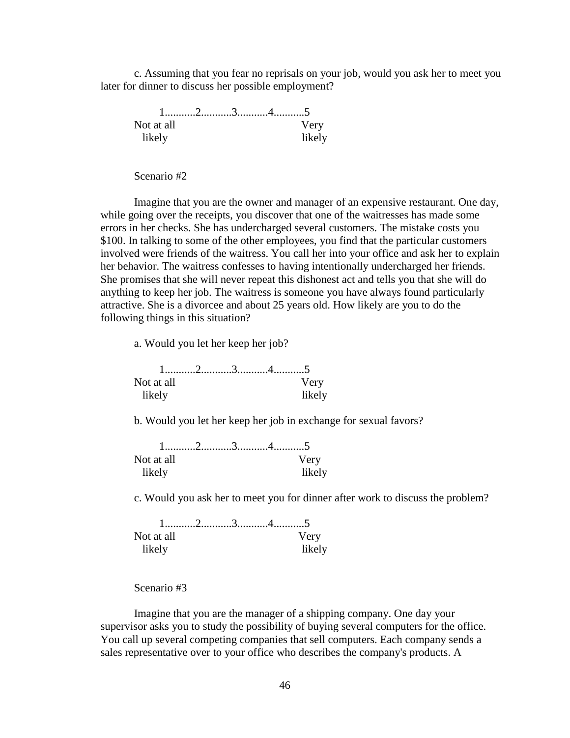c. Assuming that you fear no reprisals on your job, would you ask her to meet you later for dinner to discuss her possible employment?

```
     1...........2...........3...........4...........5
Not at all                                    Very
  likely                                      likely
```

Scenario #2

Imagine that you are the owner and manager of an expensive restaurant. One day, while going over the receipts, you discover that one of the waitresses has made some errors in her checks. She has undercharged several customers. The mistake costs you $100. In talking to some of the other employees, you find that the particular customers involved were friends of the waitress. You call her into your office and ask her to explain her behavior. The waitress confesses to having intentionally undercharged her friends. She promises that she will never repeat this dishonest act and tells you that she will do anything to keep her job. The waitress is someone you have always found particularly attractive. She is a divorcee and about 25 years old. How likely are you to do the following things in this situation?

a. Would you let her keep her job?

```
     1...........2...........3...........4...........5
Not at all                                    Very
  likely                                      likely
```

b. Would you let her keep her job in exchange for sexual favors?

```
     1...........2...........3...........4...........5
Not at all                                    Very
  likely                                      likely
```

c. Would you ask her to meet you for dinner after work to discuss the problem?

```
     1...........2...........3...........4...........5
Not at all                                    Very
  likely                                      likely
```

Scenario #3

Imagine that you are the manager of a shipping company. One day your supervisor asks you to study the possibility of buying several computers for the office. You call up several competing companies that sell computers. Each company sends a sales representative over to your office who describes the company's products. A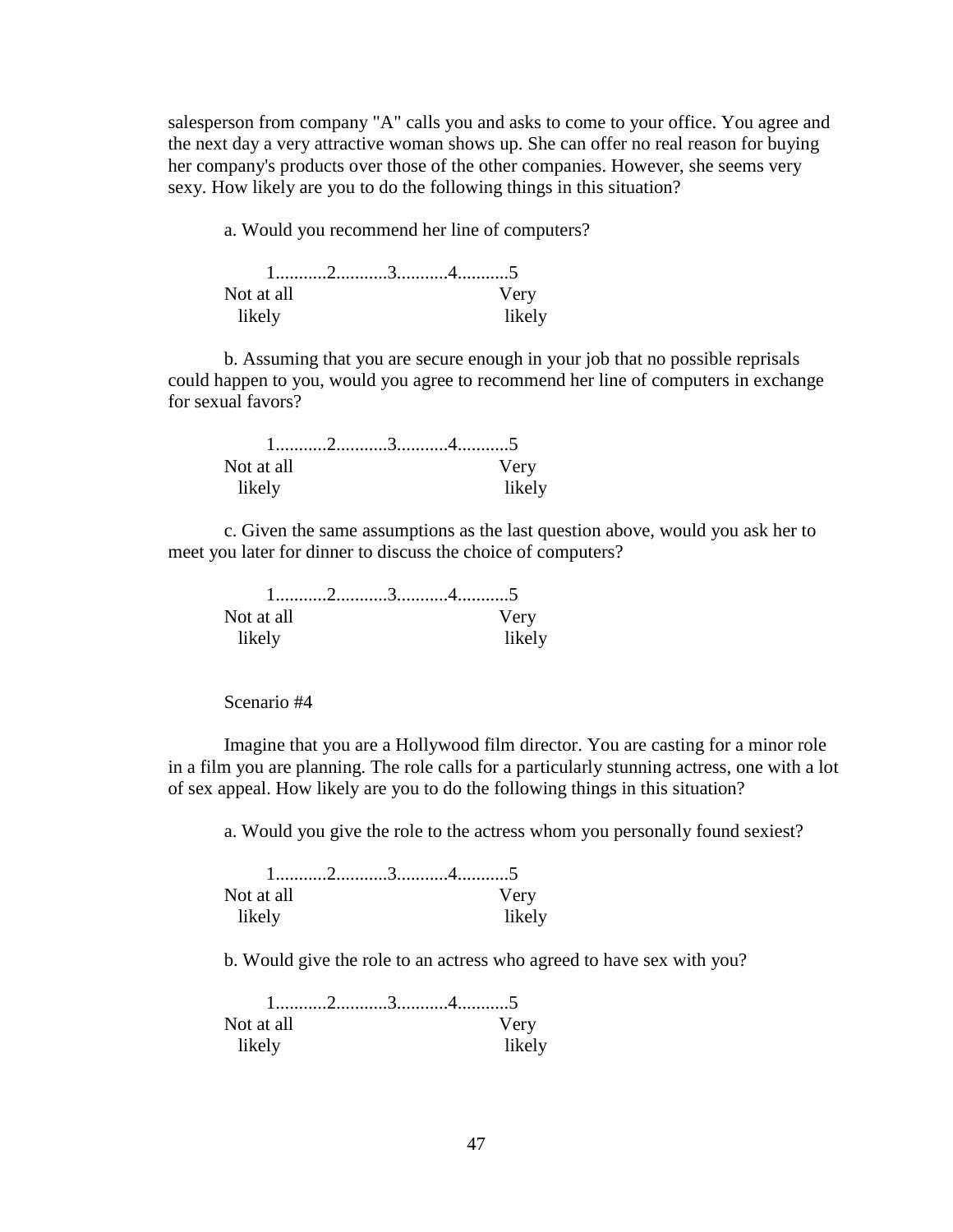salesperson from company "A" calls you and asks to come to your office. You agree and the next day a very attractive woman shows up. She can offer no real reason for buying her company's products over those of the other companies. However, she seems very sexy. How likely are you to do the following things in this situation?

a. Would you recommend her line of computers?

```
    1...........2...........3...........4...........5
Not at all                                  Very
  likely                                     likely
```

b. Assuming that you are secure enough in your job that no possible reprisals could happen to you, would you agree to recommend her line of computers in exchange for sexual favors?

```
    1...........2...........3...........4...........5
Not at all                                  Very
  likely                                     likely
```

c. Given the same assumptions as the last question above, would you ask her to meet you later for dinner to discuss the choice of computers?

```
    1...........2...........3...........4...........5
Not at all                                  Very
  likely                                     likely
```

Scenario #4

Imagine that you are a Hollywood film director. You are casting for a minor role in a film you are planning. The role calls for a particularly stunning actress, one with a lot of sex appeal. How likely are you to do the following things in this situation?

a. Would you give the role to the actress whom you personally found sexiest?

```
    1...........2...........3...........4...........5
Not at all                                  Very
  likely                                     likely
```

b. Would give the role to an actress who agreed to have sex with you?

```
    1...........2...........3...........4...........5
Not at all                                  Very
  likely                                     likely
```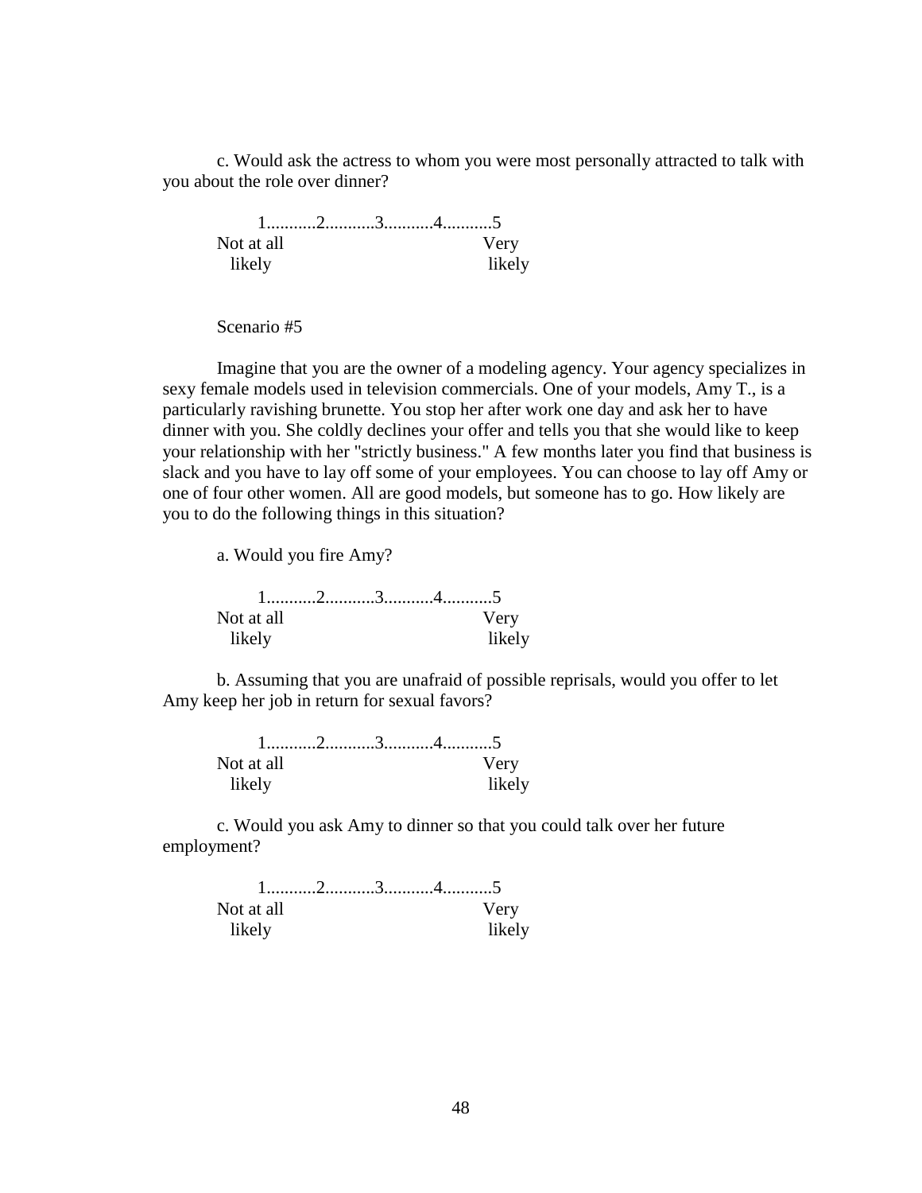c. Would ask the actress to whom you were most personally attracted to talk with you about the role over dinner?

1...........2...........3...........4...........5
Not at all likely — Very likely

Scenario #5

Imagine that you are the owner of a modeling agency. Your agency specializes in sexy female models used in television commercials. One of your models, Amy T., is a particularly ravishing brunette. You stop her after work one day and ask her to have dinner with you. She coldly declines your offer and tells you that she would like to keep your relationship with her "strictly business." A few months later you find that business is slack and you have to lay off some of your employees. You can choose to lay off Amy or one of four other women. All are good models, but someone has to go. How likely are you to do the following things in this situation?

a. Would you fire Amy?

1...........2...........3...........4...........5
Not at all likely — Very likely

b. Assuming that you are unafraid of possible reprisals, would you offer to let Amy keep her job in return for sexual favors?

1...........2...........3...........4...........5
Not at all likely — Very likely

c. Would you ask Amy to dinner so that you could talk over her future employment?

1...........2...........3...........4...........5
Not at all likely — Very likely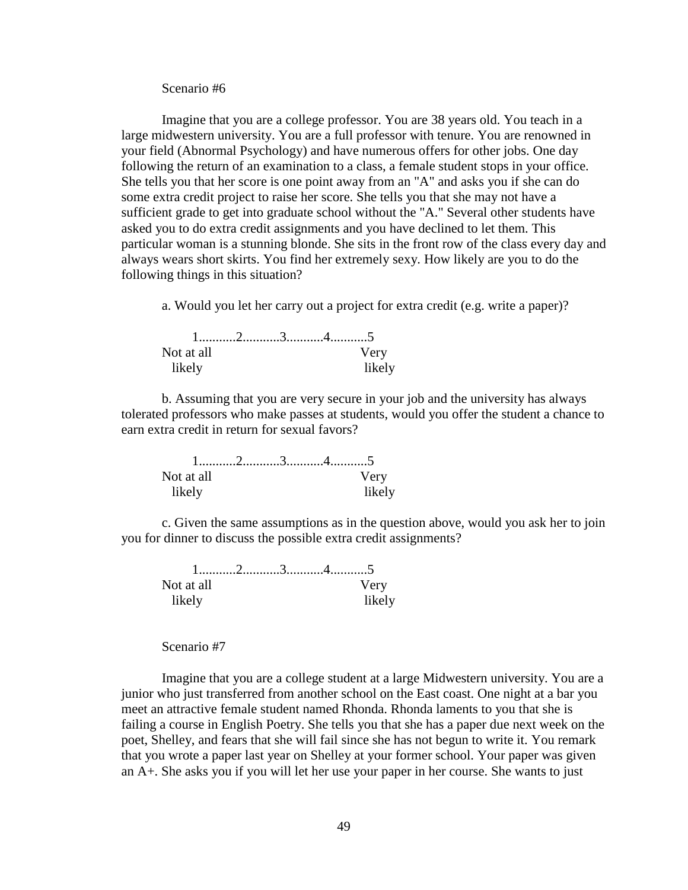Scenario #6

Imagine that you are a college professor. You are 38 years old. You teach in a large midwestern university. You are a full professor with tenure. You are renowned in your field (Abnormal Psychology) and have numerous offers for other jobs. One day following the return of an examination to a class, a female student stops in your office. She tells you that her score is one point away from an "A" and asks you if she can do some extra credit project to raise her score. She tells you that she may not have a sufficient grade to get into graduate school without the "A." Several other students have asked you to do extra credit assignments and you have declined to let them. This particular woman is a stunning blonde. She sits in the front row of the class every day and always wears short skirts. You find her extremely sexy. How likely are you to do the following things in this situation?

a. Would you let her carry out a project for extra credit (e.g. write a paper)?

```
      1..........2..........3..........4..........5
Not at all                                Very
  likely                                  likely
```

b. Assuming that you are very secure in your job and the university has always tolerated professors who make passes at students, would you offer the student a chance to earn extra credit in return for sexual favors?

```
      1..........2..........3..........4..........5
Not at all                                Very
  likely                                  likely
```

c. Given the same assumptions as in the question above, would you ask her to join you for dinner to discuss the possible extra credit assignments?

```
      1..........2..........3..........4..........5
Not at all                                Very
  likely                                  likely
```

Scenario #7

Imagine that you are a college student at a large Midwestern university. You are a junior who just transferred from another school on the East coast. One night at a bar you meet an attractive female student named Rhonda. Rhonda laments to you that she is failing a course in English Poetry. She tells you that she has a paper due next week on the poet, Shelley, and fears that she will fail since she has not begun to write it. You remark that you wrote a paper last year on Shelley at your former school. Your paper was given an A+. She asks you if you will let her use your paper in her course. She wants to just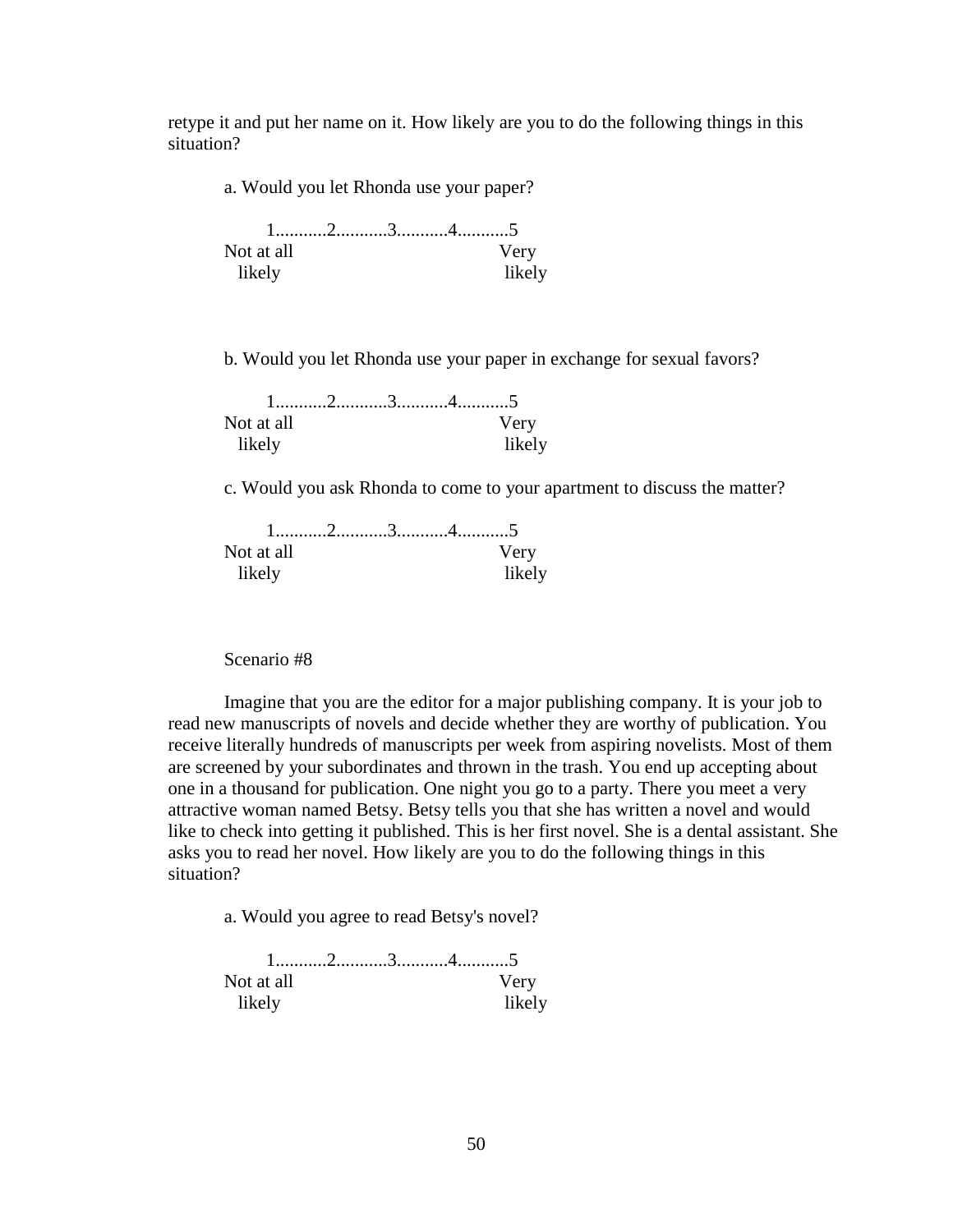retype it and put her name on it. How likely are you to do the following things in this situation?

a. Would you let Rhonda use your paper?

1...........2...........3...........4...........5
Not at all likely — Very likely

b. Would you let Rhonda use your paper in exchange for sexual favors?

1...........2...........3...........4...........5
Not at all likely — Very likely

c. Would you ask Rhonda to come to your apartment to discuss the matter?

1...........2...........3...........4...........5
Not at all likely — Very likely

Scenario #8

Imagine that you are the editor for a major publishing company. It is your job to read new manuscripts of novels and decide whether they are worthy of publication. You receive literally hundreds of manuscripts per week from aspiring novelists. Most of them are screened by your subordinates and thrown in the trash. You end up accepting about one in a thousand for publication. One night you go to a party. There you meet a very attractive woman named Betsy. Betsy tells you that she has written a novel and would like to check into getting it published. This is her first novel. She is a dental assistant. She asks you to read her novel. How likely are you to do the following things in this situation?

a. Would you agree to read Betsy's novel?

1...........2...........3...........4...........5
Not at all likely — Very likely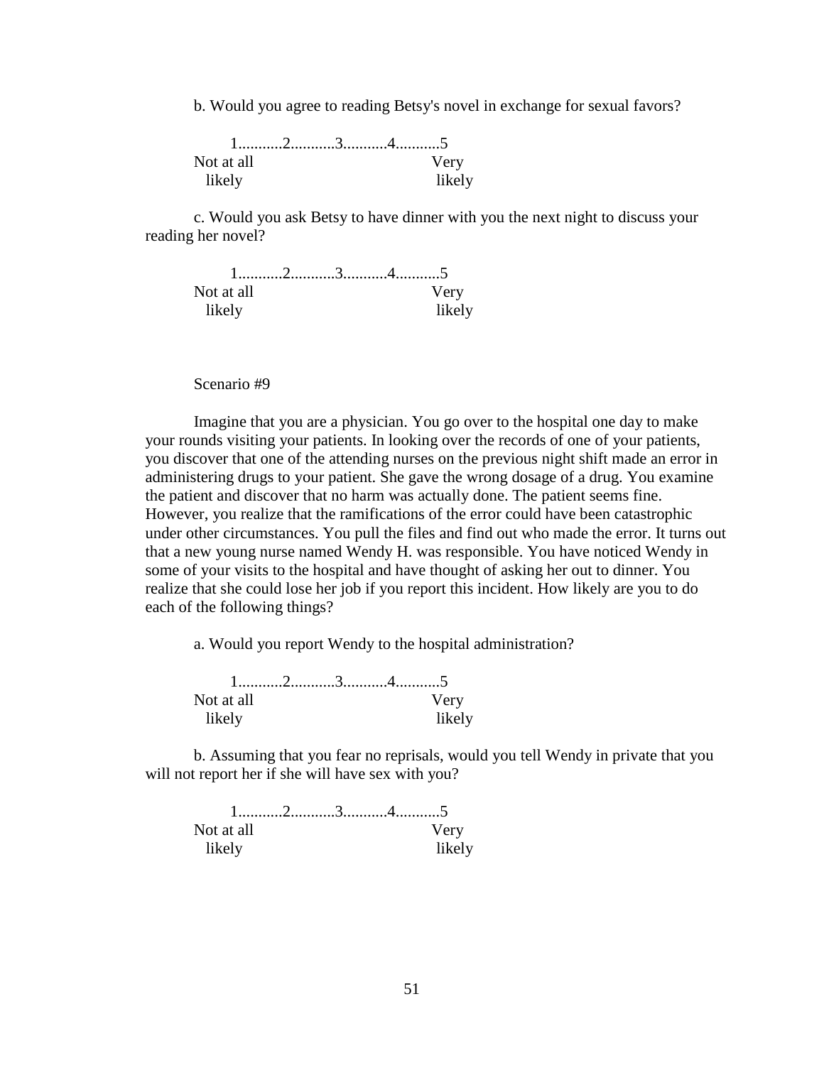b. Would you agree to reading Betsy's novel in exchange for sexual favors?

```
      1...........2...........3...........4...........5
Not at all                                  Very
  likely                                     likely
```

c. Would you ask Betsy to have dinner with you the next night to discuss your reading her novel?

```
      1...........2...........3...........4...........5
Not at all                                  Very
  likely                                     likely
```

Scenario #9

Imagine that you are a physician. You go over to the hospital one day to make your rounds visiting your patients. In looking over the records of one of your patients, you discover that one of the attending nurses on the previous night shift made an error in administering drugs to your patient. She gave the wrong dosage of a drug. You examine the patient and discover that no harm was actually done. The patient seems fine. However, you realize that the ramifications of the error could have been catastrophic under other circumstances. You pull the files and find out who made the error. It turns out that a new young nurse named Wendy H. was responsible. You have noticed Wendy in some of your visits to the hospital and have thought of asking her out to dinner. You realize that she could lose her job if you report this incident. How likely are you to do each of the following things?

a. Would you report Wendy to the hospital administration?

```
      1...........2...........3...........4...........5
Not at all                                  Very
  likely                                     likely
```

b. Assuming that you fear no reprisals, would you tell Wendy in private that you will not report her if she will have sex with you?

```
      1...........2...........3...........4...........5
Not at all                                  Very
  likely                                     likely
```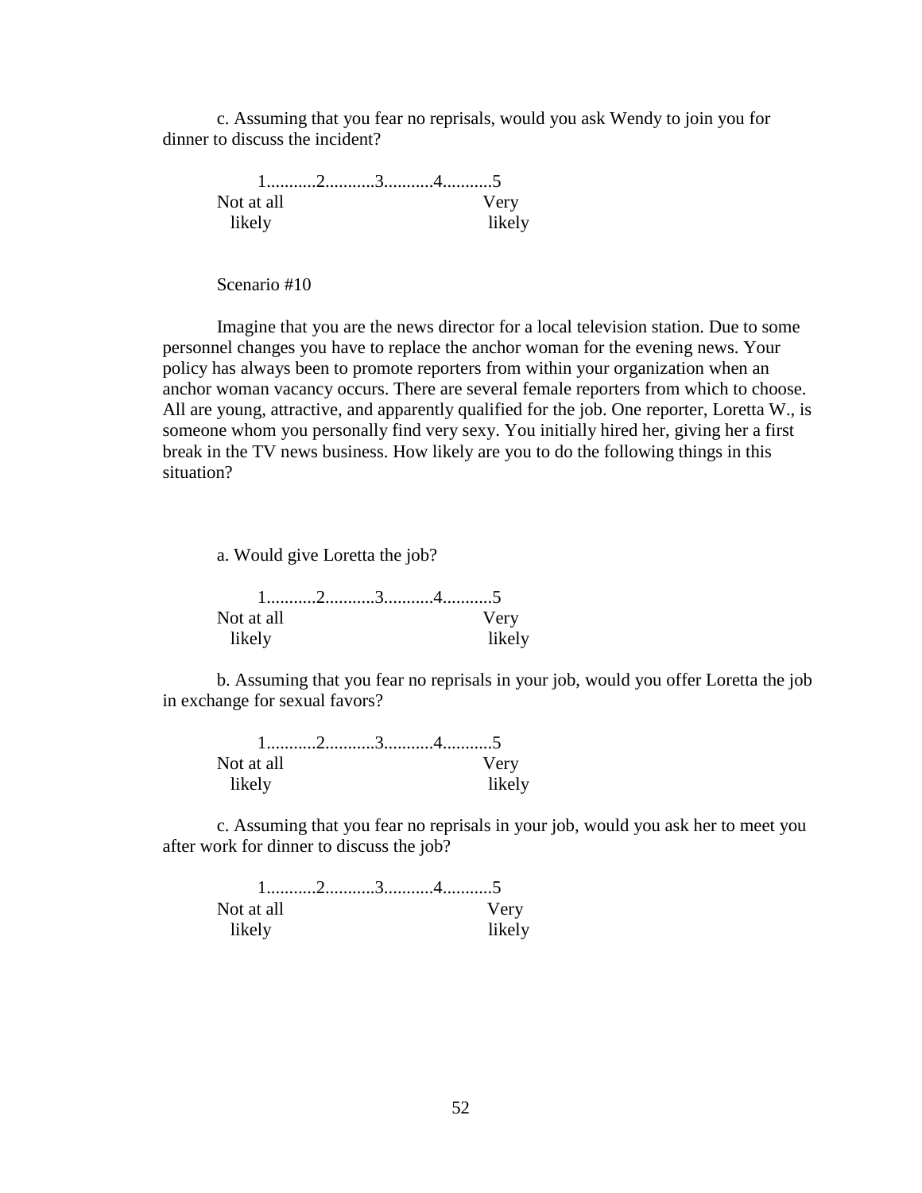c. Assuming that you fear no reprisals, would you ask Wendy to join you for dinner to discuss the incident?

1...........2...........3...........4...........5
Not at all likely — Very likely

Scenario #10

Imagine that you are the news director for a local television station. Due to some personnel changes you have to replace the anchor woman for the evening news. Your policy has always been to promote reporters from within your organization when an anchor woman vacancy occurs. There are several female reporters from which to choose. All are young, attractive, and apparently qualified for the job. One reporter, Loretta W., is someone whom you personally find very sexy. You initially hired her, giving her a first break in the TV news business. How likely are you to do the following things in this situation?

a. Would give Loretta the job?

1...........2...........3...........4...........5
Not at all likely — Very likely

b. Assuming that you fear no reprisals in your job, would you offer Loretta the job in exchange for sexual favors?

1...........2...........3...........4...........5
Not at all likely — Very likely

c. Assuming that you fear no reprisals in your job, would you ask her to meet you after work for dinner to discuss the job?

1...........2...........3...........4...........5
Not at all likely — Very likely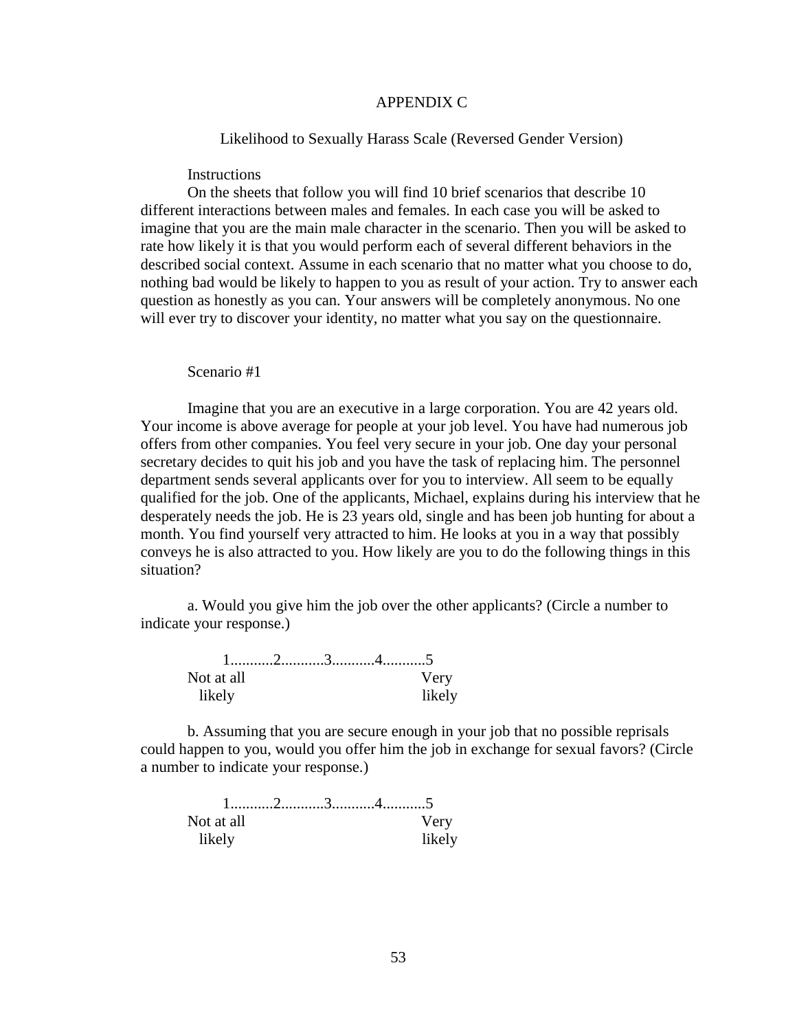# APPENDIX C

## Likelihood to Sexually Harass Scale (Reversed Gender Version)

Instructions

On the sheets that follow you will find 10 brief scenarios that describe 10 different interactions between males and females. In each case you will be asked to imagine that you are the main male character in the scenario. Then you will be asked to rate how likely it is that you would perform each of several different behaviors in the described social context. Assume in each scenario that no matter what you choose to do, nothing bad would be likely to happen to you as result of your action. Try to answer each question as honestly as you can. Your answers will be completely anonymous. No one will ever try to discover your identity, no matter what you say on the questionnaire.

Scenario #1

Imagine that you are an executive in a large corporation. You are 42 years old. Your income is above average for people at your job level. You have had numerous job offers from other companies. You feel very secure in your job. One day your personal secretary decides to quit his job and you have the task of replacing him. The personnel department sends several applicants over for you to interview. All seem to be equally qualified for the job. One of the applicants, Michael, explains during his interview that he desperately needs the job. He is 23 years old, single and has been job hunting for about a month. You find yourself very attracted to him. He looks at you in a way that possibly conveys he is also attracted to you. How likely are you to do the following things in this situation?

a. Would you give him the job over the other applicants? (Circle a number to indicate your response.)

1...........2...........3...........4...........5
Not at all likely — Very likely

b. Assuming that you are secure enough in your job that no possible reprisals could happen to you, would you offer him the job in exchange for sexual favors? (Circle a number to indicate your response.)

1...........2...........3...........4...........5
Not at all likely — Very likely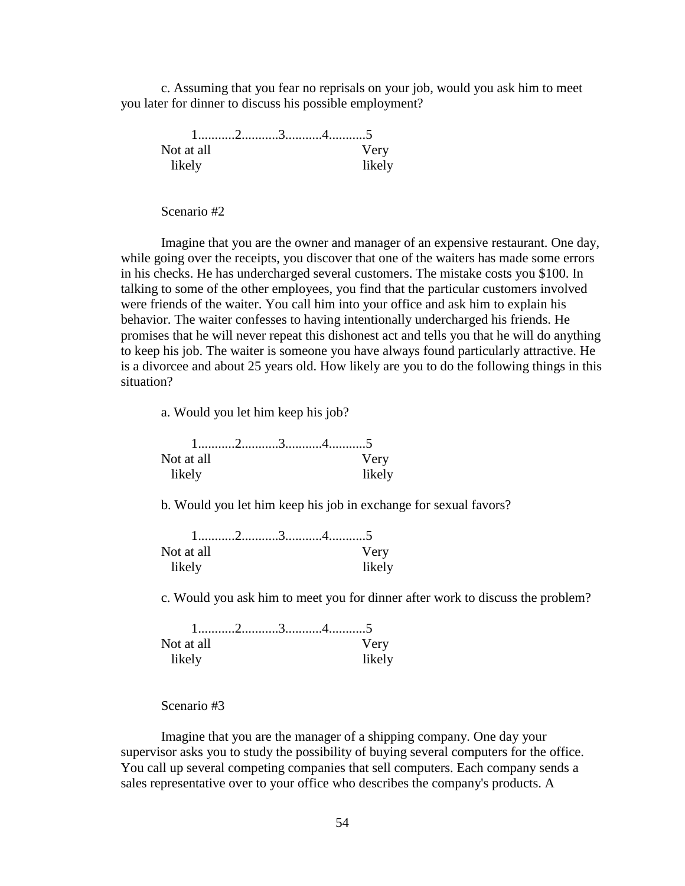c. Assuming that you fear no reprisals on your job, would you ask him to meet you later for dinner to discuss his possible employment?

1...........2...........3...........4...........5
Not at all likely — Very likely

Scenario #2

Imagine that you are the owner and manager of an expensive restaurant. One day, while going over the receipts, you discover that one of the waiters has made some errors in his checks. He has undercharged several customers. The mistake costs you $100. In talking to some of the other employees, you find that the particular customers involved were friends of the waiter. You call him into your office and ask him to explain his behavior. The waiter confesses to having intentionally undercharged his friends. He promises that he will never repeat this dishonest act and tells you that he will do anything to keep his job. The waiter is someone you have always found particularly attractive. He is a divorcee and about 25 years old. How likely are you to do the following things in this situation?

a. Would you let him keep his job?

1...........2...........3...........4...........5
Not at all likely — Very likely

b. Would you let him keep his job in exchange for sexual favors?

1...........2...........3...........4...........5
Not at all likely — Very likely

c. Would you ask him to meet you for dinner after work to discuss the problem?

1...........2...........3...........4...........5
Not at all likely — Very likely

Scenario #3

Imagine that you are the manager of a shipping company. One day your supervisor asks you to study the possibility of buying several computers for the office. You call up several competing companies that sell computers. Each company sends a sales representative over to your office who describes the company's products. A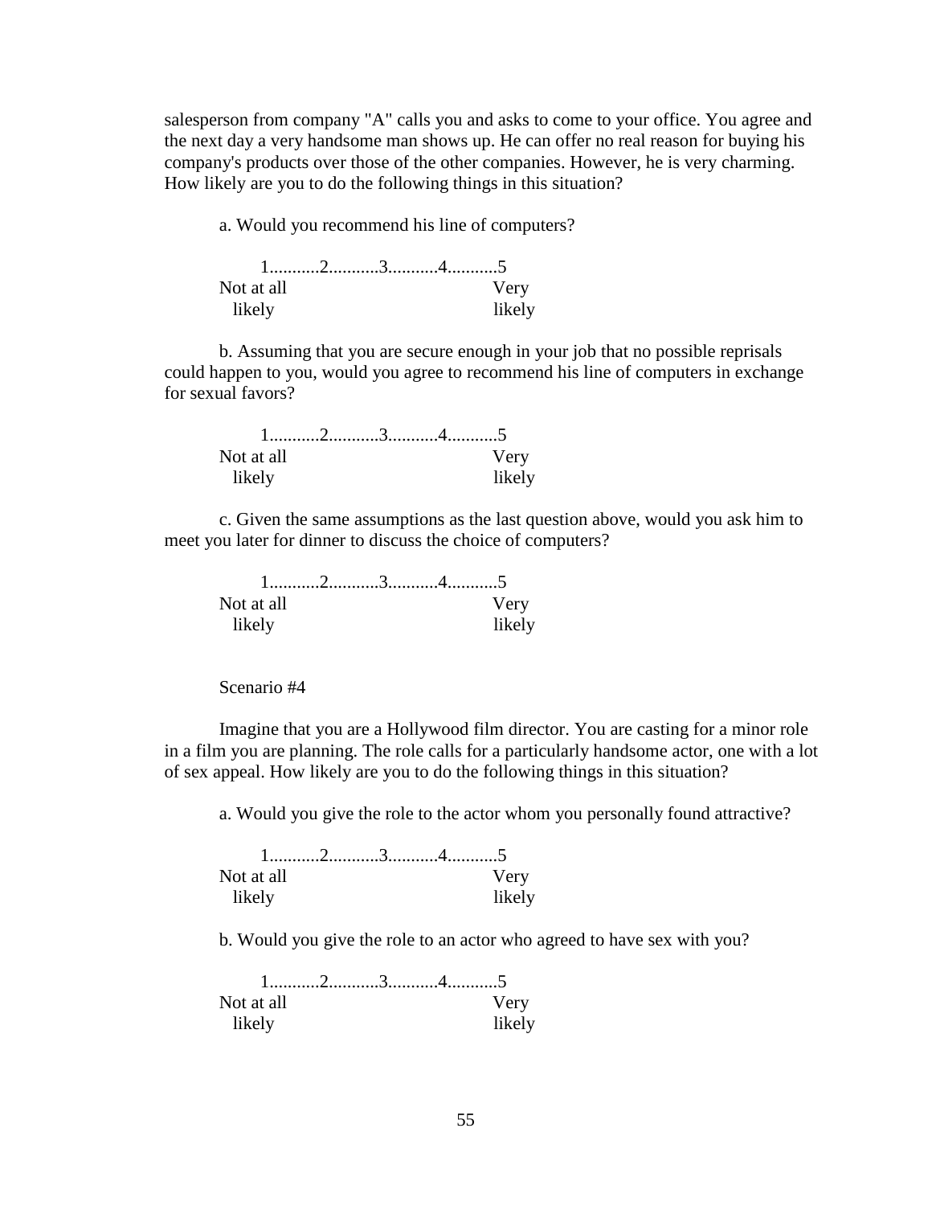salesperson from company "A" calls you and asks to come to your office. You agree and the next day a very handsome man shows up. He can offer no real reason for buying his company's products over those of the other companies. However, he is very charming. How likely are you to do the following things in this situation?

a. Would you recommend his line of computers?

1...........2...........3...........4...........5
Not at all likely — Very likely

b. Assuming that you are secure enough in your job that no possible reprisals could happen to you, would you agree to recommend his line of computers in exchange for sexual favors?

1...........2...........3...........4...........5
Not at all likely — Very likely

c. Given the same assumptions as the last question above, would you ask him to meet you later for dinner to discuss the choice of computers?

1...........2...........3...........4...........5
Not at all likely — Very likely

Scenario #4

Imagine that you are a Hollywood film director. You are casting for a minor role in a film you are planning. The role calls for a particularly handsome actor, one with a lot of sex appeal. How likely are you to do the following things in this situation?

a. Would you give the role to the actor whom you personally found attractive?

1...........2...........3...........4...........5
Not at all likely — Very likely

b. Would you give the role to an actor who agreed to have sex with you?

1...........2...........3...........4...........5
Not at all likely — Very likely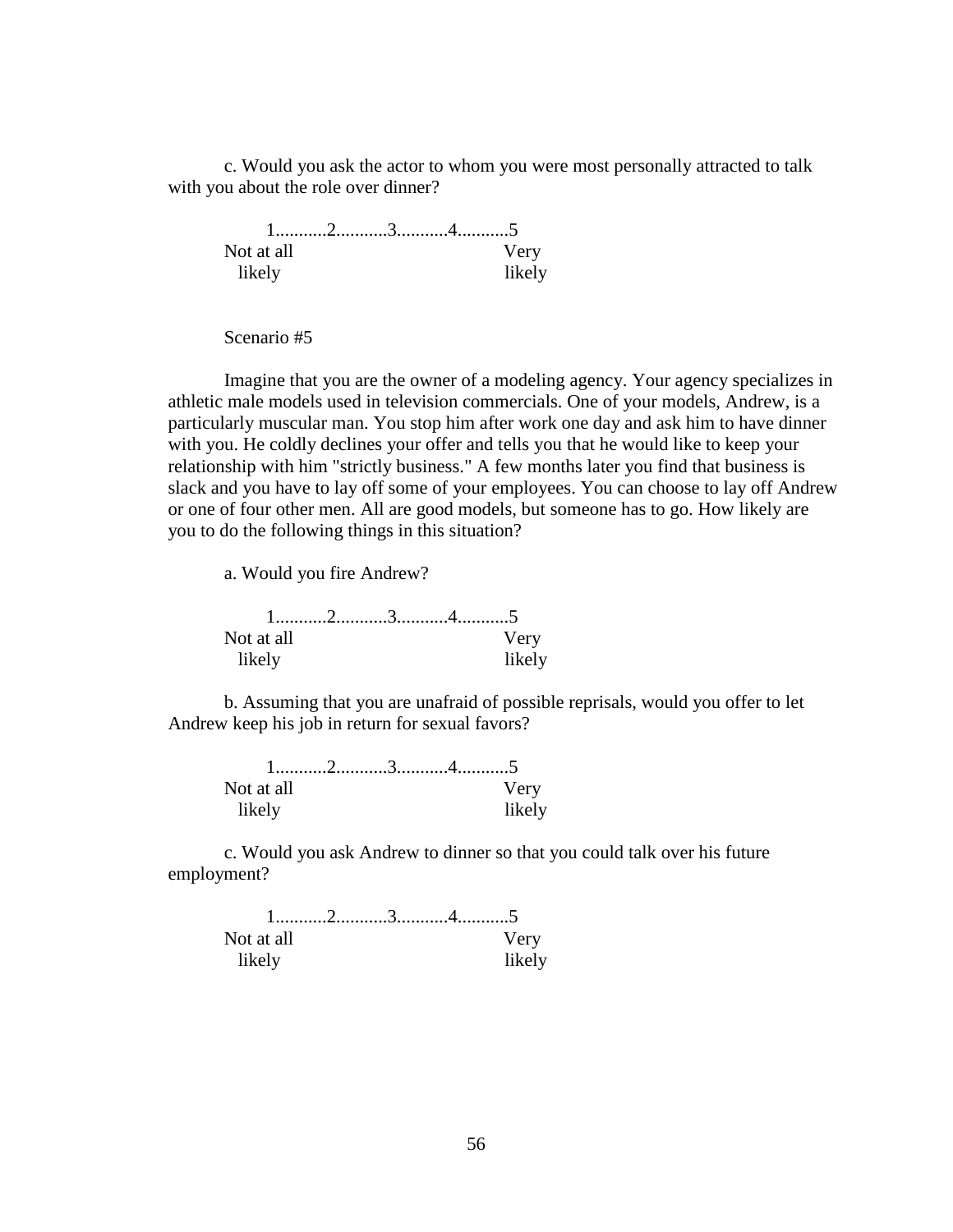c. Would you ask the actor to whom you were most personally attracted to talk with you about the role over dinner?

1...........2...........3...........4...........5
Not at all likely — Very likely

Scenario #5

Imagine that you are the owner of a modeling agency. Your agency specializes in athletic male models used in television commercials. One of your models, Andrew, is a particularly muscular man. You stop him after work one day and ask him to have dinner with you. He coldly declines your offer and tells you that he would like to keep your relationship with him "strictly business." A few months later you find that business is slack and you have to lay off some of your employees. You can choose to lay off Andrew or one of four other men. All are good models, but someone has to go. How likely are you to do the following things in this situation?

a. Would you fire Andrew?

1...........2...........3...........4...........5
Not at all likely — Very likely

b. Assuming that you are unafraid of possible reprisals, would you offer to let Andrew keep his job in return for sexual favors?

1...........2...........3...........4...........5
Not at all likely — Very likely

c. Would you ask Andrew to dinner so that you could talk over his future employment?

1...........2...........3...........4...........5
Not at all likely — Very likely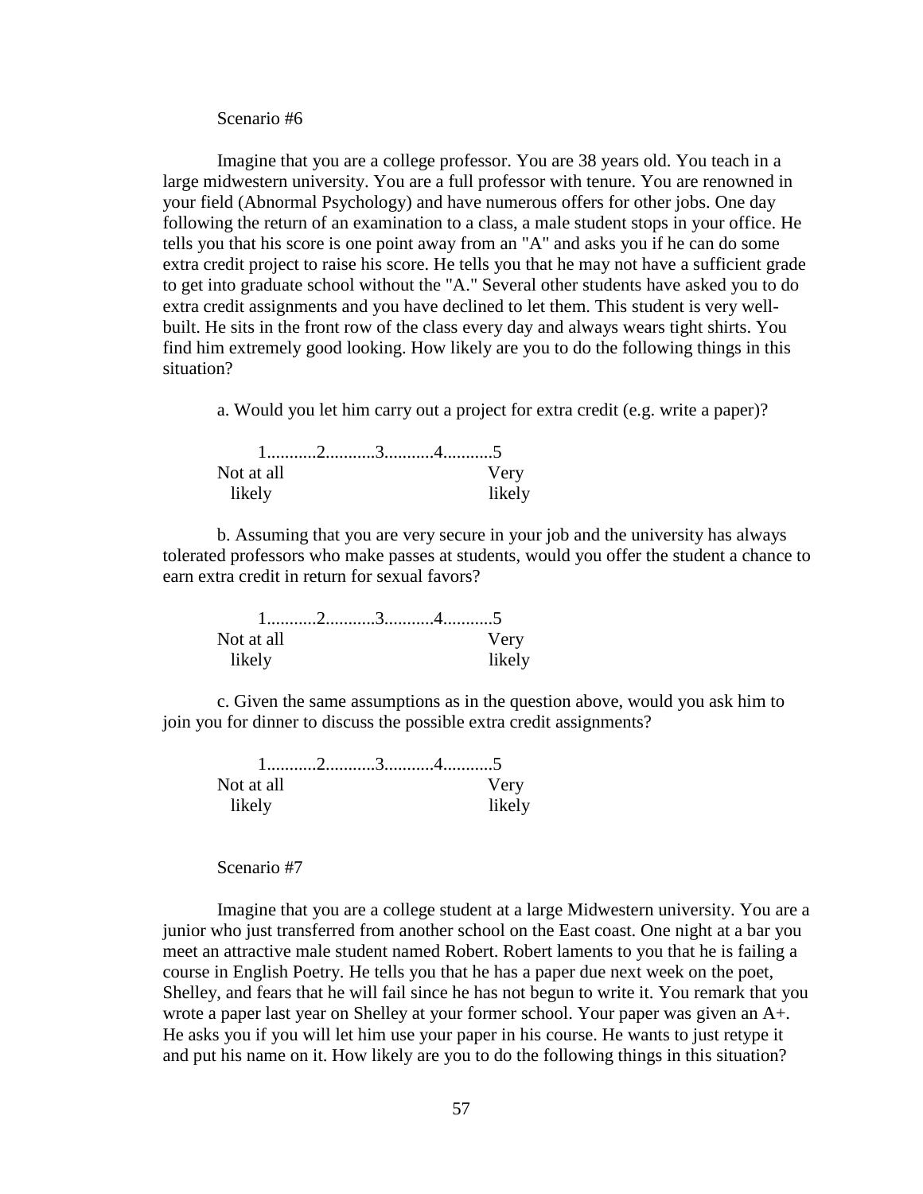Scenario #6

Imagine that you are a college professor. You are 38 years old. You teach in a large midwestern university. You are a full professor with tenure. You are renowned in your field (Abnormal Psychology) and have numerous offers for other jobs. One day following the return of an examination to a class, a male student stops in your office. He tells you that his score is one point away from an "A" and asks you if he can do some extra credit project to raise his score. He tells you that he may not have a sufficient grade to get into graduate school without the "A." Several other students have asked you to do extra credit assignments and you have declined to let them. This student is very well-built. He sits in the front row of the class every day and always wears tight shirts. You find him extremely good looking. How likely are you to do the following things in this situation?

a. Would you let him carry out a project for extra credit (e.g. write a paper)?

```
    1...........2...........3...........4...........5
Not at all                                  Very
  likely                                    likely
```

b. Assuming that you are very secure in your job and the university has always tolerated professors who make passes at students, would you offer the student a chance to earn extra credit in return for sexual favors?

```
    1...........2...........3...........4...........5
Not at all                                  Very
  likely                                    likely
```

c. Given the same assumptions as in the question above, would you ask him to join you for dinner to discuss the possible extra credit assignments?

```
    1...........2...........3...........4...........5
Not at all                                  Very
  likely                                    likely
```

Scenario #7

Imagine that you are a college student at a large Midwestern university. You are a junior who just transferred from another school on the East coast. One night at a bar you meet an attractive male student named Robert. Robert laments to you that he is failing a course in English Poetry. He tells you that he has a paper due next week on the poet, Shelley, and fears that he will fail since he has not begun to write it. You remark that you wrote a paper last year on Shelley at your former school. Your paper was given an A+. He asks you if you will let him use your paper in his course. He wants to just retype it and put his name on it. How likely are you to do the following things in this situation?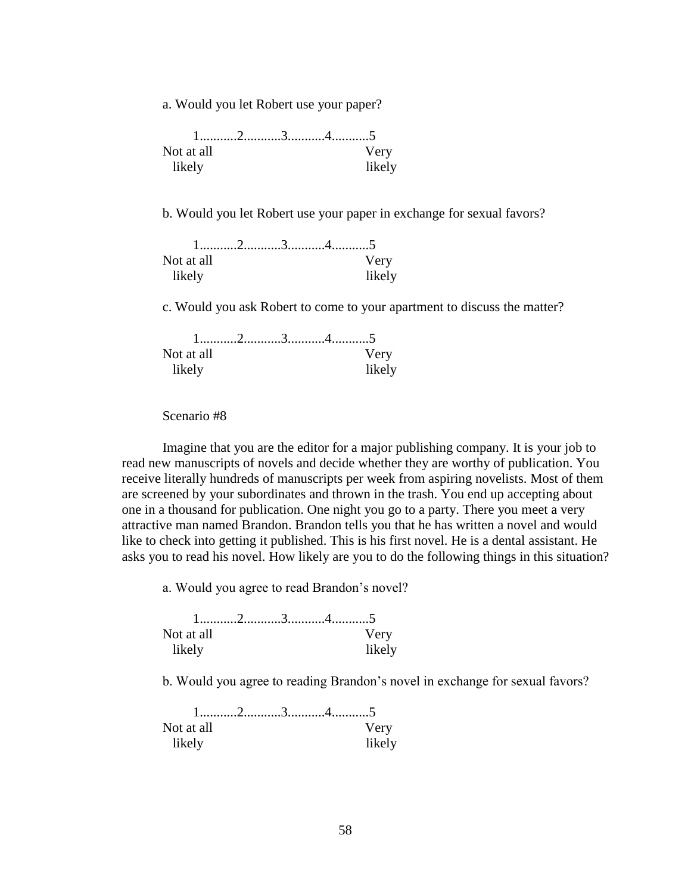a. Would you let Robert use your paper?

1...........2...........3...........4...........5
Not at all likely — Very likely

b. Would you let Robert use your paper in exchange for sexual favors?

1...........2...........3...........4...........5
Not at all likely — Very likely

c. Would you ask Robert to come to your apartment to discuss the matter?

1...........2...........3...........4...........5
Not at all likely — Very likely

Scenario #8

Imagine that you are the editor for a major publishing company. It is your job to read new manuscripts of novels and decide whether they are worthy of publication. You receive literally hundreds of manuscripts per week from aspiring novelists. Most of them are screened by your subordinates and thrown in the trash. You end up accepting about one in a thousand for publication. One night you go to a party. There you meet a very attractive man named Brandon. Brandon tells you that he has written a novel and would like to check into getting it published. This is his first novel. He is a dental assistant. He asks you to read his novel. How likely are you to do the following things in this situation?

a. Would you agree to read Brandon's novel?

1...........2...........3...........4...........5
Not at all likely — Very likely

b. Would you agree to reading Brandon's novel in exchange for sexual favors?

1...........2...........3...........4...........5
Not at all likely — Very likely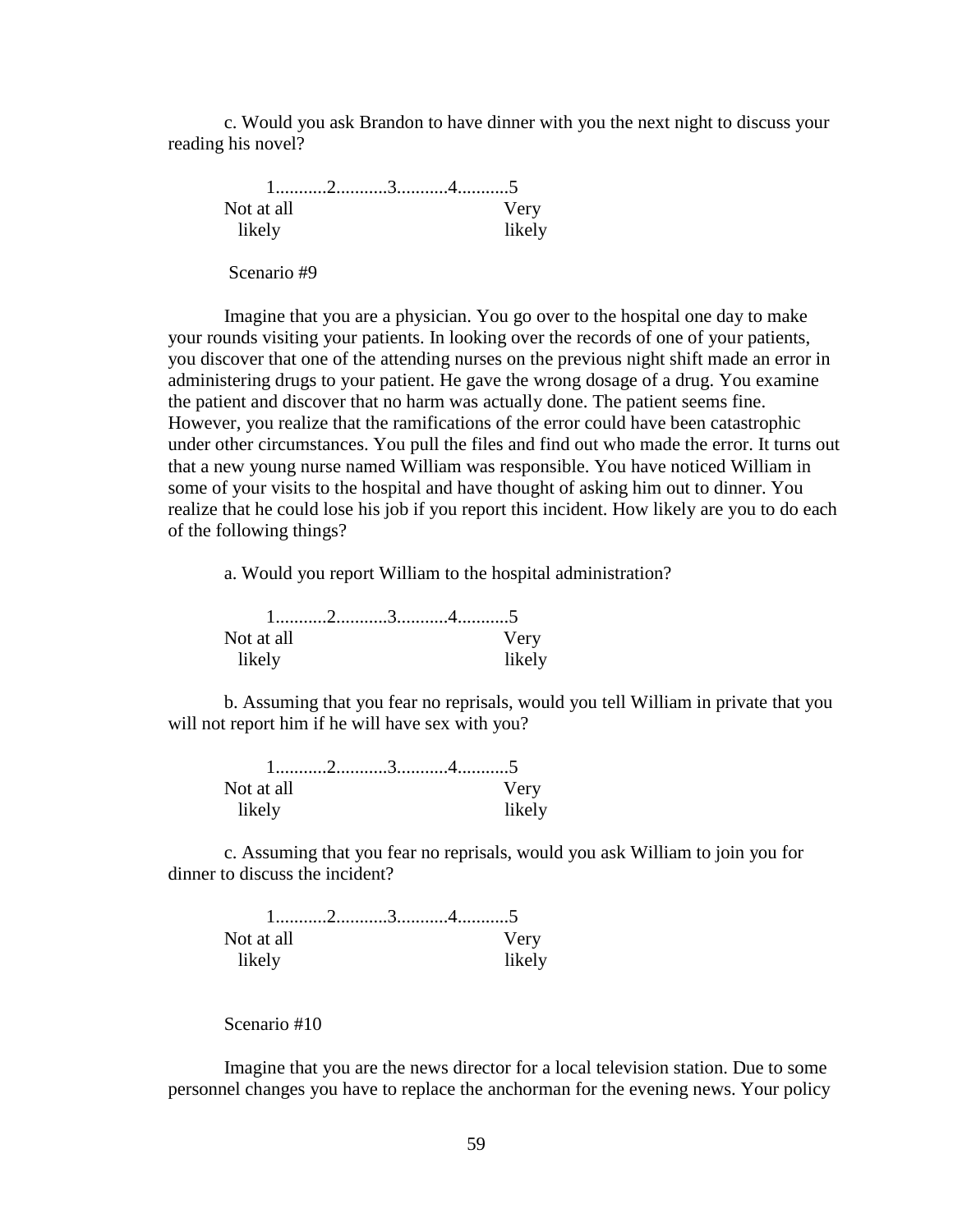c. Would you ask Brandon to have dinner with you the next night to discuss your reading his novel?

1...........2...........3...........4...........5

Not at all likely — Very likely

Scenario #9

Imagine that you are a physician. You go over to the hospital one day to make your rounds visiting your patients. In looking over the records of one of your patients, you discover that one of the attending nurses on the previous night shift made an error in administering drugs to your patient. He gave the wrong dosage of a drug. You examine the patient and discover that no harm was actually done. The patient seems fine. However, you realize that the ramifications of the error could have been catastrophic under other circumstances. You pull the files and find out who made the error. It turns out that a new young nurse named William was responsible. You have noticed William in some of your visits to the hospital and have thought of asking him out to dinner. You realize that he could lose his job if you report this incident. How likely are you to do each of the following things?

a. Would you report William to the hospital administration?

1...........2...........3...........4...........5

Not at all likely — Very likely

b. Assuming that you fear no reprisals, would you tell William in private that you will not report him if he will have sex with you?

1...........2...........3...........4...........5

Not at all likely — Very likely

c. Assuming that you fear no reprisals, would you ask William to join you for dinner to discuss the incident?

1...........2...........3...........4...........5

Not at all likely — Very likely

Scenario #10

Imagine that you are the news director for a local television station. Due to some personnel changes you have to replace the anchorman for the evening news. Your policy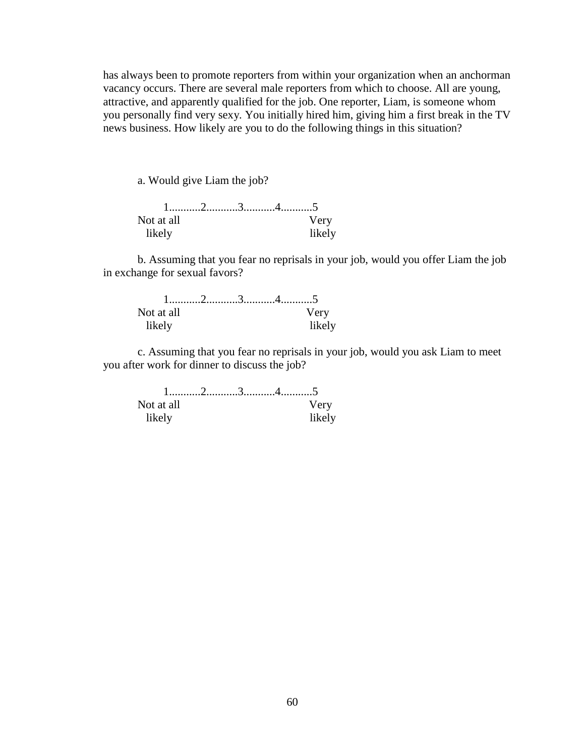has always been to promote reporters from within your organization when an anchorman vacancy occurs. There are several male reporters from which to choose. All are young, attractive, and apparently qualified for the job. One reporter, Liam, is someone whom you personally find very sexy. You initially hired him, giving him a first break in the TV news business. How likely are you to do the following things in this situation?

a. Would give Liam the job?

1...........2...........3...........4...........5
Not at all likely — Very likely

b. Assuming that you fear no reprisals in your job, would you offer Liam the job in exchange for sexual favors?

1...........2...........3...........4...........5
Not at all likely — Very likely

c. Assuming that you fear no reprisals in your job, would you ask Liam to meet you after work for dinner to discuss the job?

1...........2...........3...........4...........5
Not at all likely — Very likely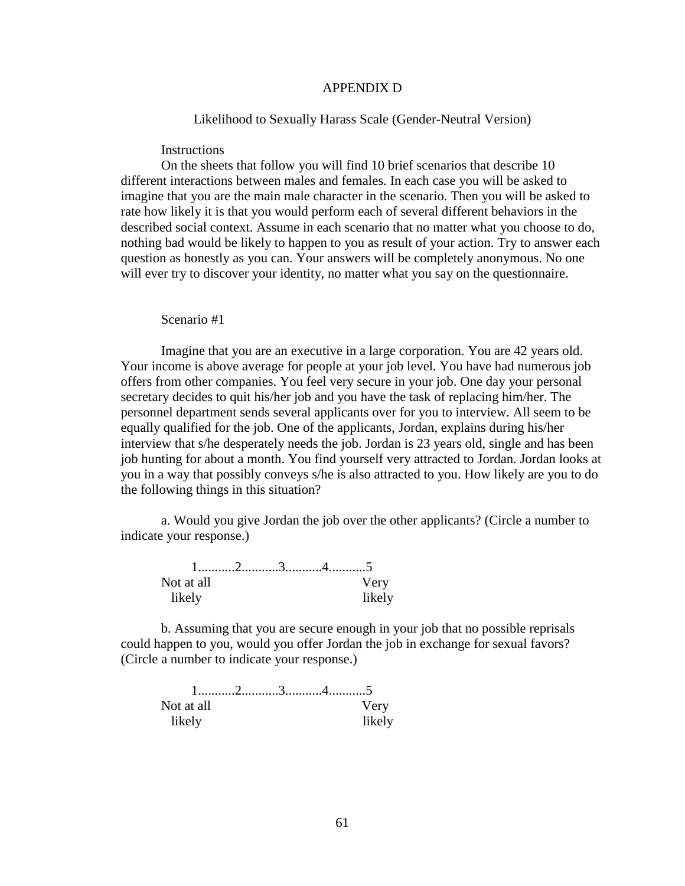# APPENDIX D

## Likelihood to Sexually Harass Scale (Gender-Neutral Version)

Instructions

On the sheets that follow you will find 10 brief scenarios that describe 10 different interactions between males and females. In each case you will be asked to imagine that you are the main male character in the scenario. Then you will be asked to rate how likely it is that you would perform each of several different behaviors in the described social context. Assume in each scenario that no matter what you choose to do, nothing bad would be likely to happen to you as result of your action. Try to answer each question as honestly as you can. Your answers will be completely anonymous. No one will ever try to discover your identity, no matter what you say on the questionnaire.

Scenario #1

Imagine that you are an executive in a large corporation. You are 42 years old. Your income is above average for people at your job level. You have had numerous job offers from other companies. You feel very secure in your job. One day your personal secretary decides to quit his/her job and you have the task of replacing him/her. The personnel department sends several applicants over for you to interview. All seem to be equally qualified for the job. One of the applicants, Jordan, explains during his/her interview that s/he desperately needs the job. Jordan is 23 years old, single and has been job hunting for about a month. You find yourself very attracted to Jordan. Jordan looks at you in a way that possibly conveys s/he is also attracted to you. How likely are you to do the following things in this situation?

a. Would you give Jordan the job over the other applicants? (Circle a number to indicate your response.)

```
    1...........2...........3...........4...........5
Not at all                                    Very
  likely                                      likely
```

b. Assuming that you are secure enough in your job that no possible reprisals could happen to you, would you offer Jordan the job in exchange for sexual favors? (Circle a number to indicate your response.)

```
    1...........2...........3...........4...........5
Not at all                                    Very
  likely                                      likely
```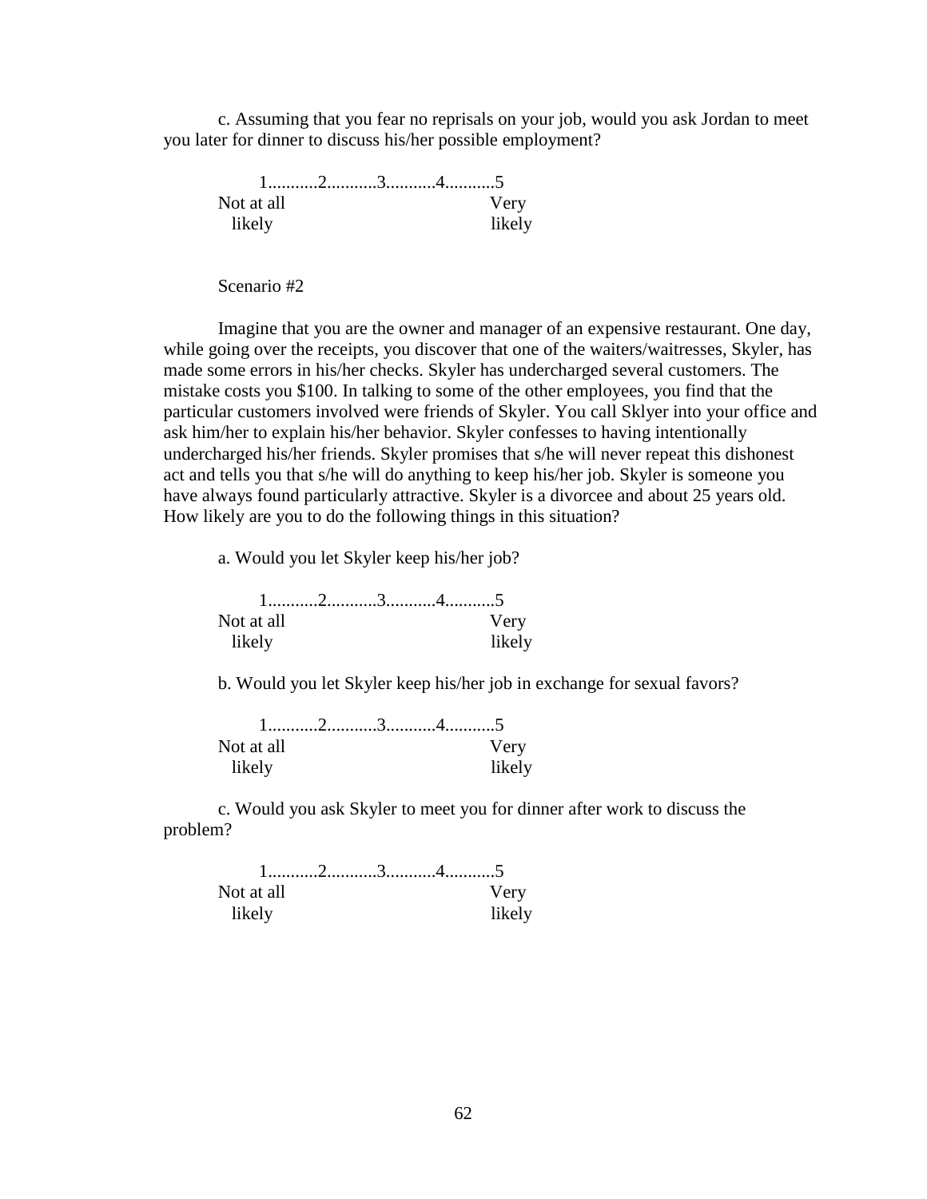c. Assuming that you fear no reprisals on your job, would you ask Jordan to meet you later for dinner to discuss his/her possible employment?

1...........2...........3...........4...........5
Not at all likely — Very likely

Scenario #2

Imagine that you are the owner and manager of an expensive restaurant. One day, while going over the receipts, you discover that one of the waiters/waitresses, Skyler, has made some errors in his/her checks. Skyler has undercharged several customers. The mistake costs you $100. In talking to some of the other employees, you find that the particular customers involved were friends of Skyler. You call Sklyer into your office and ask him/her to explain his/her behavior. Skyler confesses to having intentionally undercharged his/her friends. Skyler promises that s/he will never repeat this dishonest act and tells you that s/he will do anything to keep his/her job. Skyler is someone you have always found particularly attractive. Skyler is a divorcee and about 25 years old. How likely are you to do the following things in this situation?

a. Would you let Skyler keep his/her job?

1...........2...........3...........4...........5
Not at all likely — Very likely

b. Would you let Skyler keep his/her job in exchange for sexual favors?

1...........2...........3...........4...........5
Not at all likely — Very likely

c. Would you ask Skyler to meet you for dinner after work to discuss the problem?

1...........2...........3...........4...........5
Not at all likely — Very likely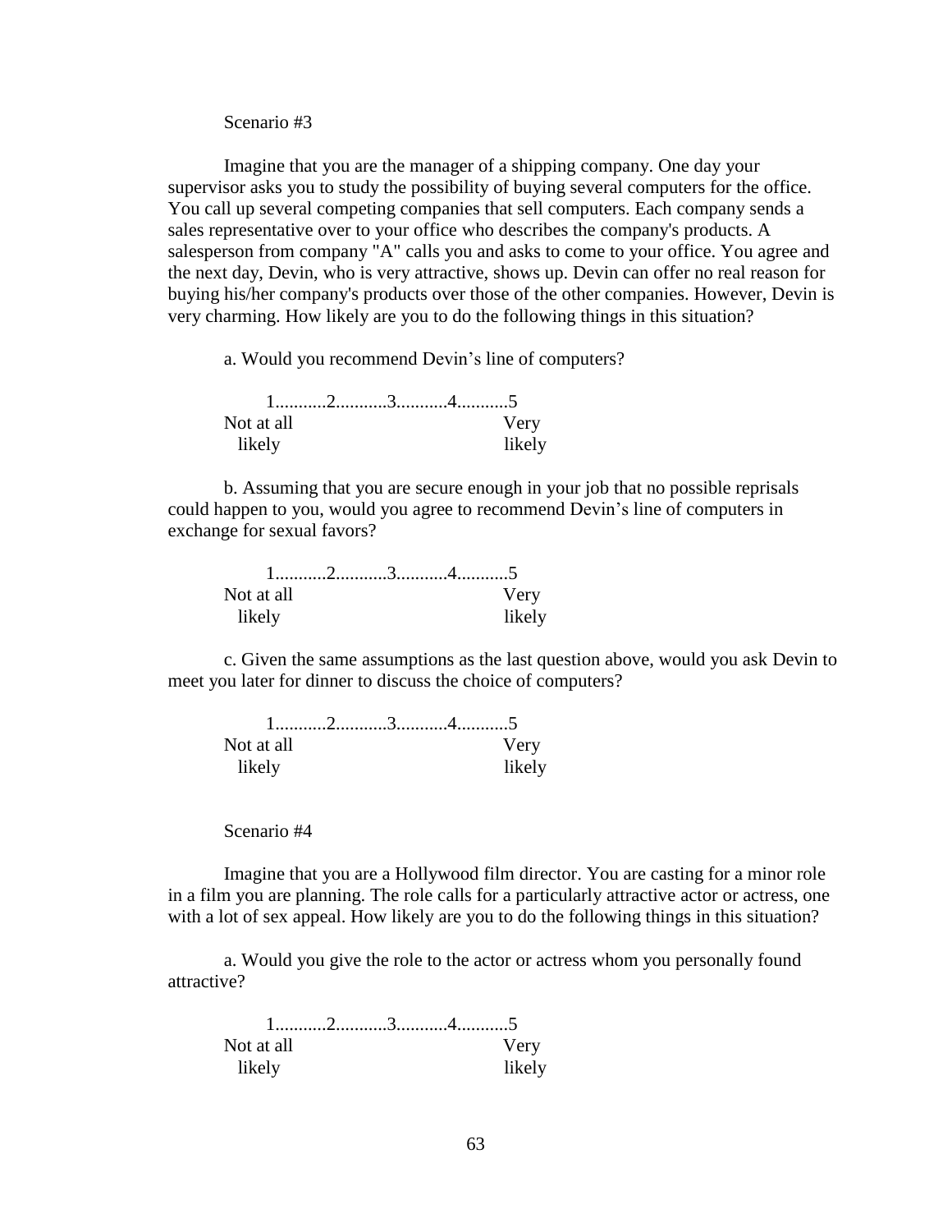Scenario #3

Imagine that you are the manager of a shipping company. One day your supervisor asks you to study the possibility of buying several computers for the office. You call up several competing companies that sell computers. Each company sends a sales representative over to your office who describes the company's products. A salesperson from company "A" calls you and asks to come to your office. You agree and the next day, Devin, who is very attractive, shows up. Devin can offer no real reason for buying his/her company's products over those of the other companies. However, Devin is very charming. How likely are you to do the following things in this situation?

a. Would you recommend Devin's line of computers?

```
      1...........2...........3...........4...........5
Not at all                                    Very
  likely                                      likely
```

b. Assuming that you are secure enough in your job that no possible reprisals could happen to you, would you agree to recommend Devin's line of computers in exchange for sexual favors?

```
      1...........2...........3...........4...........5
Not at all                                    Very
  likely                                      likely
```

c. Given the same assumptions as the last question above, would you ask Devin to meet you later for dinner to discuss the choice of computers?

```
      1...........2...........3...........4...........5
Not at all                                    Very
  likely                                      likely
```

Scenario #4

Imagine that you are a Hollywood film director. You are casting for a minor role in a film you are planning. The role calls for a particularly attractive actor or actress, one with a lot of sex appeal. How likely are you to do the following things in this situation?

a. Would you give the role to the actor or actress whom you personally found attractive?

```
      1...........2...........3...........4...........5
Not at all                                    Very
  likely                                      likely
```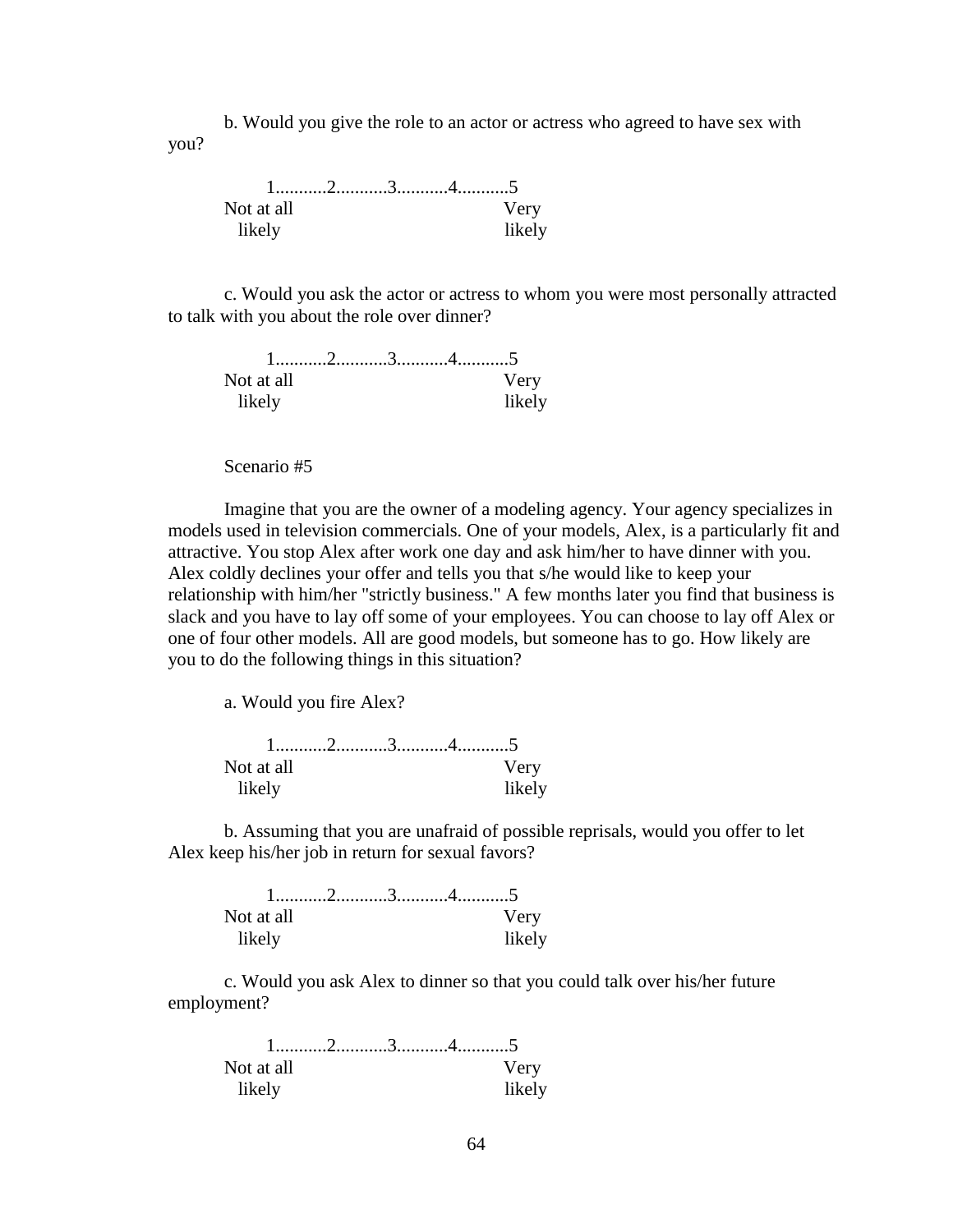b. Would you give the role to an actor or actress who agreed to have sex with you?

1...........2...........3...........4...........5
Not at all likely                                                    Very likely

c. Would you ask the actor or actress to whom you were most personally attracted to talk with you about the role over dinner?

1...........2...........3...........4...........5
Not at all likely                                                    Very likely

Scenario #5

Imagine that you are the owner of a modeling agency. Your agency specializes in models used in television commercials. One of your models, Alex, is a particularly fit and attractive. You stop Alex after work one day and ask him/her to have dinner with you. Alex coldly declines your offer and tells you that s/he would like to keep your relationship with him/her "strictly business." A few months later you find that business is slack and you have to lay off some of your employees. You can choose to lay off Alex or one of four other models. All are good models, but someone has to go. How likely are you to do the following things in this situation?

a. Would you fire Alex?

1...........2...........3...........4...........5
Not at all likely                                                    Very likely

b. Assuming that you are unafraid of possible reprisals, would you offer to let Alex keep his/her job in return for sexual favors?

1...........2...........3...........4...........5
Not at all likely                                                    Very likely

c. Would you ask Alex to dinner so that you could talk over his/her future employment?

1...........2...........3...........4...........5
Not at all likely                                                    Very likely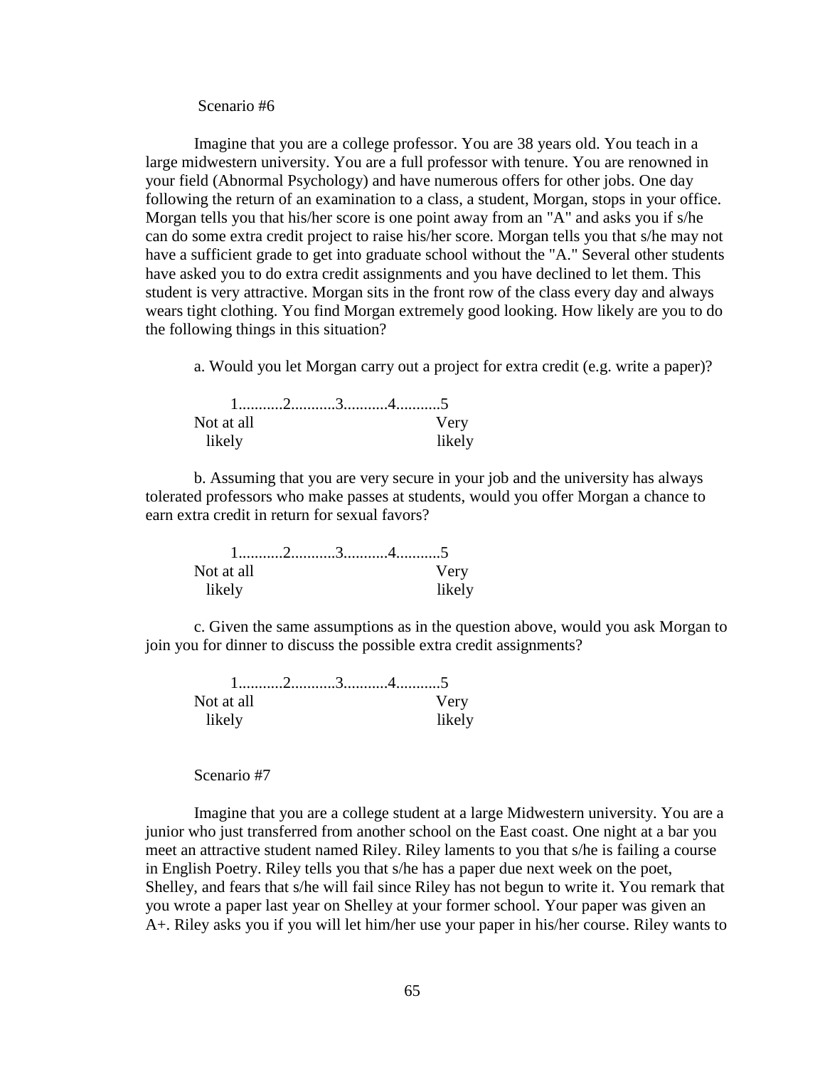Scenario #6

Imagine that you are a college professor. You are 38 years old. You teach in a large midwestern university. You are a full professor with tenure. You are renowned in your field (Abnormal Psychology) and have numerous offers for other jobs. One day following the return of an examination to a class, a student, Morgan, stops in your office. Morgan tells you that his/her score is one point away from an "A" and asks you if s/he can do some extra credit project to raise his/her score. Morgan tells you that s/he may not have a sufficient grade to get into graduate school without the "A." Several other students have asked you to do extra credit assignments and you have declined to let them. This student is very attractive. Morgan sits in the front row of the class every day and always wears tight clothing. You find Morgan extremely good looking. How likely are you to do the following things in this situation?

a. Would you let Morgan carry out a project for extra credit (e.g. write a paper)?

1...........2...........3...........4...........5
Not at all likely ... Very likely

b. Assuming that you are very secure in your job and the university has always tolerated professors who make passes at students, would you offer Morgan a chance to earn extra credit in return for sexual favors?

1...........2...........3...........4...........5
Not at all likely ... Very likely

c. Given the same assumptions as in the question above, would you ask Morgan to join you for dinner to discuss the possible extra credit assignments?

1...........2...........3...........4...........5
Not at all likely ... Very likely

Scenario #7

Imagine that you are a college student at a large Midwestern university. You are a junior who just transferred from another school on the East coast. One night at a bar you meet an attractive student named Riley. Riley laments to you that s/he is failing a course in English Poetry. Riley tells you that s/he has a paper due next week on the poet, Shelley, and fears that s/he will fail since Riley has not begun to write it. You remark that you wrote a paper last year on Shelley at your former school. Your paper was given an A+. Riley asks you if you will let him/her use your paper in his/her course. Riley wants to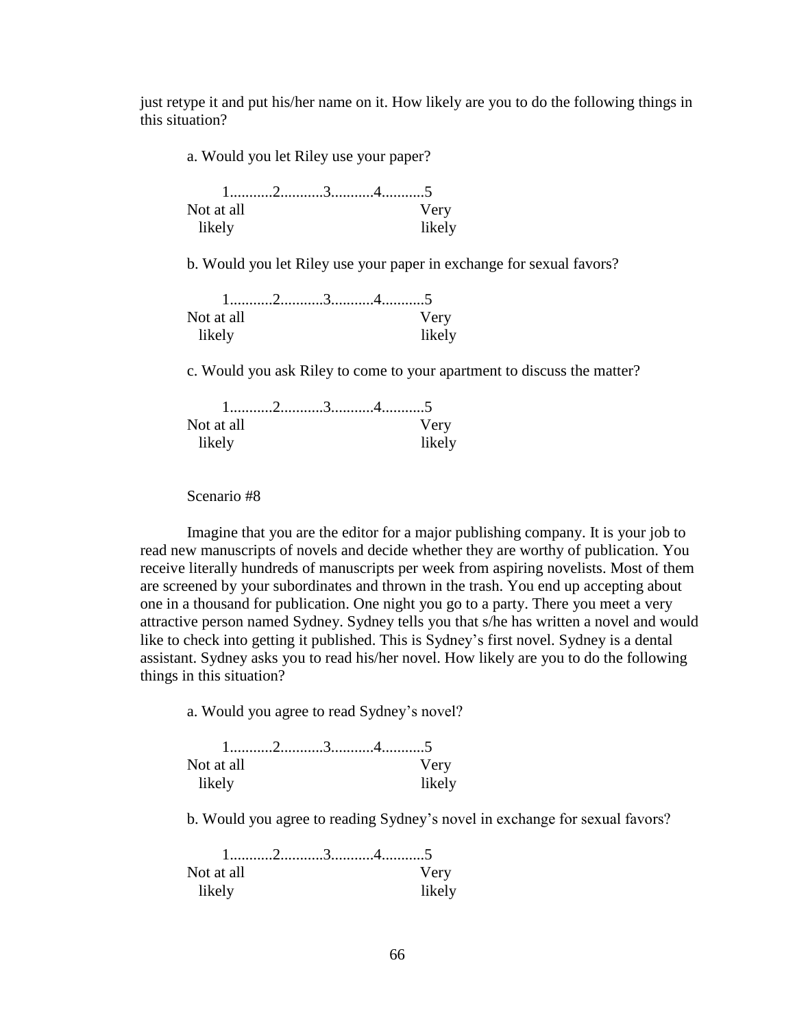just retype it and put his/her name on it. How likely are you to do the following things in this situation?

a. Would you let Riley use your paper?

```
    1...........2...........3...........4...........5
Not at all                                  Very
  likely                                    likely
```

b. Would you let Riley use your paper in exchange for sexual favors?

```
    1...........2...........3...........4...........5
Not at all                                  Very
  likely                                    likely
```

c. Would you ask Riley to come to your apartment to discuss the matter?

```
    1...........2...........3...........4...........5
Not at all                                  Very
  likely                                    likely
```

Scenario #8

Imagine that you are the editor for a major publishing company. It is your job to read new manuscripts of novels and decide whether they are worthy of publication. You receive literally hundreds of manuscripts per week from aspiring novelists. Most of them are screened by your subordinates and thrown in the trash. You end up accepting about one in a thousand for publication. One night you go to a party. There you meet a very attractive person named Sydney. Sydney tells you that s/he has written a novel and would like to check into getting it published. This is Sydney's first novel. Sydney is a dental assistant. Sydney asks you to read his/her novel. How likely are you to do the following things in this situation?

a. Would you agree to read Sydney's novel?

```
    1...........2...........3...........4...........5
Not at all                                  Very
  likely                                    likely
```

b. Would you agree to reading Sydney's novel in exchange for sexual favors?

```
    1...........2...........3...........4...........5
Not at all                                  Very
  likely                                    likely
```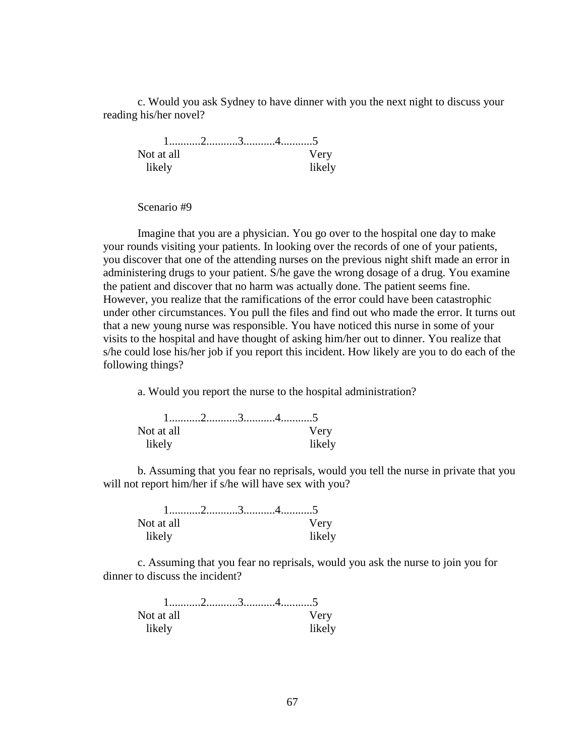c. Would you ask Sydney to have dinner with you the next night to discuss your reading his/her novel?

1...........2...........3...........4...........5
Not at all likely — Very likely

Scenario #9

Imagine that you are a physician. You go over to the hospital one day to make your rounds visiting your patients. In looking over the records of one of your patients, you discover that one of the attending nurses on the previous night shift made an error in administering drugs to your patient. S/he gave the wrong dosage of a drug. You examine the patient and discover that no harm was actually done. The patient seems fine. However, you realize that the ramifications of the error could have been catastrophic under other circumstances. You pull the files and find out who made the error. It turns out that a new young nurse was responsible. You have noticed this nurse in some of your visits to the hospital and have thought of asking him/her out to dinner. You realize that s/he could lose his/her job if you report this incident. How likely are you to do each of the following things?

a. Would you report the nurse to the hospital administration?

1...........2...........3...........4...........5
Not at all likely — Very likely

b. Assuming that you fear no reprisals, would you tell the nurse in private that you will not report him/her if s/he will have sex with you?

1...........2...........3...........4...........5
Not at all likely — Very likely

c. Assuming that you fear no reprisals, would you ask the nurse to join you for dinner to discuss the incident?

1...........2...........3...........4...........5
Not at all likely — Very likely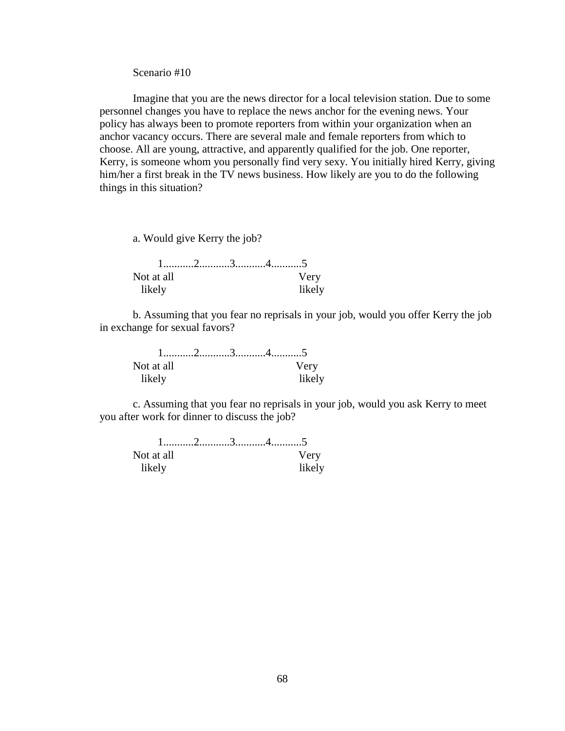Scenario #10

Imagine that you are the news director for a local television station. Due to some personnel changes you have to replace the news anchor for the evening news. Your policy has always been to promote reporters from within your organization when an anchor vacancy occurs. There are several male and female reporters from which to choose. All are young, attractive, and apparently qualified for the job. One reporter, Kerry, is someone whom you personally find very sexy. You initially hired Kerry, giving him/her a first break in the TV news business. How likely are you to do the following things in this situation?

a. Would give Kerry the job?

1...........2...........3...........4...........5
Not at all likely — Very likely

b. Assuming that you fear no reprisals in your job, would you offer Kerry the job in exchange for sexual favors?

1...........2...........3...........4...........5
Not at all likely — Very likely

c. Assuming that you fear no reprisals in your job, would you ask Kerry to meet you after work for dinner to discuss the job?

1...........2...........3...........4...........5
Not at all likely — Very likely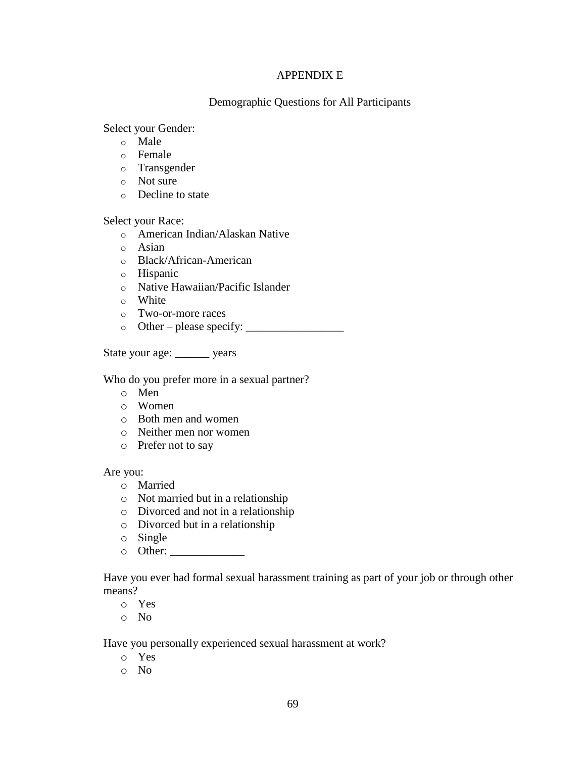# APPENDIX E

## Demographic Questions for All Participants

Select your Gender:

- Male
- Female
- Transgender
- Not sure
- Decline to state

Select your Race:

- American Indian/Alaskan Native
- Asian
- Black/African-American
- Hispanic
- Native Hawaiian/Pacific Islander
- White
- Two-or-more races
- Other – please specify: _________________

State your age: ______ years

Who do you prefer more in a sexual partner?

- Men
- Women
- Both men and women
- Neither men nor women
- Prefer not to say

Are you:

- Married
- Not married but in a relationship
- Divorced and not in a relationship
- Divorced but in a relationship
- Single
- Other: _____________

Have you ever had formal sexual harassment training as part of your job or through other means?

- Yes
- No

Have you personally experienced sexual harassment at work?

- Yes
- No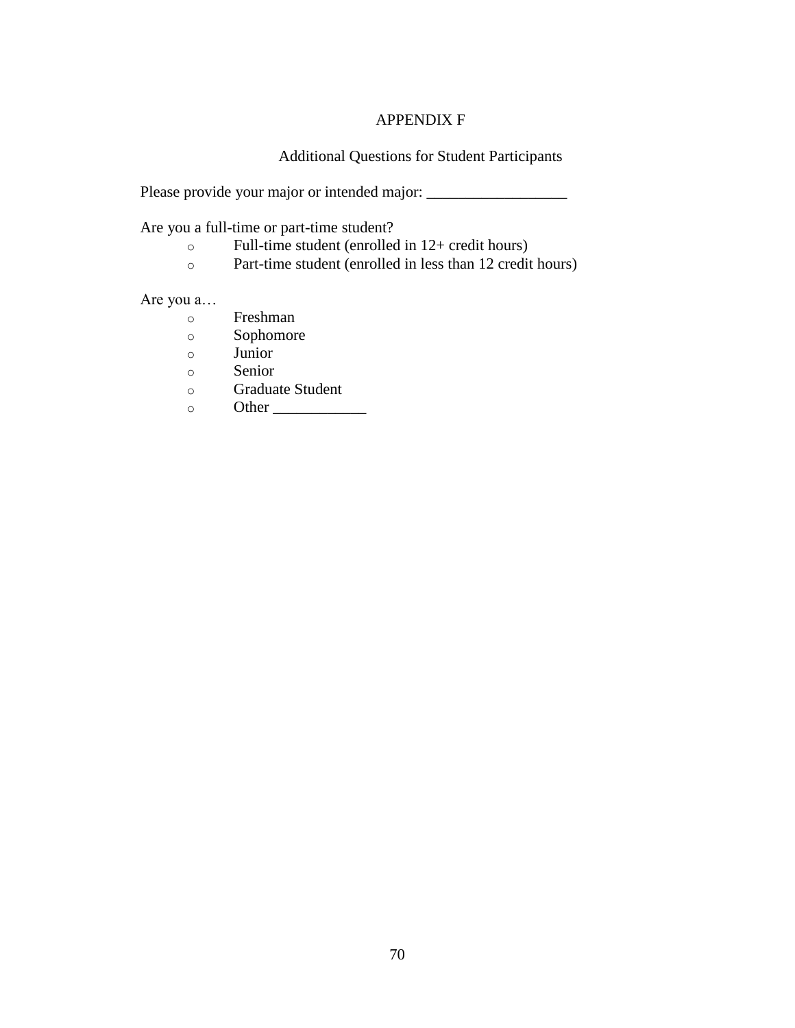# APPENDIX F

## Additional Questions for Student Participants

Please provide your major or intended major: __________________

Are you a full-time or part-time student?

- Full-time student (enrolled in 12+ credit hours)
- Part-time student (enrolled in less than 12 credit hours)

Are you a…

- Freshman
- Sophomore
- Junior
- Senior
- Graduate Student
- Other ____________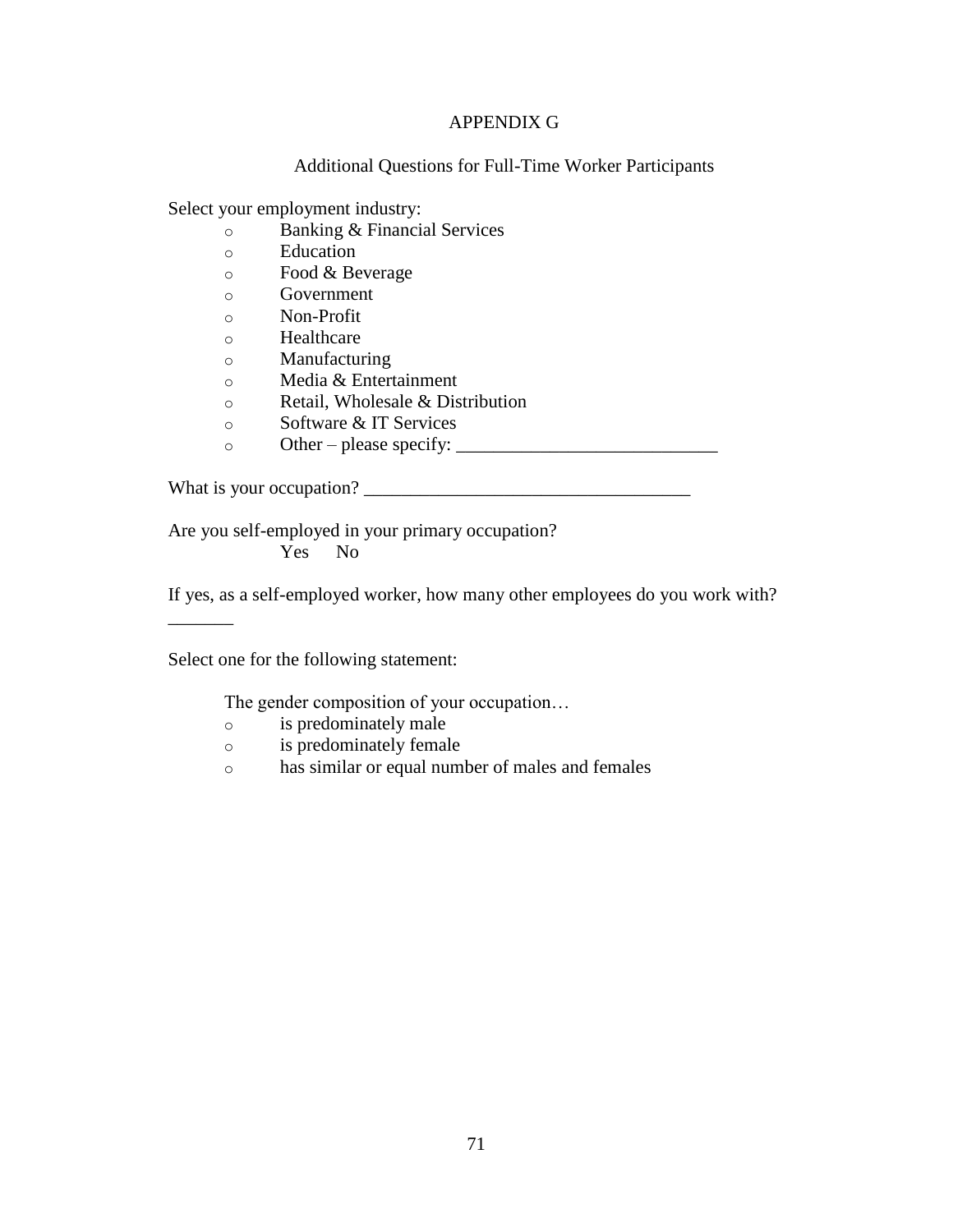# APPENDIX G

## Additional Questions for Full-Time Worker Participants

Select your employment industry:

- Banking & Financial Services
- Education
- Food & Beverage
- Government
- Non-Profit
- Healthcare
- Manufacturing
- Media & Entertainment
- Retail, Wholesale & Distribution
- Software & IT Services
- Other – please specify: ____________________________

What is your occupation? ___________________________________

Are you self-employed in your primary occupation?

Yes No

If yes, as a self-employed worker, how many other employees do you work with? _______

Select one for the following statement:

The gender composition of your occupation…

- is predominately male
- is predominately female
- has similar or equal number of males and females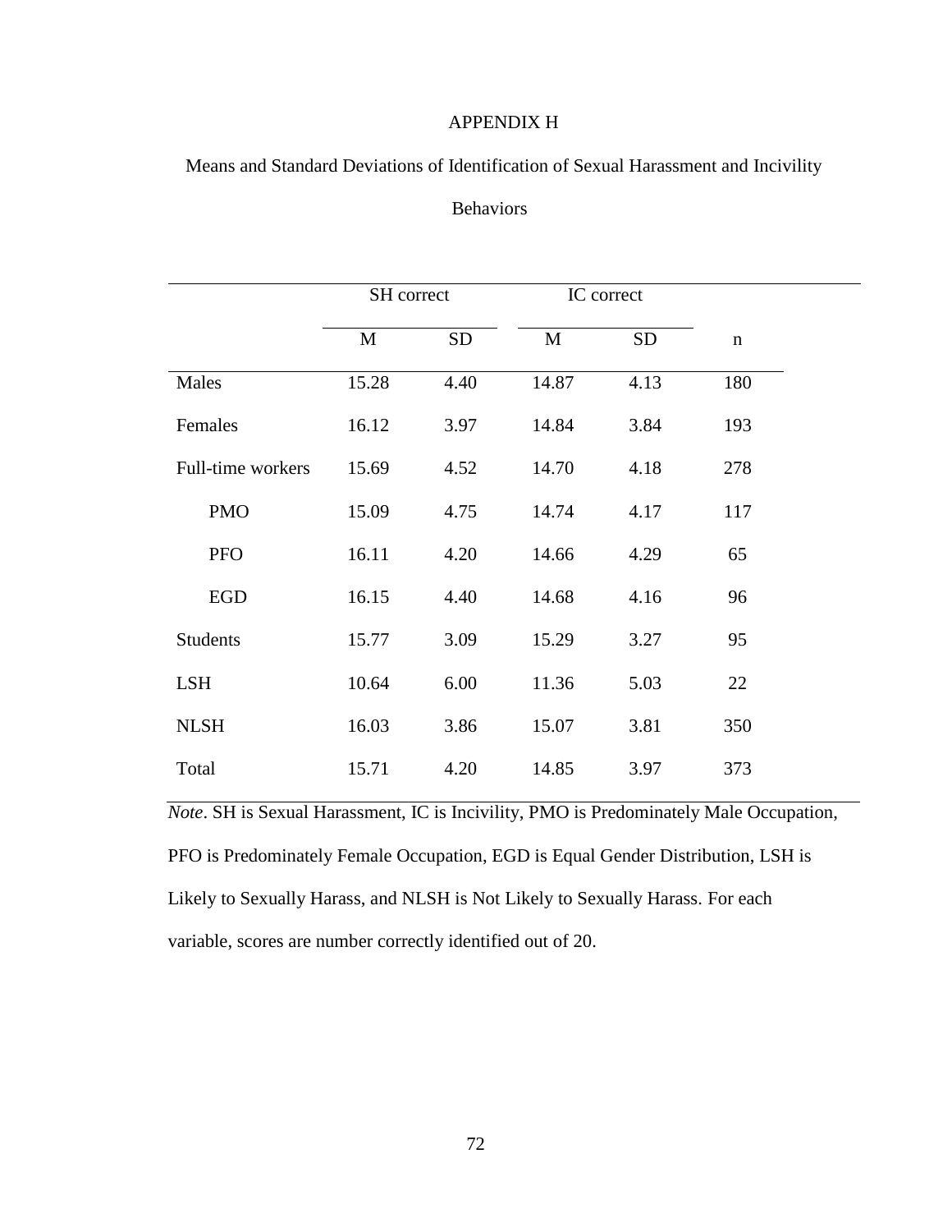# APPENDIX H

Means and Standard Deviations of Identification of Sexual Harassment and Incivility Behaviors

| | SH correct | | IC correct | | |
|---|---|---|---|---|---|
| | M | SD | M | SD | n |
| Males | 15.28 | 4.40 | 14.87 | 4.13 | 180 |
| Females | 16.12 | 3.97 | 14.84 | 3.84 | 193 |
| Full-time workers | 15.69 | 4.52 | 14.70 | 4.18 | 278 |
| PMO | 15.09 | 4.75 | 14.74 | 4.17 | 117 |
| PFO | 16.11 | 4.20 | 14.66 | 4.29 | 65 |
| EGD | 16.15 | 4.40 | 14.68 | 4.16 | 96 |
| Students | 15.77 | 3.09 | 15.29 | 3.27 | 95 |
| LSH | 10.64 | 6.00 | 11.36 | 5.03 | 22 |
| NLSH | 16.03 | 3.86 | 15.07 | 3.81 | 350 |
| Total | 15.71 | 4.20 | 14.85 | 3.97 | 373 |

*Note*. SH is Sexual Harassment, IC is Incivility, PMO is Predominately Male Occupation, PFO is Predominately Female Occupation, EGD is Equal Gender Distribution, LSH is Likely to Sexually Harass, and NLSH is Not Likely to Sexually Harass. For each variable, scores are number correctly identified out of 20.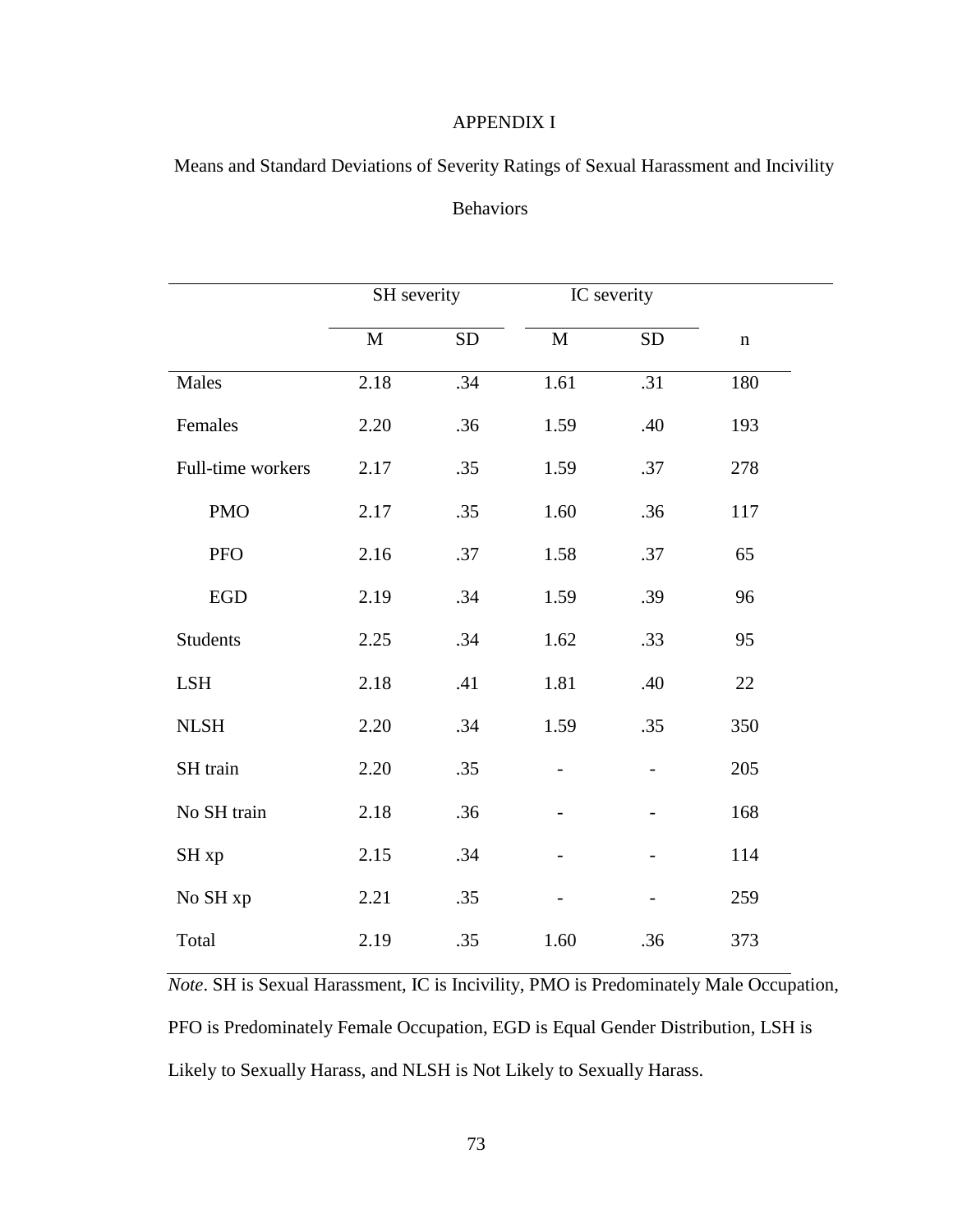# APPENDIX I

Means and Standard Deviations of Severity Ratings of Sexual Harassment and Incivility Behaviors

| | SH severity | | IC severity | | |
|---|---|---|---|---|---|
| | M | SD | M | SD | n |
| Males | 2.18 | .34 | 1.61 | .31 | 180 |
| Females | 2.20 | .36 | 1.59 | .40 | 193 |
| Full-time workers | 2.17 | .35 | 1.59 | .37 | 278 |
| PMO | 2.17 | .35 | 1.60 | .36 | 117 |
| PFO | 2.16 | .37 | 1.58 | .37 | 65 |
| EGD | 2.19 | .34 | 1.59 | .39 | 96 |
| Students | 2.25 | .34 | 1.62 | .33 | 95 |
| LSH | 2.18 | .41 | 1.81 | .40 | 22 |
| NLSH | 2.20 | .34 | 1.59 | .35 | 350 |
| SH train | 2.20 | .35 | - | - | 205 |
| No SH train | 2.18 | .36 | - | - | 168 |
| SH xp | 2.15 | .34 | - | - | 114 |
| No SH xp | 2.21 | .35 | - | - | 259 |
| Total | 2.19 | .35 | 1.60 | .36 | 373 |

*Note*. SH is Sexual Harassment, IC is Incivility, PMO is Predominately Male Occupation, PFO is Predominately Female Occupation, EGD is Equal Gender Distribution, LSH is Likely to Sexually Harass, and NLSH is Not Likely to Sexually Harass.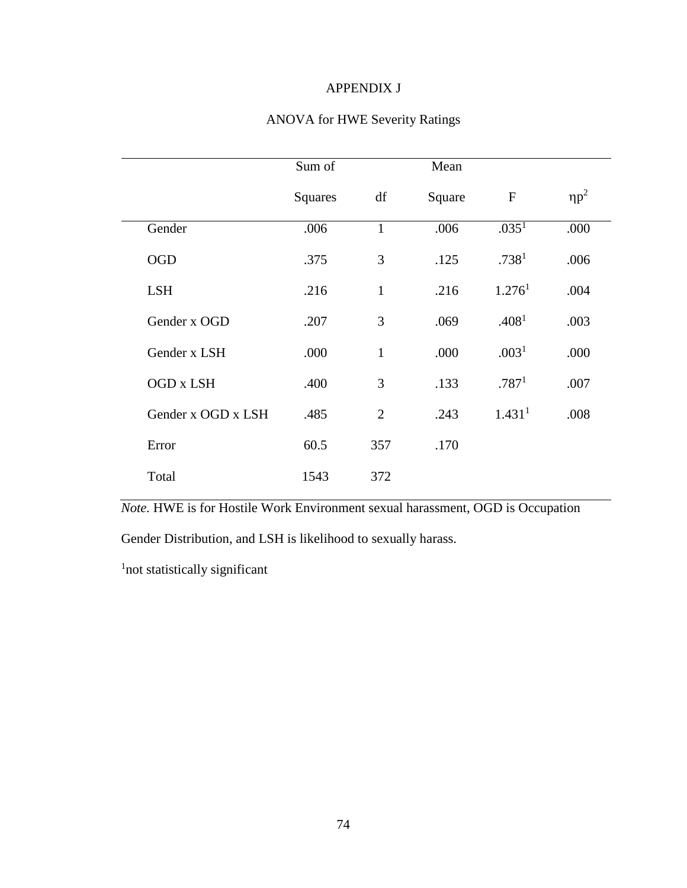# APPENDIX J

## ANOVA for HWE Severity Ratings

| | Sum of Squares | df | Mean Square | F | $\eta p^2$ |
|---|---|---|---|---|---|
| Gender | .006 | 1 | .006 | .035[1] | .000 |
| OGD | .375 | 3 | .125 | .738[1] | .006 |
| LSH | .216 | 1 | .216 | 1.276[1] | .004 |
| Gender x OGD | .207 | 3 | .069 | .408[1] | .003 |
| Gender x LSH | .000 | 1 | .000 | .003[1] | .000 |
| OGD x LSH | .400 | 3 | .133 | .787[1] | .007 |
| Gender x OGD x LSH | .485 | 2 | .243 | 1.431[1] | .008 |
| Error | 60.5 | 357 | .170 | | |
| Total | 1543 | 372 | | | |

*Note.* HWE is for Hostile Work Environment sexual harassment, OGD is Occupation Gender Distribution, and LSH is likelihood to sexually harass.

[1]not statistically significant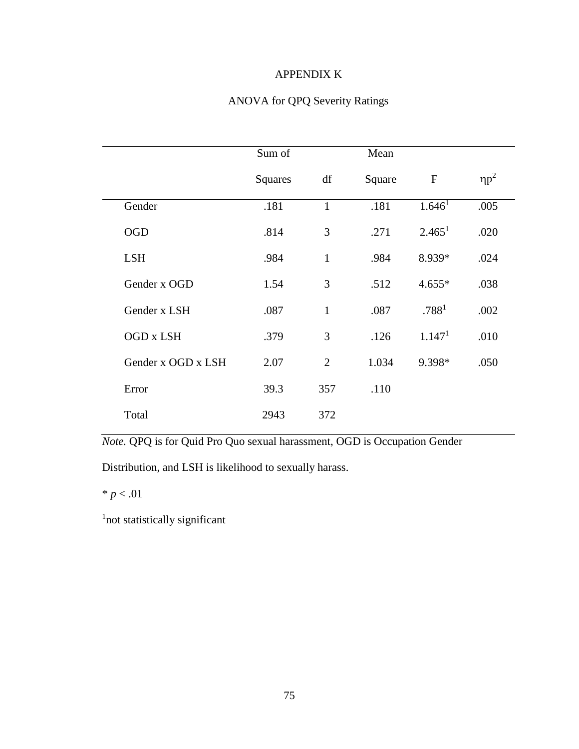# APPENDIX K

## ANOVA for QPQ Severity Ratings

| | Sum of Squares | df | Mean Square | F | $\eta p^2$ |
|---|---|---|---|---|---|
| Gender | .181 | 1 | .181 | 1.646[1] | .005 |
| OGD | .814 | 3 | .271 | 2.465[1] | .020 |
| LSH | .984 | 1 | .984 | 8.939* | .024 |
| Gender x OGD | 1.54 | 3 | .512 | 4.655* | .038 |
| Gender x LSH | .087 | 1 | .087 | .788[1] | .002 |
| OGD x LSH | .379 | 3 | .126 | 1.147[1] | .010 |
| Gender x OGD x LSH | 2.07 | 2 | 1.034 | 9.398* | .050 |
| Error | 39.3 | 357 | .110 | | |
| Total | 2943 | 372 | | | |

*Note.* QPQ is for Quid Pro Quo sexual harassment, OGD is Occupation Gender Distribution, and LSH is likelihood to sexually harass.

* $p < .01$

[1]not statistically significant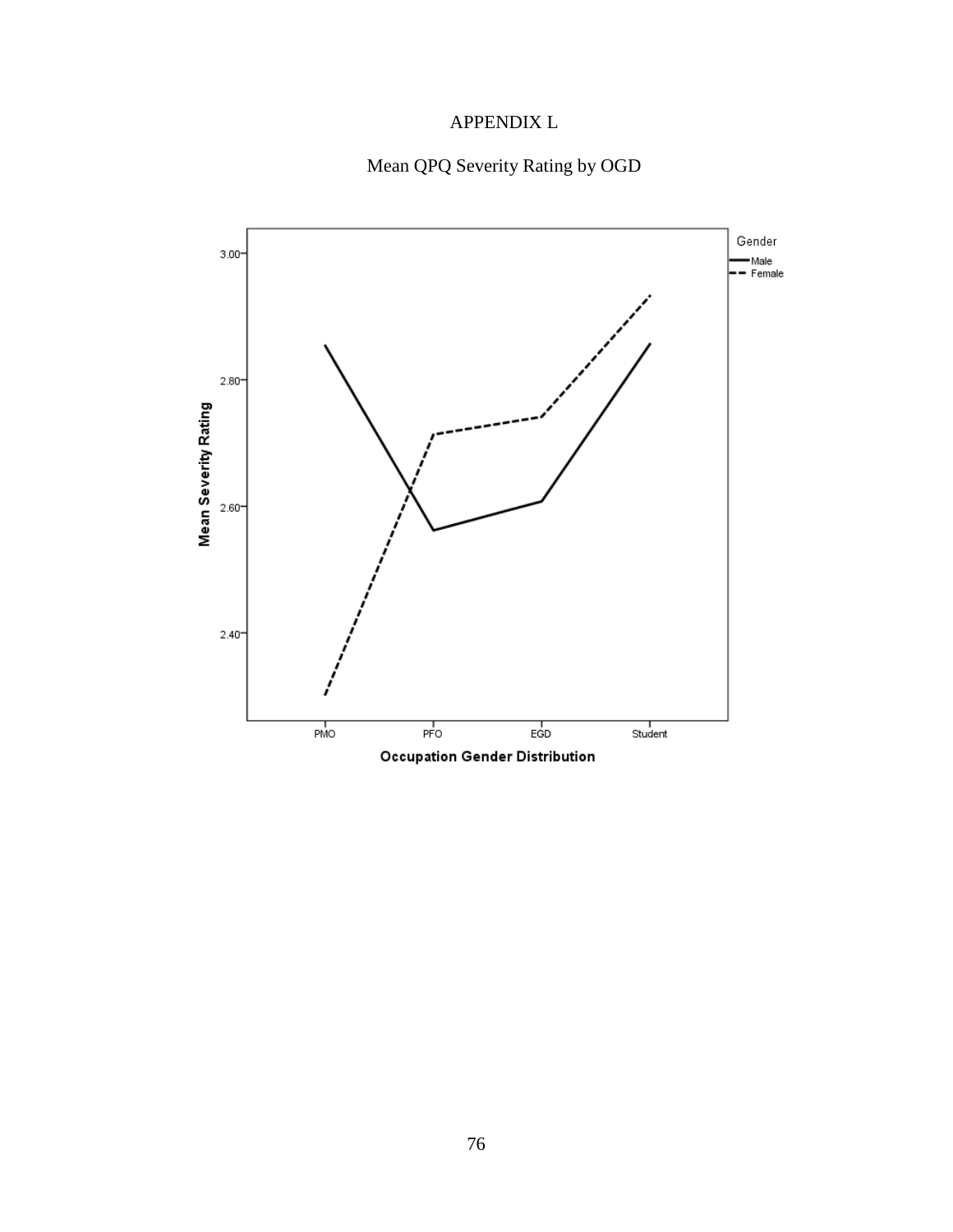# APPENDIX L

Mean QPQ Severity Rating by OGD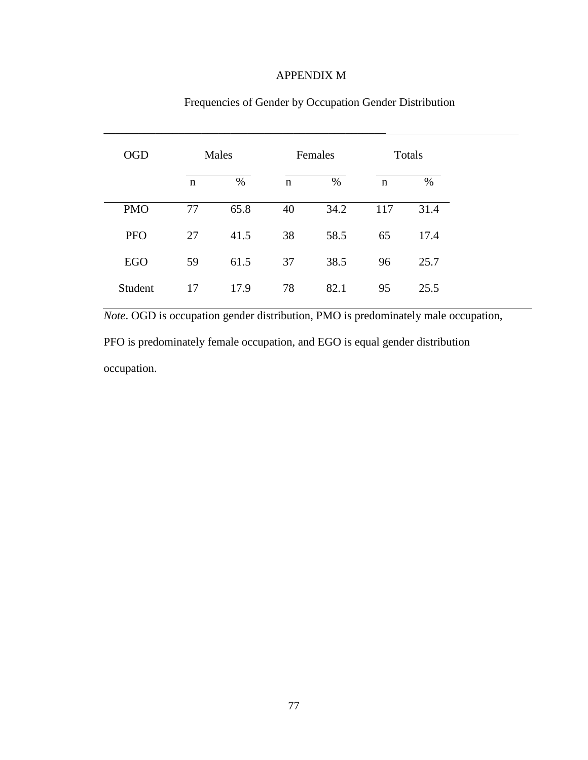# APPENDIX M

Frequencies of Gender by Occupation Gender Distribution

| OGD | Males | | Females | | Totals | |
|---|---|---|---|---|---|---|
| | n | % | n | % | n | % |
| PMO | 77 | 65.8 | 40 | 34.2 | 117 | 31.4 |
| PFO | 27 | 41.5 | 38 | 58.5 | 65 | 17.4 |
| EGO | 59 | 61.5 | 37 | 38.5 | 96 | 25.7 |
| Student | 17 | 17.9 | 78 | 82.1 | 95 | 25.5 |

*Note*. OGD is occupation gender distribution, PMO is predominately male occupation, PFO is predominately female occupation, and EGO is equal gender distribution occupation.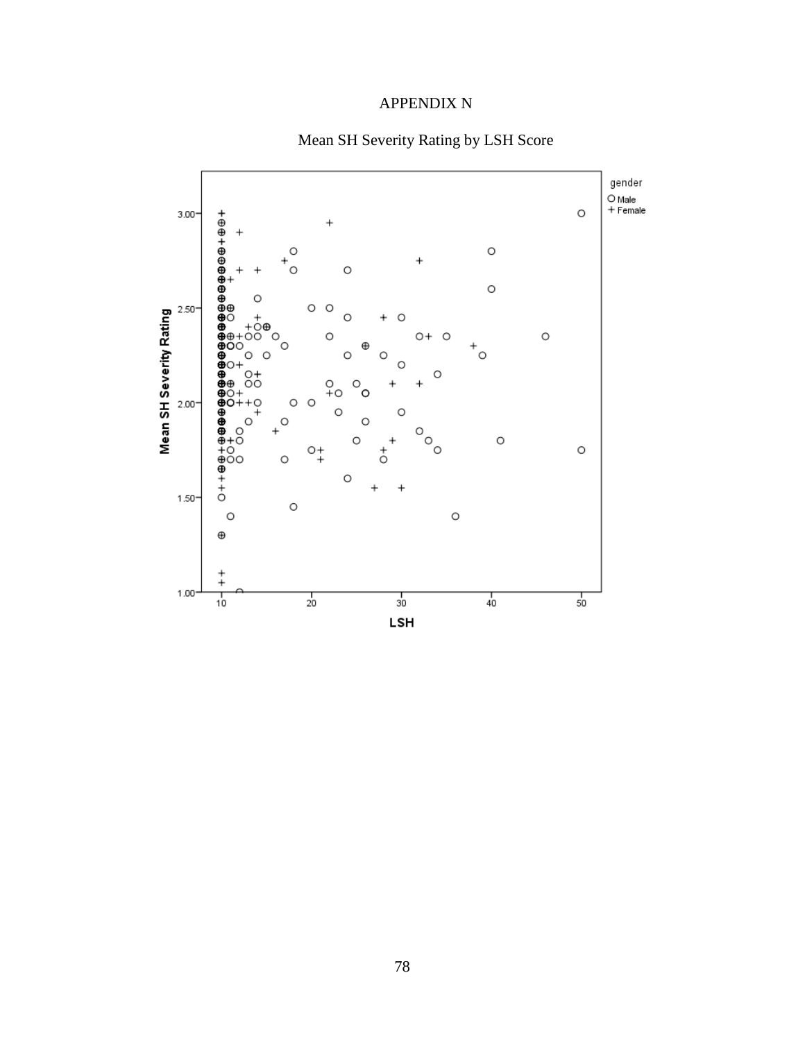# APPENDIX N

## Mean SH Severity Rating by LSH Score

gender

Male

Female

Mean SH Severity Rating

3.00

2.50

2.00

1.50

1.00

10

20

30

40

50

LSH